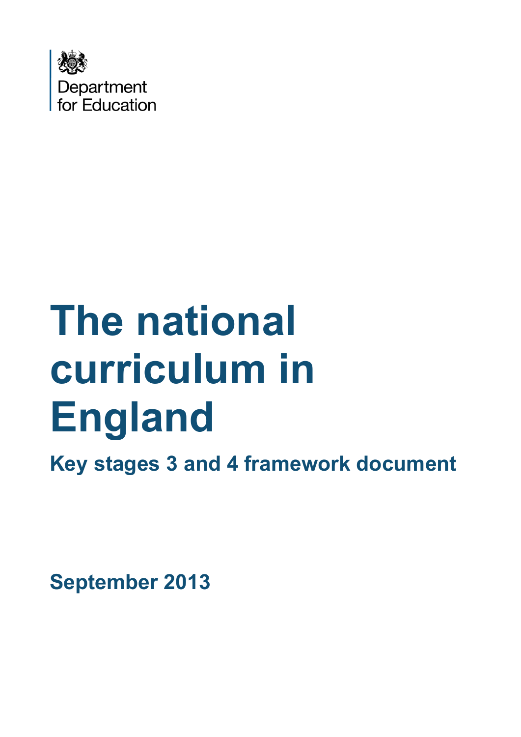Department for Education

# The national curriculum in England

## Key stages 3 and 4 framework document

**September 2013**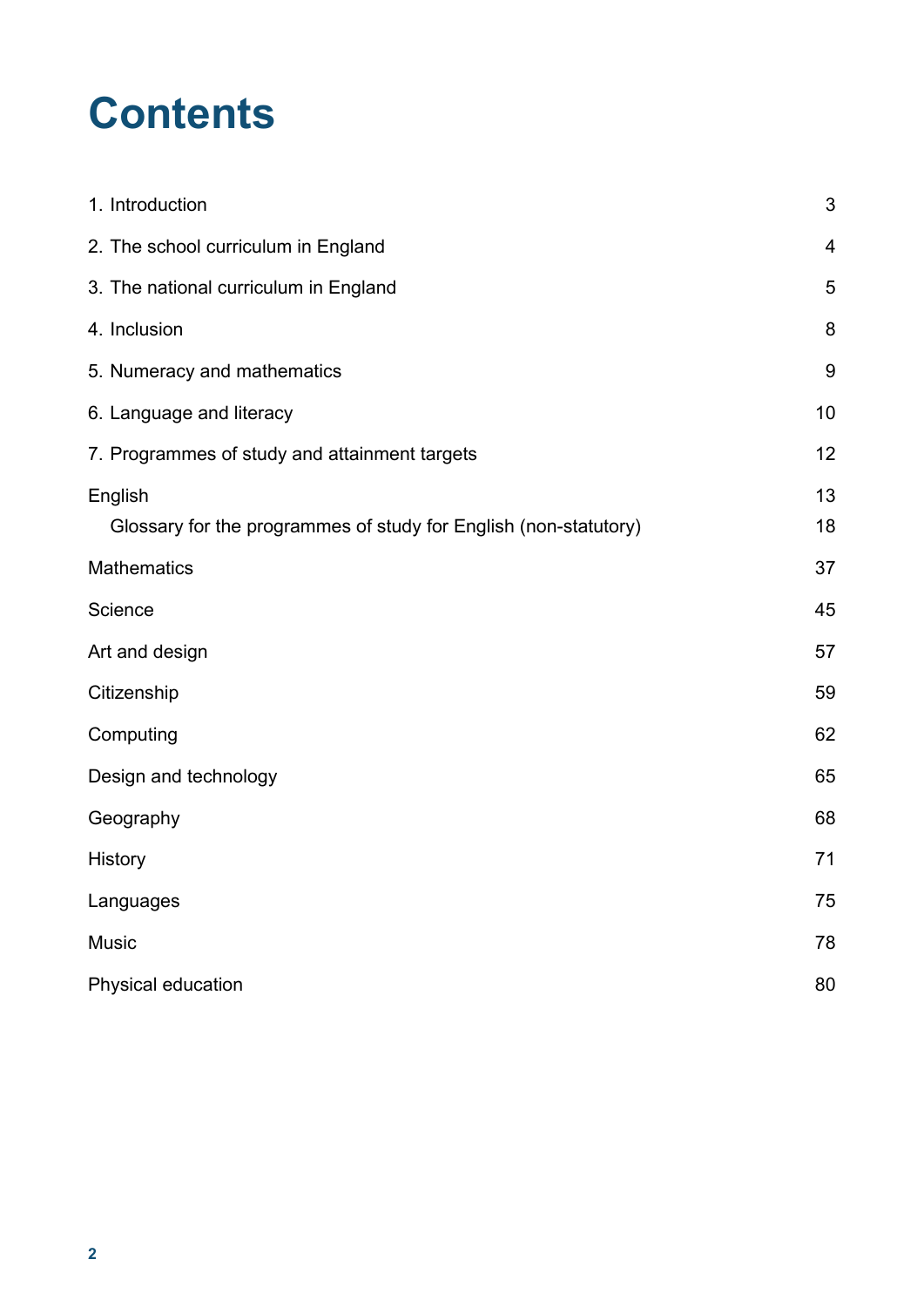# Contents

| | |
|---|---|
| 1. Introduction | 3 |
| 2. The school curriculum in England | 4 |
| 3. The national curriculum in England | 5 |
| 4. Inclusion | 8 |
| 5. Numeracy and mathematics | 9 |
| 6. Language and literacy | 10 |
| 7. Programmes of study and attainment targets | 12 |
| English | 13 |
| Glossary for the programmes of study for English (non-statutory) | 18 |
| Mathematics | 37 |
| Science | 45 |
| Art and design | 57 |
| Citizenship | 59 |
| Computing | 62 |
| Design and technology | 65 |
| Geography | 68 |
| History | 71 |
| Languages | 75 |
| Music | 78 |
| Physical education | 80 |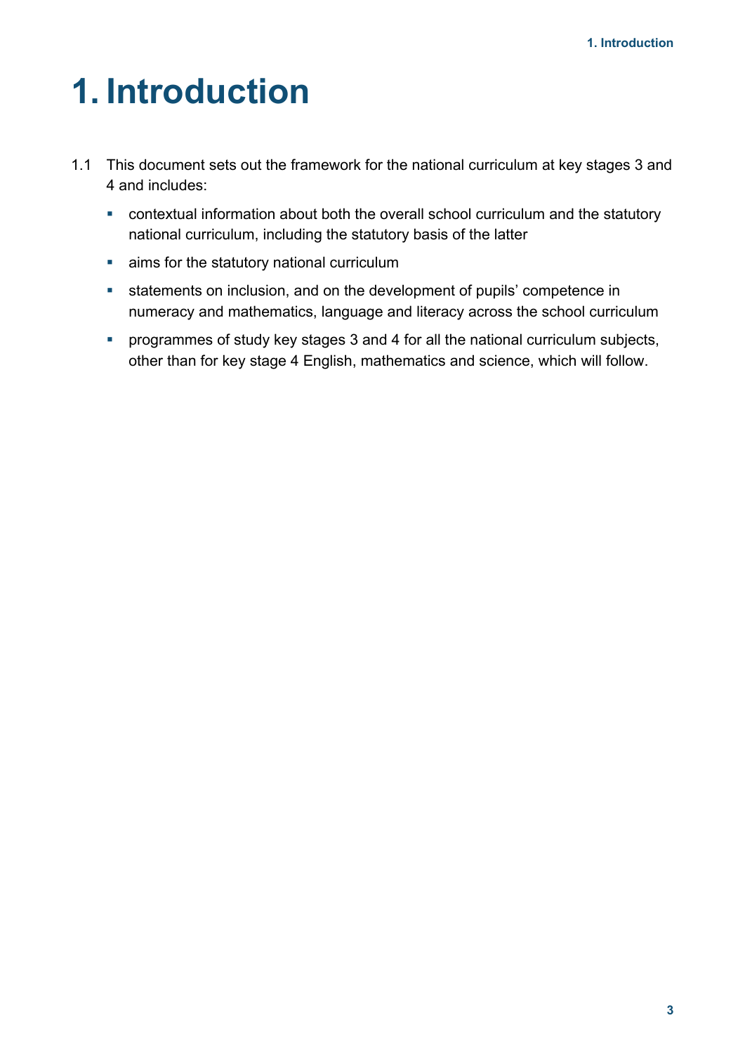# 1. Introduction

1.1 This document sets out the framework for the national curriculum at key stages 3 and 4 and includes:

- contextual information about both the overall school curriculum and the statutory national curriculum, including the statutory basis of the latter
- aims for the statutory national curriculum
- statements on inclusion, and on the development of pupils' competence in numeracy and mathematics, language and literacy across the school curriculum
- programmes of study key stages 3 and 4 for all the national curriculum subjects, other than for key stage 4 English, mathematics and science, which will follow.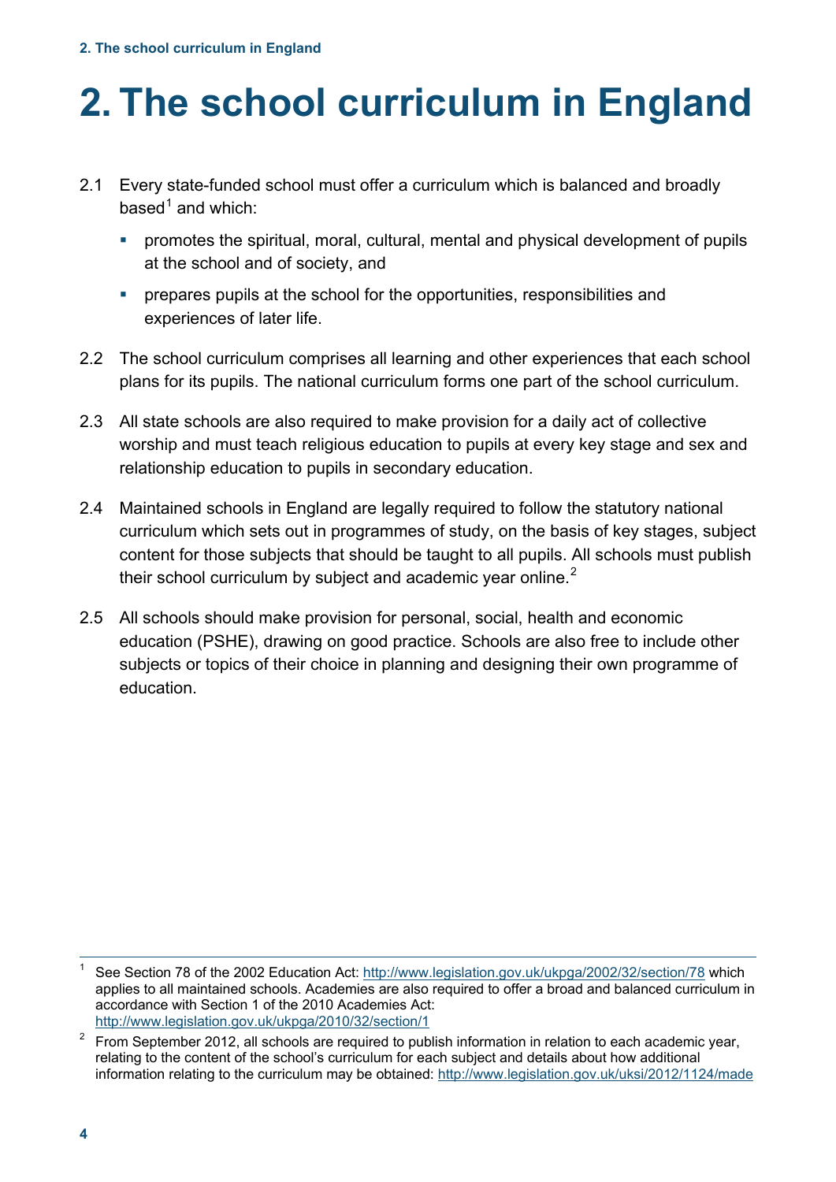# 2. The school curriculum in England

2.1 Every state-funded school must offer a curriculum which is balanced and broadly based[1] and which:

- promotes the spiritual, moral, cultural, mental and physical development of pupils at the school and of society, and
- prepares pupils at the school for the opportunities, responsibilities and experiences of later life.

2.2 The school curriculum comprises all learning and other experiences that each school plans for its pupils. The national curriculum forms one part of the school curriculum.

2.3 All state schools are also required to make provision for a daily act of collective worship and must teach religious education to pupils at every key stage and sex and relationship education to pupils in secondary education.

2.4 Maintained schools in England are legally required to follow the statutory national curriculum which sets out in programmes of study, on the basis of key stages, subject content for those subjects that should be taught to all pupils. All schools must publish their school curriculum by subject and academic year online.[2]

2.5 All schools should make provision for personal, social, health and economic education (PSHE), drawing on good practice. Schools are also free to include other subjects or topics of their choice in planning and designing their own programme of education.

---

[1] See Section 78 of the 2002 Education Act: http://www.legislation.gov.uk/ukpga/2002/32/section/78 which applies to all maintained schools. Academies are also required to offer a broad and balanced curriculum in accordance with Section 1 of the 2010 Academies Act: http://www.legislation.gov.uk/ukpga/2010/32/section/1

[2] From September 2012, all schools are required to publish information in relation to each academic year, relating to the content of the school's curriculum for each subject and details about how additional information relating to the curriculum may be obtained: http://www.legislation.gov.uk/uksi/2012/1124/made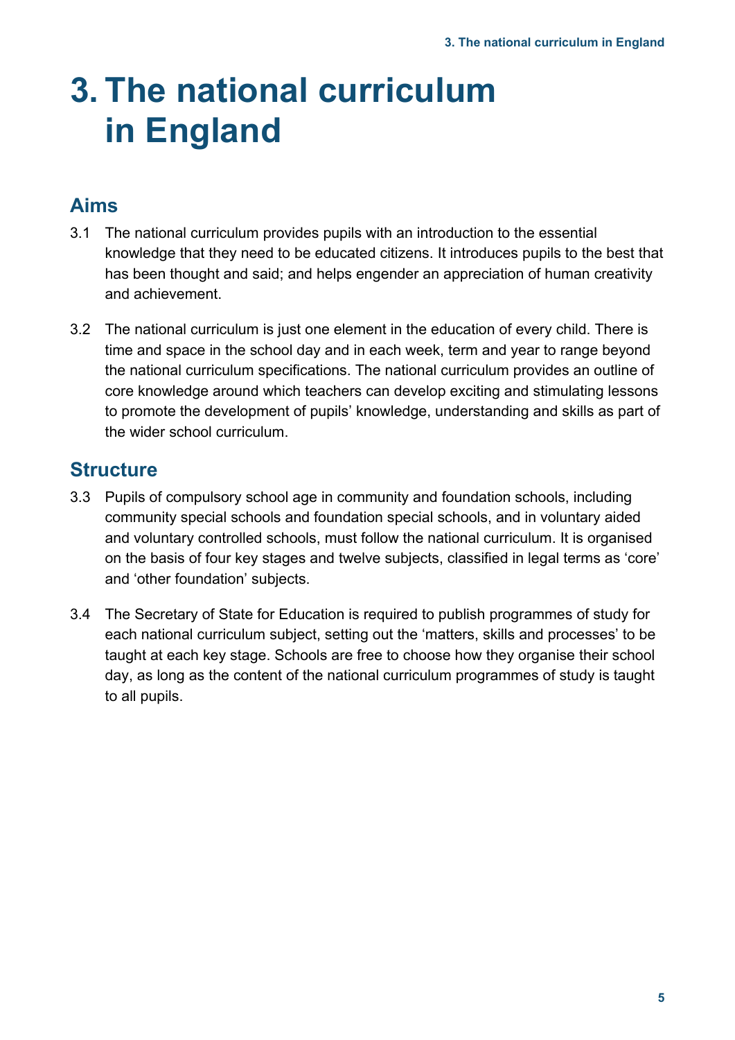# 3. The national curriculum in England

## Aims

3.1 The national curriculum provides pupils with an introduction to the essential knowledge that they need to be educated citizens. It introduces pupils to the best that has been thought and said; and helps engender an appreciation of human creativity and achievement.

3.2 The national curriculum is just one element in the education of every child. There is time and space in the school day and in each week, term and year to range beyond the national curriculum specifications. The national curriculum provides an outline of core knowledge around which teachers can develop exciting and stimulating lessons to promote the development of pupils' knowledge, understanding and skills as part of the wider school curriculum.

## Structure

3.3 Pupils of compulsory school age in community and foundation schools, including community special schools and foundation special schools, and in voluntary aided and voluntary controlled schools, must follow the national curriculum. It is organised on the basis of four key stages and twelve subjects, classified in legal terms as 'core' and 'other foundation' subjects.

3.4 The Secretary of State for Education is required to publish programmes of study for each national curriculum subject, setting out the 'matters, skills and processes' to be taught at each key stage. Schools are free to choose how they organise their school day, as long as the content of the national curriculum programmes of study is taught to all pupils.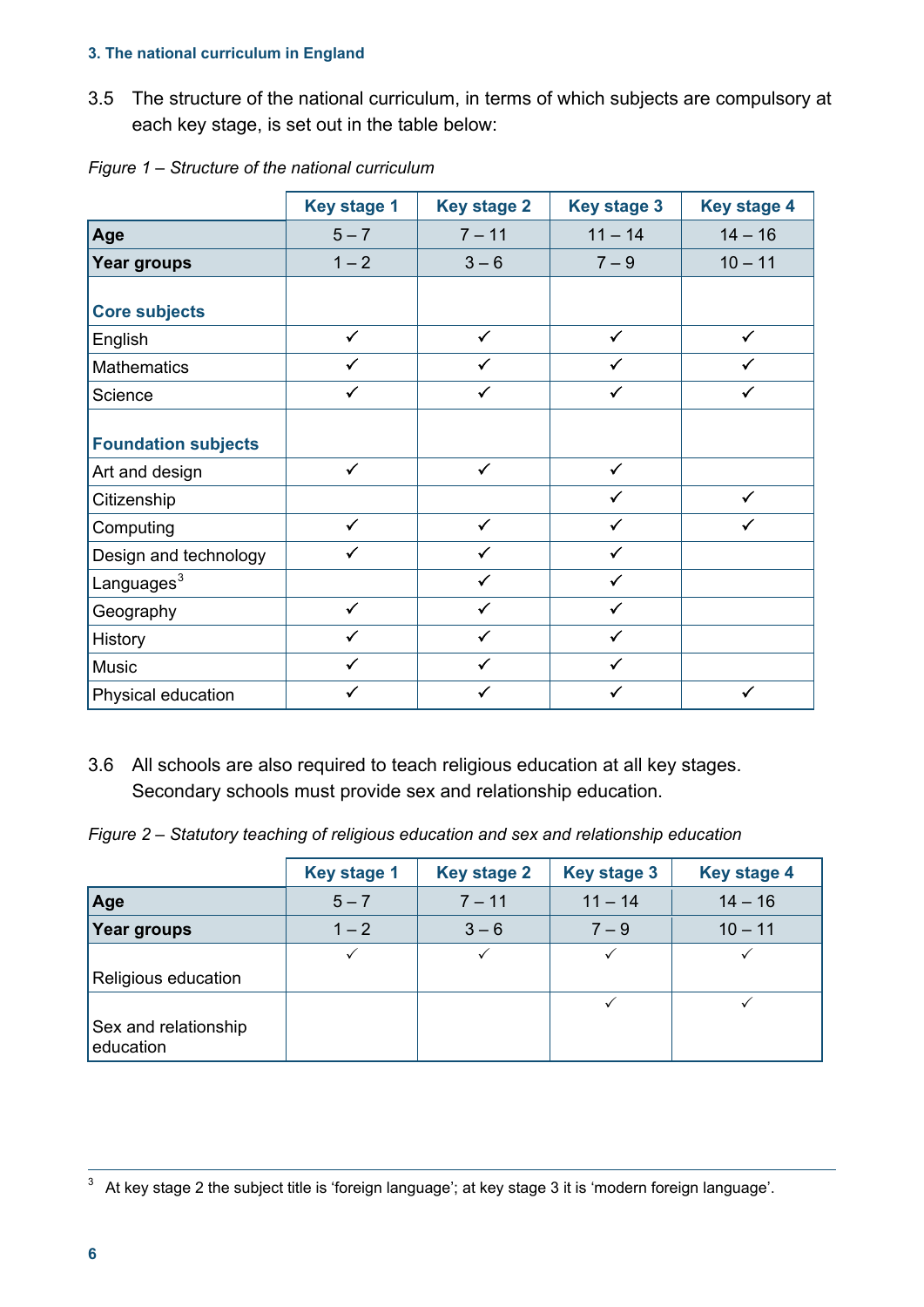3.5 The structure of the national curriculum, in terms of which subjects are compulsory at each key stage, is set out in the table below:

*Figure 1 – Structure of the national curriculum*

| | Key stage 1 | Key stage 2 | Key stage 3 | Key stage 4 |
|---|---|---|---|---|
| **Age** | 5 – 7 | 7 – 11 | 11 – 14 | 14 – 16 |
| **Year groups** | 1 – 2 | 3 – 6 | 7 – 9 | 10 – 11 |
| **Core subjects** | | | | |
| English | ✓ | ✓ | ✓ | ✓ |
| Mathematics | ✓ | ✓ | ✓ | ✓ |
| Science | ✓ | ✓ | ✓ | ✓ |
| **Foundation subjects** | | | | |
| Art and design | ✓ | ✓ | ✓ | |
| Citizenship | | | ✓ | ✓ |
| Computing | ✓ | ✓ | ✓ | ✓ |
| Design and technology | ✓ | ✓ | ✓ | |
| Languages[3] | | ✓ | ✓ | |
| Geography | ✓ | ✓ | ✓ | |
| History | ✓ | ✓ | ✓ | |
| Music | ✓ | ✓ | ✓ | |
| Physical education | ✓ | ✓ | ✓ | ✓ |

3.6 All schools are also required to teach religious education at all key stages. Secondary schools must provide sex and relationship education.

*Figure 2 – Statutory teaching of religious education and sex and relationship education*

| | Key stage 1 | Key stage 2 | Key stage 3 | Key stage 4 |
|---|---|---|---|---|
| **Age** | 5 – 7 | 7 – 11 | 11 – 14 | 14 – 16 |
| **Year groups** | 1 – 2 | 3 – 6 | 7 – 9 | 10 – 11 |
| Religious education | ✓ | ✓ | ✓ | ✓ |
| Sex and relationship education | | | ✓ | ✓ |

[3] At key stage 2 the subject title is 'foreign language'; at key stage 3 it is 'modern foreign language'.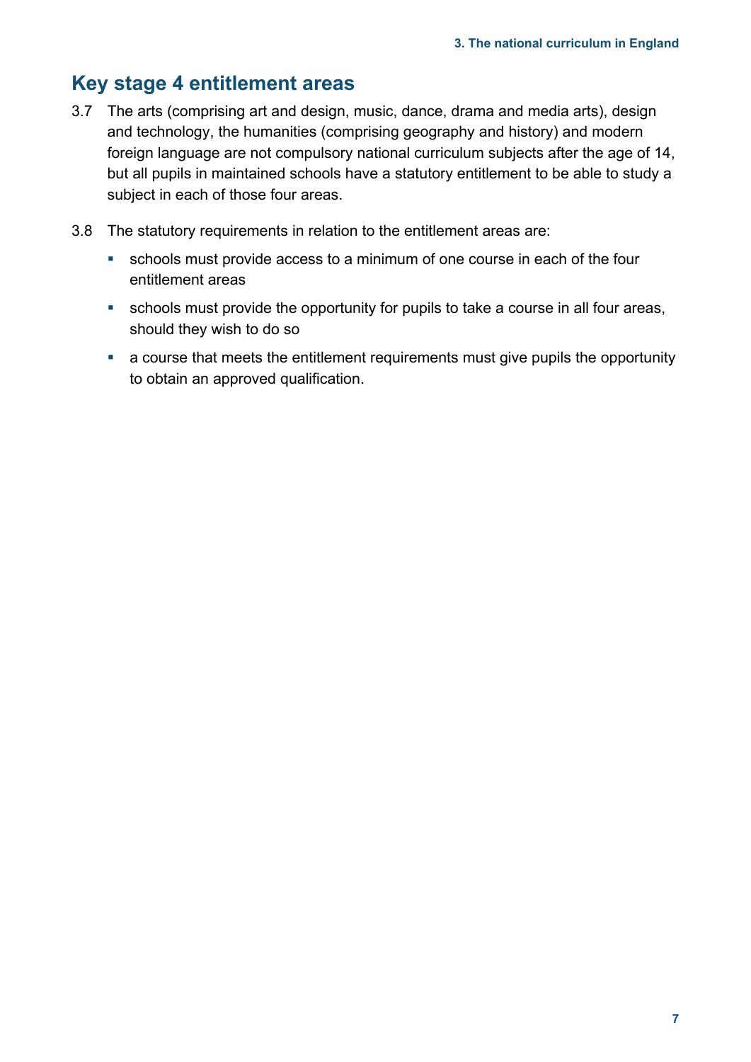## Key stage 4 entitlement areas

3.7 The arts (comprising art and design, music, dance, drama and media arts), design and technology, the humanities (comprising geography and history) and modern foreign language are not compulsory national curriculum subjects after the age of 14, but all pupils in maintained schools have a statutory entitlement to be able to study a subject in each of those four areas.

3.8 The statutory requirements in relation to the entitlement areas are:

- schools must provide access to a minimum of one course in each of the four entitlement areas
- schools must provide the opportunity for pupils to take a course in all four areas, should they wish to do so
- a course that meets the entitlement requirements must give pupils the opportunity to obtain an approved qualification.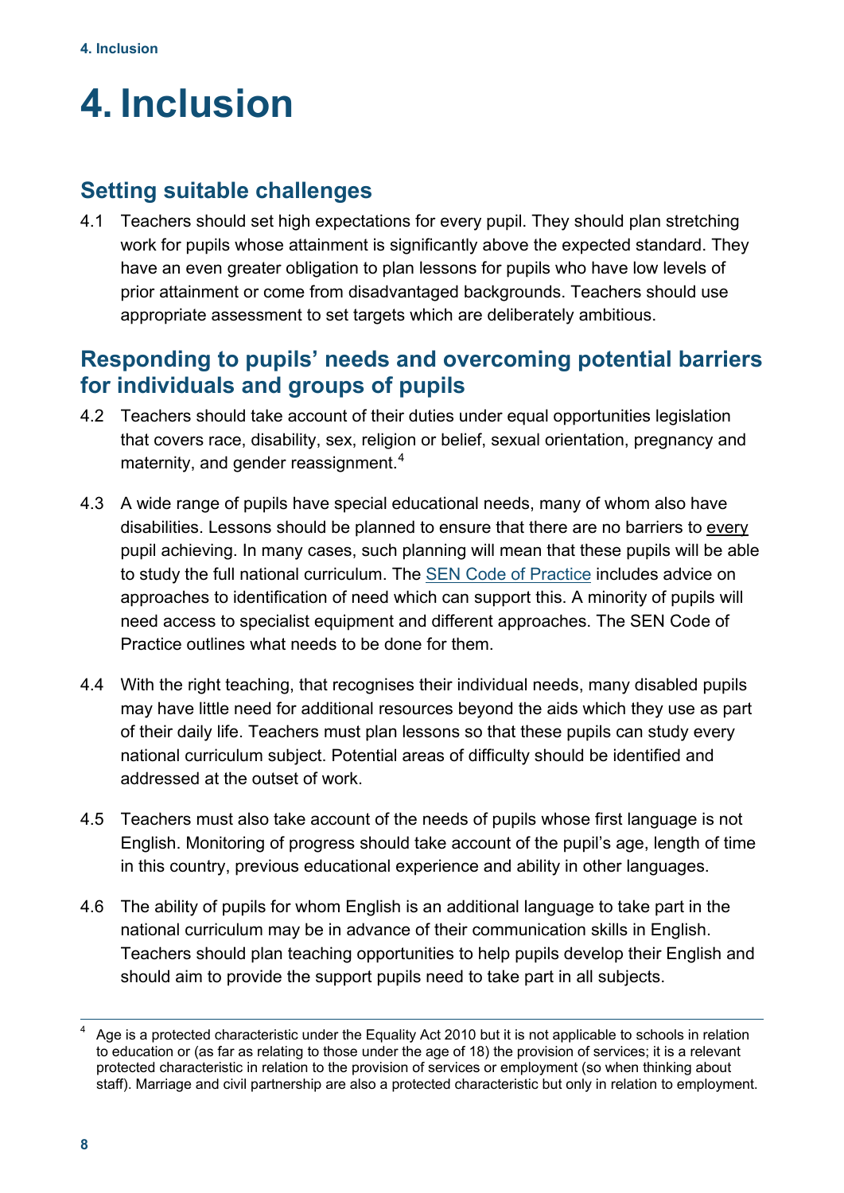# 4. Inclusion

## Setting suitable challenges

4.1 Teachers should set high expectations for every pupil. They should plan stretching work for pupils whose attainment is significantly above the expected standard. They have an even greater obligation to plan lessons for pupils who have low levels of prior attainment or come from disadvantaged backgrounds. Teachers should use appropriate assessment to set targets which are deliberately ambitious.

## Responding to pupils' needs and overcoming potential barriers for individuals and groups of pupils

4.2 Teachers should take account of their duties under equal opportunities legislation that covers race, disability, sex, religion or belief, sexual orientation, pregnancy and maternity, and gender reassignment.[4]

4.3 A wide range of pupils have special educational needs, many of whom also have disabilities. Lessons should be planned to ensure that there are no barriers to <u>every</u> pupil achieving. In many cases, such planning will mean that these pupils will be able to study the full national curriculum. The SEN Code of Practice includes advice on approaches to identification of need which can support this. A minority of pupils will need access to specialist equipment and different approaches. The SEN Code of Practice outlines what needs to be done for them.

4.4 With the right teaching, that recognises their individual needs, many disabled pupils may have little need for additional resources beyond the aids which they use as part of their daily life. Teachers must plan lessons so that these pupils can study every national curriculum subject. Potential areas of difficulty should be identified and addressed at the outset of work.

4.5 Teachers must also take account of the needs of pupils whose first language is not English. Monitoring of progress should take account of the pupil's age, length of time in this country, previous educational experience and ability in other languages.

4.6 The ability of pupils for whom English is an additional language to take part in the national curriculum may be in advance of their communication skills in English. Teachers should plan teaching opportunities to help pupils develop their English and should aim to provide the support pupils need to take part in all subjects.

---

[4] Age is a protected characteristic under the Equality Act 2010 but it is not applicable to schools in relation to education or (as far as relating to those under the age of 18) the provision of services; it is a relevant protected characteristic in relation to the provision of services or employment (so when thinking about staff). Marriage and civil partnership are also a protected characteristic but only in relation to employment.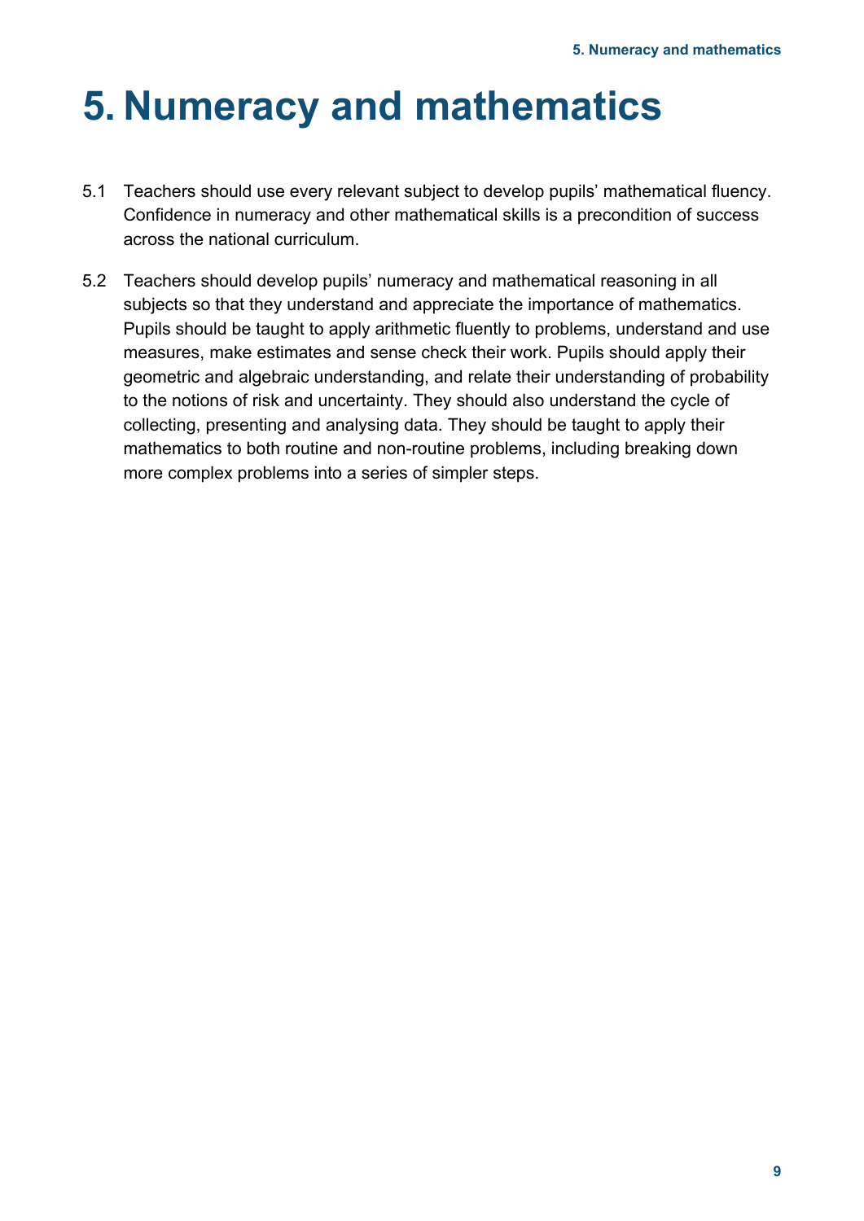# 5. Numeracy and mathematics

5.1 Teachers should use every relevant subject to develop pupils' mathematical fluency. Confidence in numeracy and other mathematical skills is a precondition of success across the national curriculum.

5.2 Teachers should develop pupils' numeracy and mathematical reasoning in all subjects so that they understand and appreciate the importance of mathematics. Pupils should be taught to apply arithmetic fluently to problems, understand and use measures, make estimates and sense check their work. Pupils should apply their geometric and algebraic understanding, and relate their understanding of probability to the notions of risk and uncertainty. They should also understand the cycle of collecting, presenting and analysing data. They should be taught to apply their mathematics to both routine and non-routine problems, including breaking down more complex problems into a series of simpler steps.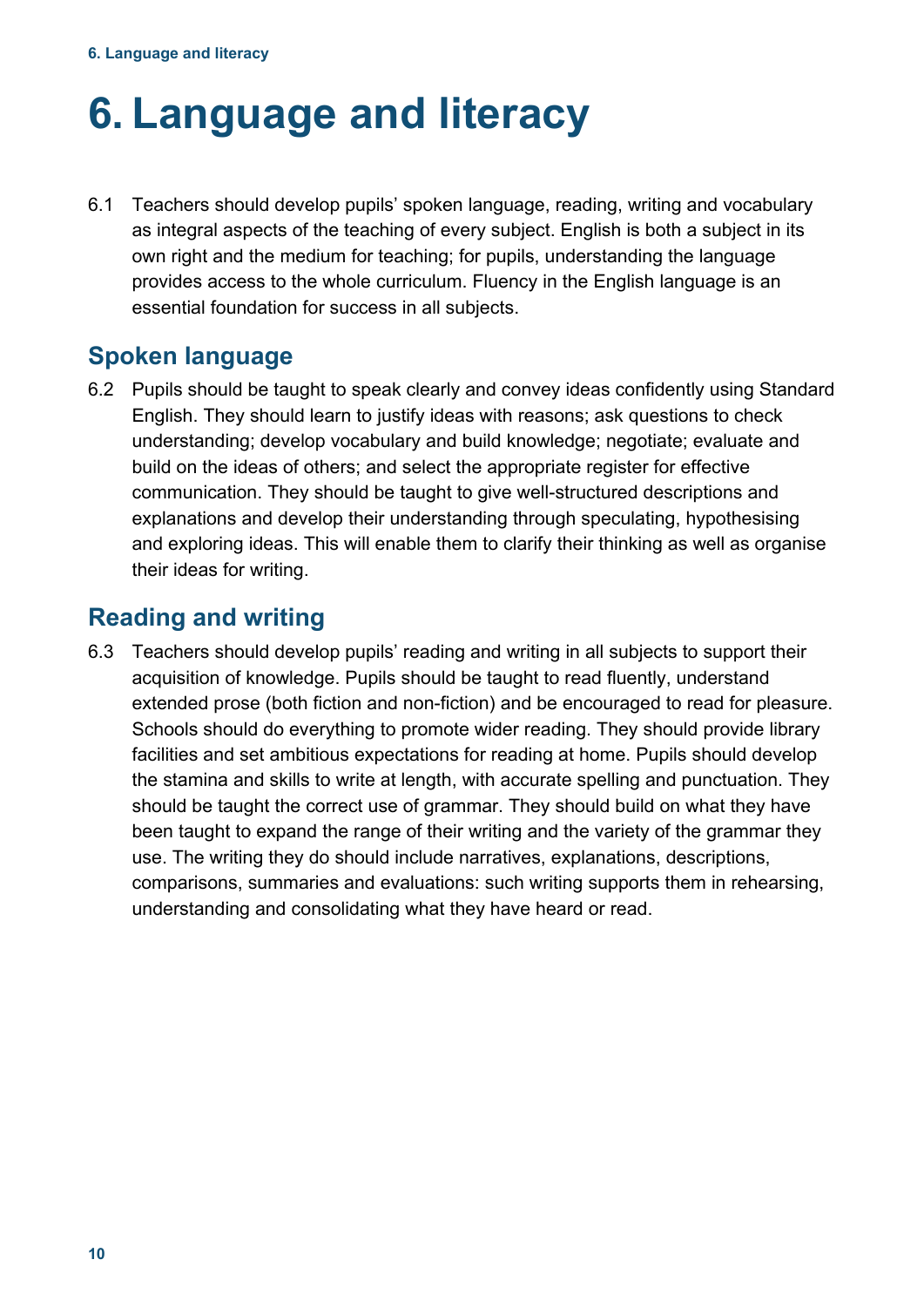# 6. Language and literacy

6.1 Teachers should develop pupils' spoken language, reading, writing and vocabulary as integral aspects of the teaching of every subject. English is both a subject in its own right and the medium for teaching; for pupils, understanding the language provides access to the whole curriculum. Fluency in the English language is an essential foundation for success in all subjects.

## Spoken language

6.2 Pupils should be taught to speak clearly and convey ideas confidently using Standard English. They should learn to justify ideas with reasons; ask questions to check understanding; develop vocabulary and build knowledge; negotiate; evaluate and build on the ideas of others; and select the appropriate register for effective communication. They should be taught to give well-structured descriptions and explanations and develop their understanding through speculating, hypothesising and exploring ideas. This will enable them to clarify their thinking as well as organise their ideas for writing.

## Reading and writing

6.3 Teachers should develop pupils' reading and writing in all subjects to support their acquisition of knowledge. Pupils should be taught to read fluently, understand extended prose (both fiction and non-fiction) and be encouraged to read for pleasure. Schools should do everything to promote wider reading. They should provide library facilities and set ambitious expectations for reading at home. Pupils should develop the stamina and skills to write at length, with accurate spelling and punctuation. They should be taught the correct use of grammar. They should build on what they have been taught to expand the range of their writing and the variety of the grammar they use. The writing they do should include narratives, explanations, descriptions, comparisons, summaries and evaluations: such writing supports them in rehearsing, understanding and consolidating what they have heard or read.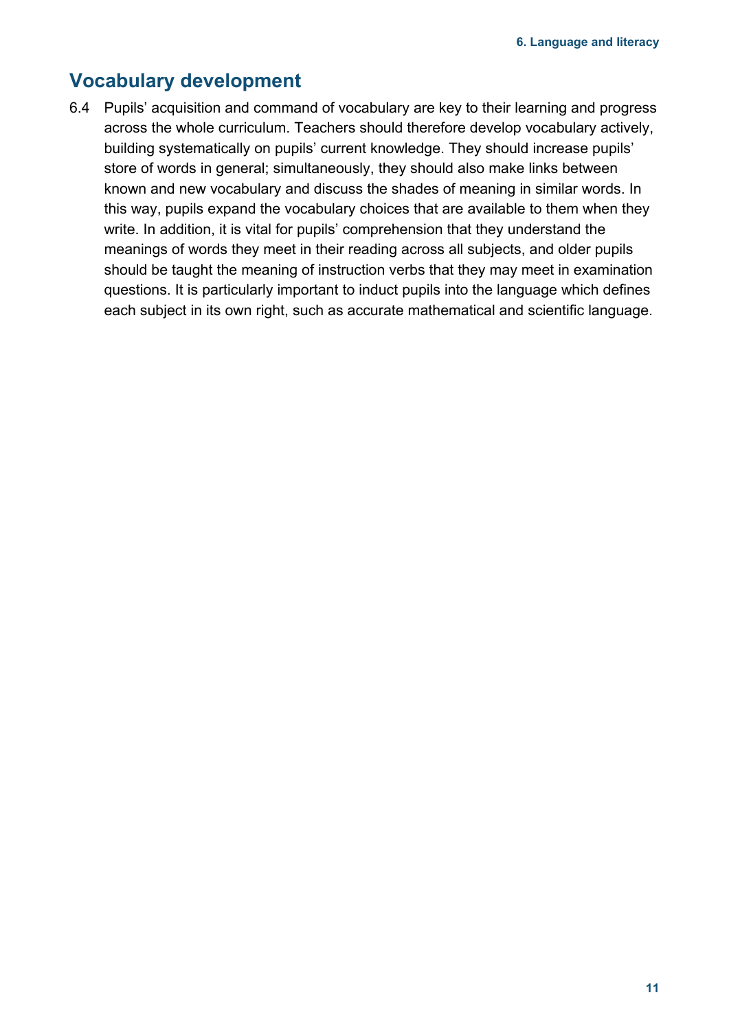## Vocabulary development

6.4 Pupils' acquisition and command of vocabulary are key to their learning and progress across the whole curriculum. Teachers should therefore develop vocabulary actively, building systematically on pupils' current knowledge. They should increase pupils' store of words in general; simultaneously, they should also make links between known and new vocabulary and discuss the shades of meaning in similar words. In this way, pupils expand the vocabulary choices that are available to them when they write. In addition, it is vital for pupils' comprehension that they understand the meanings of words they meet in their reading across all subjects, and older pupils should be taught the meaning of instruction verbs that they may meet in examination questions. It is particularly important to induct pupils into the language which defines each subject in its own right, such as accurate mathematical and scientific language.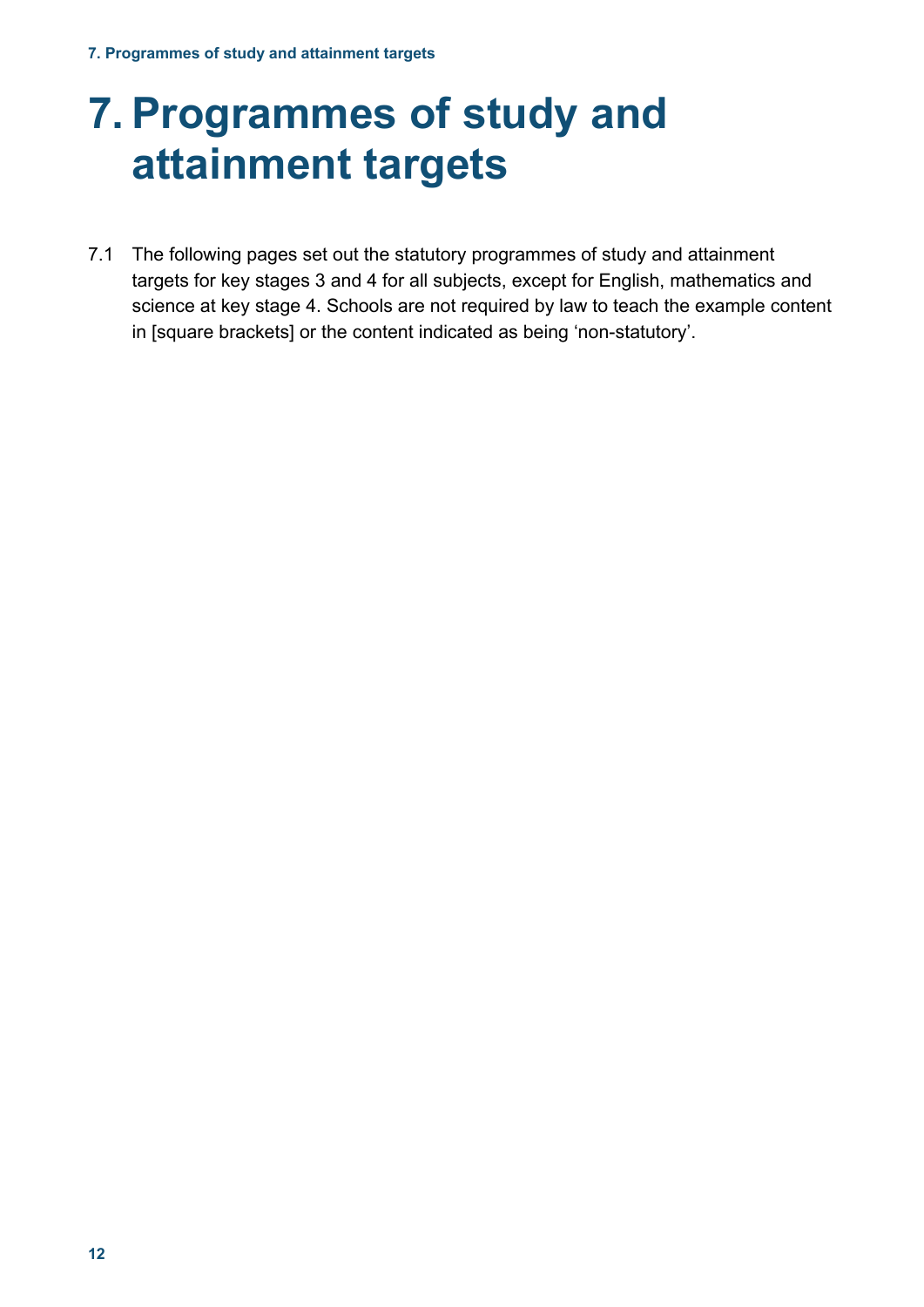# 7. Programmes of study and attainment targets

7.1 The following pages set out the statutory programmes of study and attainment targets for key stages 3 and 4 for all subjects, except for English, mathematics and science at key stage 4. Schools are not required by law to teach the example content in [square brackets] or the content indicated as being 'non-statutory'.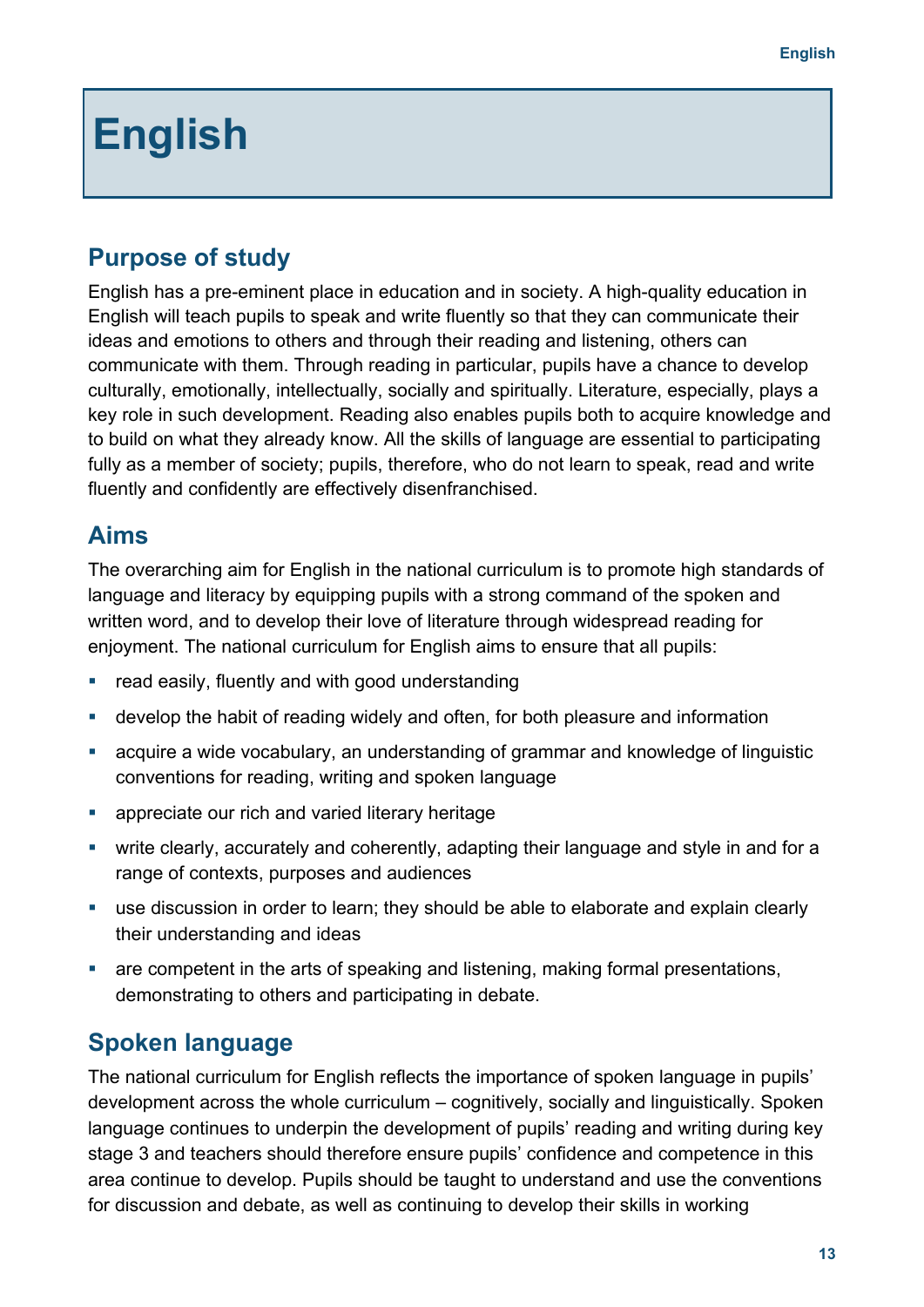# English

## Purpose of study

English has a pre-eminent place in education and in society. A high-quality education in English will teach pupils to speak and write fluently so that they can communicate their ideas and emotions to others and through their reading and listening, others can communicate with them. Through reading in particular, pupils have a chance to develop culturally, emotionally, intellectually, socially and spiritually. Literature, especially, plays a key role in such development. Reading also enables pupils both to acquire knowledge and to build on what they already know. All the skills of language are essential to participating fully as a member of society; pupils, therefore, who do not learn to speak, read and write fluently and confidently are effectively disenfranchised.

## Aims

The overarching aim for English in the national curriculum is to promote high standards of language and literacy by equipping pupils with a strong command of the spoken and written word, and to develop their love of literature through widespread reading for enjoyment. The national curriculum for English aims to ensure that all pupils:

- read easily, fluently and with good understanding
- develop the habit of reading widely and often, for both pleasure and information
- acquire a wide vocabulary, an understanding of grammar and knowledge of linguistic conventions for reading, writing and spoken language
- appreciate our rich and varied literary heritage
- write clearly, accurately and coherently, adapting their language and style in and for a range of contexts, purposes and audiences
- use discussion in order to learn; they should be able to elaborate and explain clearly their understanding and ideas
- are competent in the arts of speaking and listening, making formal presentations, demonstrating to others and participating in debate.

## Spoken language

The national curriculum for English reflects the importance of spoken language in pupils' development across the whole curriculum – cognitively, socially and linguistically. Spoken language continues to underpin the development of pupils' reading and writing during key stage 3 and teachers should therefore ensure pupils' confidence and competence in this area continue to develop. Pupils should be taught to understand and use the conventions for discussion and debate, as well as continuing to develop their skills in working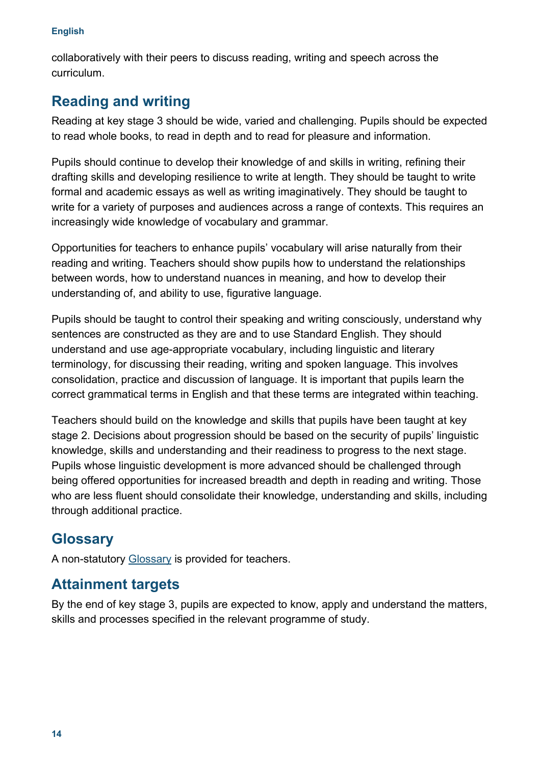collaboratively with their peers to discuss reading, writing and speech across the curriculum.

## Reading and writing

Reading at key stage 3 should be wide, varied and challenging. Pupils should be expected to read whole books, to read in depth and to read for pleasure and information.

Pupils should continue to develop their knowledge of and skills in writing, refining their drafting skills and developing resilience to write at length. They should be taught to write formal and academic essays as well as writing imaginatively. They should be taught to write for a variety of purposes and audiences across a range of contexts. This requires an increasingly wide knowledge of vocabulary and grammar.

Opportunities for teachers to enhance pupils' vocabulary will arise naturally from their reading and writing. Teachers should show pupils how to understand the relationships between words, how to understand nuances in meaning, and how to develop their understanding of, and ability to use, figurative language.

Pupils should be taught to control their speaking and writing consciously, understand why sentences are constructed as they are and to use Standard English. They should understand and use age-appropriate vocabulary, including linguistic and literary terminology, for discussing their reading, writing and spoken language. This involves consolidation, practice and discussion of language. It is important that pupils learn the correct grammatical terms in English and that these terms are integrated within teaching.

Teachers should build on the knowledge and skills that pupils have been taught at key stage 2. Decisions about progression should be based on the security of pupils' linguistic knowledge, skills and understanding and their readiness to progress to the next stage. Pupils whose linguistic development is more advanced should be challenged through being offered opportunities for increased breadth and depth in reading and writing. Those who are less fluent should consolidate their knowledge, understanding and skills, including through additional practice.

## Glossary

A non-statutory Glossary is provided for teachers.

## Attainment targets

By the end of key stage 3, pupils are expected to know, apply and understand the matters, skills and processes specified in the relevant programme of study.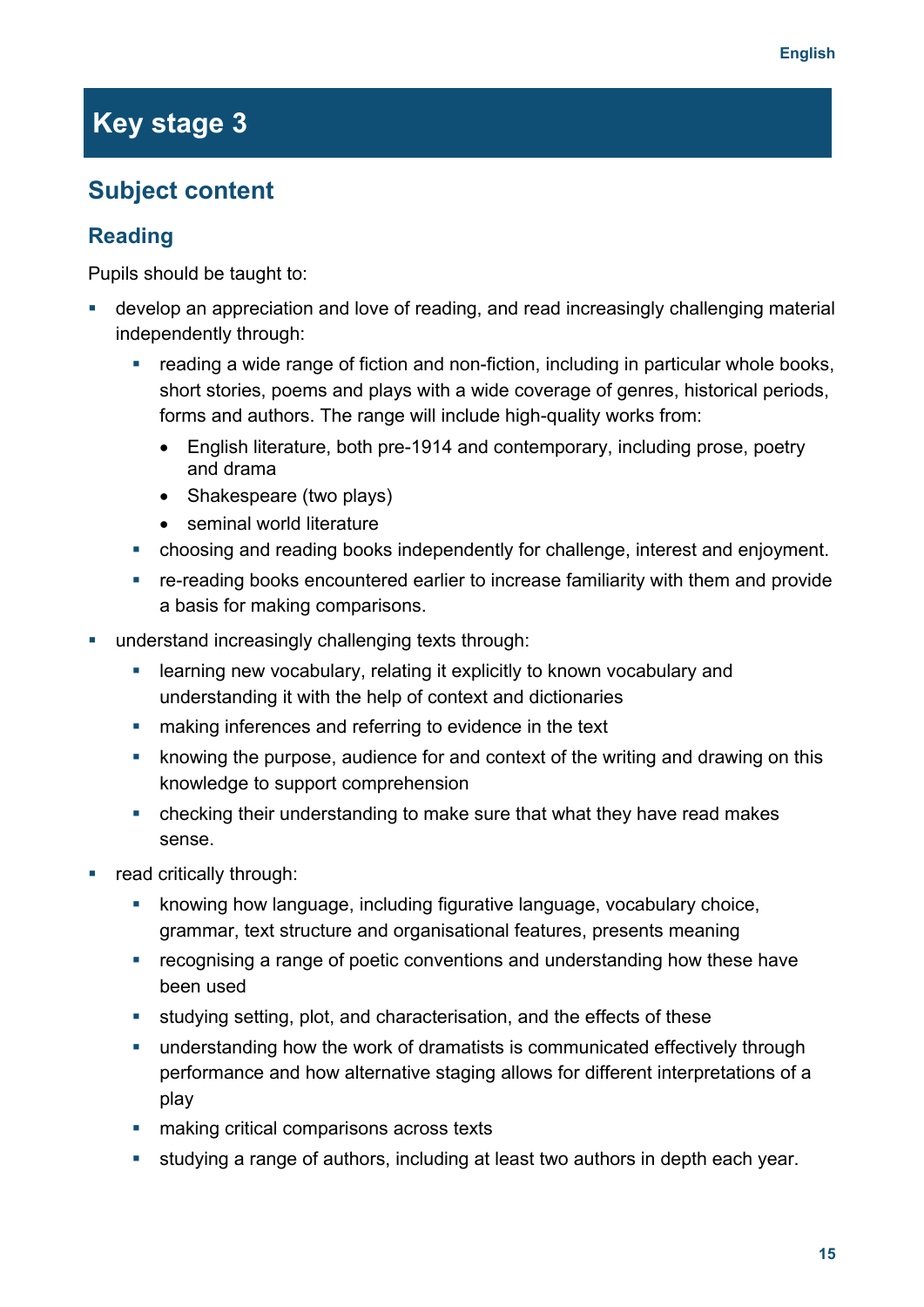# Key stage 3

## Subject content

### Reading

Pupils should be taught to:

- develop an appreciation and love of reading, and read increasingly challenging material independently through:
  - reading a wide range of fiction and non-fiction, including in particular whole books, short stories, poems and plays with a wide coverage of genres, historical periods, forms and authors. The range will include high-quality works from:
    - English literature, both pre-1914 and contemporary, including prose, poetry and drama
    - Shakespeare (two plays)
    - seminal world literature
  - choosing and reading books independently for challenge, interest and enjoyment.
  - re-reading books encountered earlier to increase familiarity with them and provide a basis for making comparisons.
- understand increasingly challenging texts through:
  - learning new vocabulary, relating it explicitly to known vocabulary and understanding it with the help of context and dictionaries
  - making inferences and referring to evidence in the text
  - knowing the purpose, audience for and context of the writing and drawing on this knowledge to support comprehension
  - checking their understanding to make sure that what they have read makes sense.
- read critically through:
  - knowing how language, including figurative language, vocabulary choice, grammar, text structure and organisational features, presents meaning
  - recognising a range of poetic conventions and understanding how these have been used
  - studying setting, plot, and characterisation, and the effects of these
  - understanding how the work of dramatists is communicated effectively through performance and how alternative staging allows for different interpretations of a play
  - making critical comparisons across texts
  - studying a range of authors, including at least two authors in depth each year.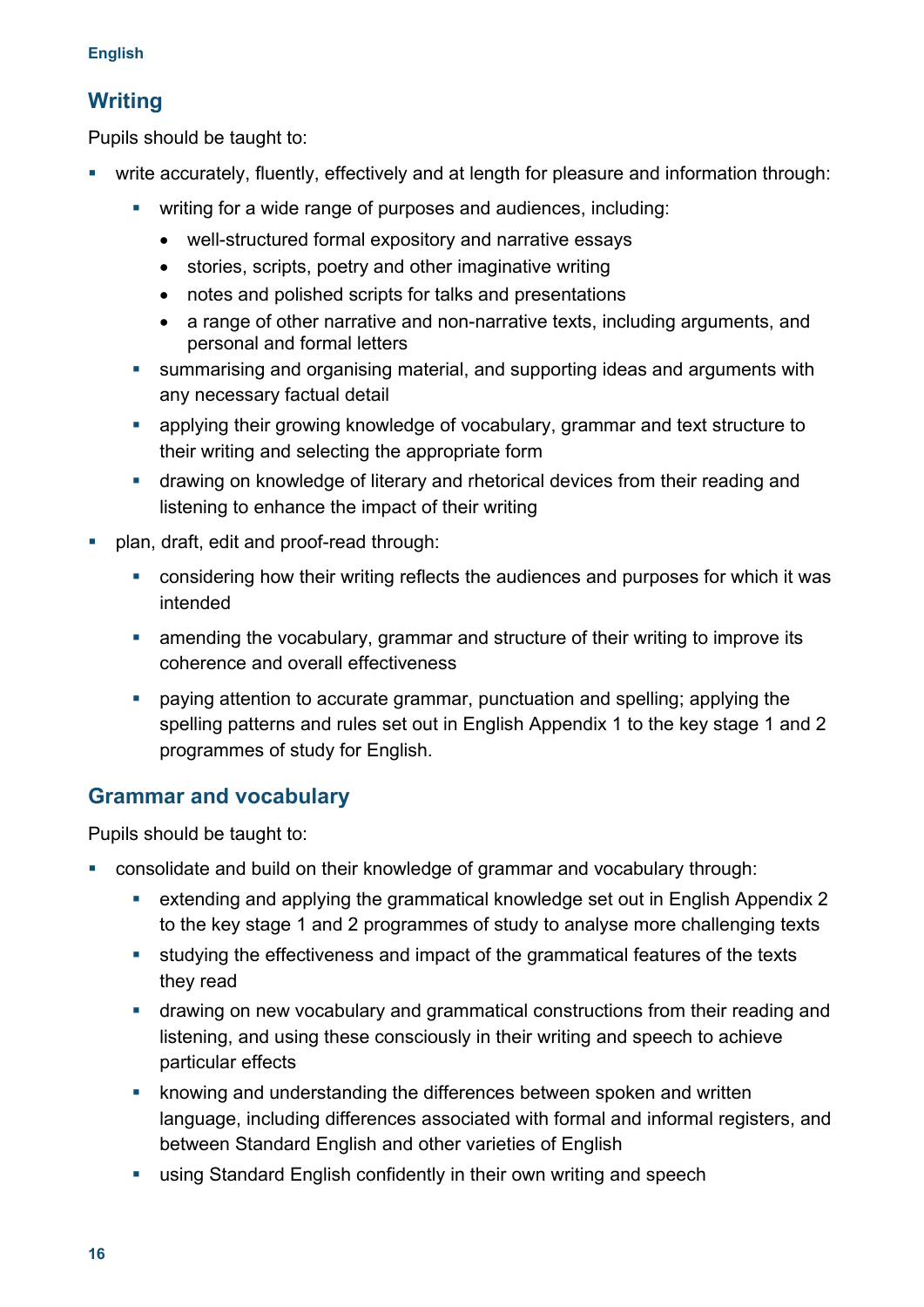## Writing

Pupils should be taught to:

- write accurately, fluently, effectively and at length for pleasure and information through:
  - writing for a wide range of purposes and audiences, including:
    - well-structured formal expository and narrative essays
    - stories, scripts, poetry and other imaginative writing
    - notes and polished scripts for talks and presentations
    - a range of other narrative and non-narrative texts, including arguments, and personal and formal letters
  - summarising and organising material, and supporting ideas and arguments with any necessary factual detail
  - applying their growing knowledge of vocabulary, grammar and text structure to their writing and selecting the appropriate form
  - drawing on knowledge of literary and rhetorical devices from their reading and listening to enhance the impact of their writing
- plan, draft, edit and proof-read through:
  - considering how their writing reflects the audiences and purposes for which it was intended
  - amending the vocabulary, grammar and structure of their writing to improve its coherence and overall effectiveness
  - paying attention to accurate grammar, punctuation and spelling; applying the spelling patterns and rules set out in English Appendix 1 to the key stage 1 and 2 programmes of study for English.

## Grammar and vocabulary

Pupils should be taught to:

- consolidate and build on their knowledge of grammar and vocabulary through:
  - extending and applying the grammatical knowledge set out in English Appendix 2 to the key stage 1 and 2 programmes of study to analyse more challenging texts
  - studying the effectiveness and impact of the grammatical features of the texts they read
  - drawing on new vocabulary and grammatical constructions from their reading and listening, and using these consciously in their writing and speech to achieve particular effects
  - knowing and understanding the differences between spoken and written language, including differences associated with formal and informal registers, and between Standard English and other varieties of English
  - using Standard English confidently in their own writing and speech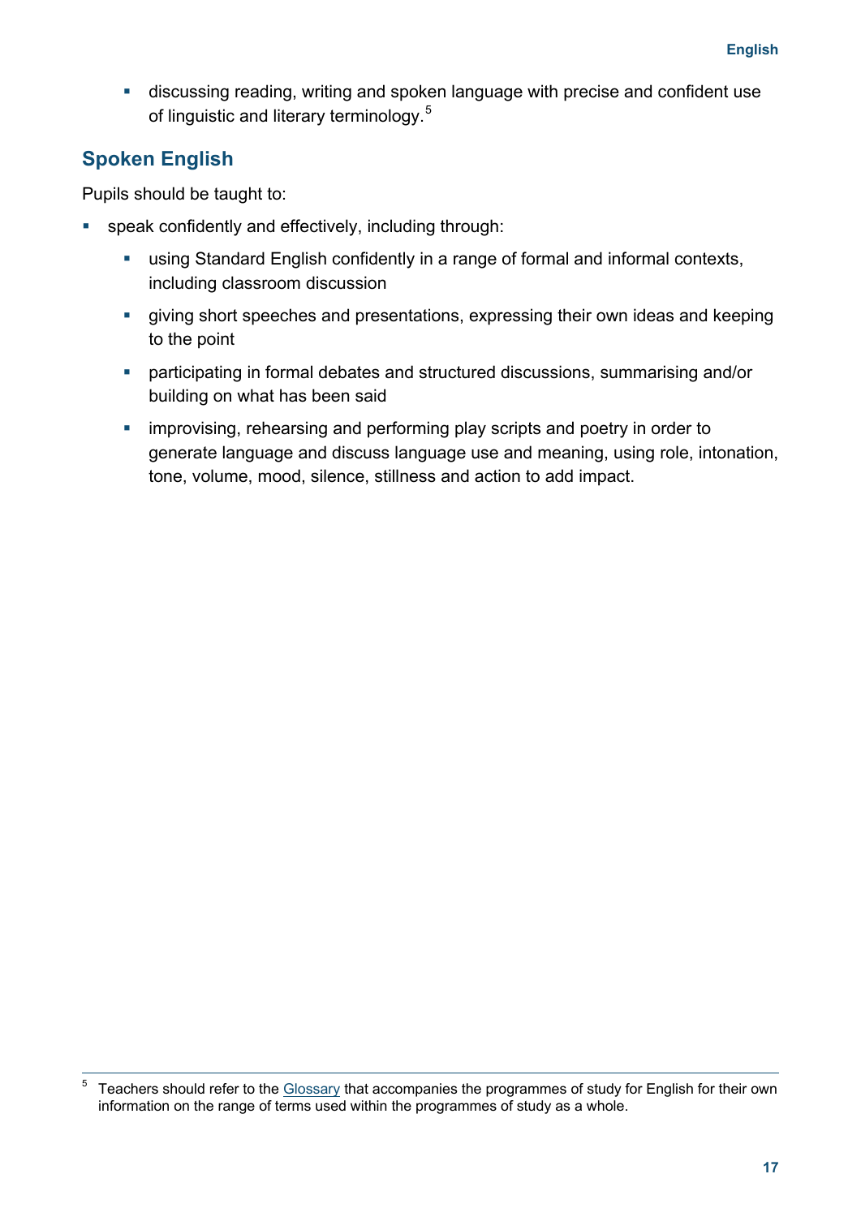- discussing reading, writing and spoken language with precise and confident use of linguistic and literary terminology.[5]

## Spoken English

Pupils should be taught to:

- speak confidently and effectively, including through:
  - using Standard English confidently in a range of formal and informal contexts, including classroom discussion
  - giving short speeches and presentations, expressing their own ideas and keeping to the point
  - participating in formal debates and structured discussions, summarising and/or building on what has been said
  - improvising, rehearsing and performing play scripts and poetry in order to generate language and discuss language use and meaning, using role, intonation, tone, volume, mood, silence, stillness and action to add impact.

---

[5] Teachers should refer to the Glossary that accompanies the programmes of study for English for their own information on the range of terms used within the programmes of study as a whole.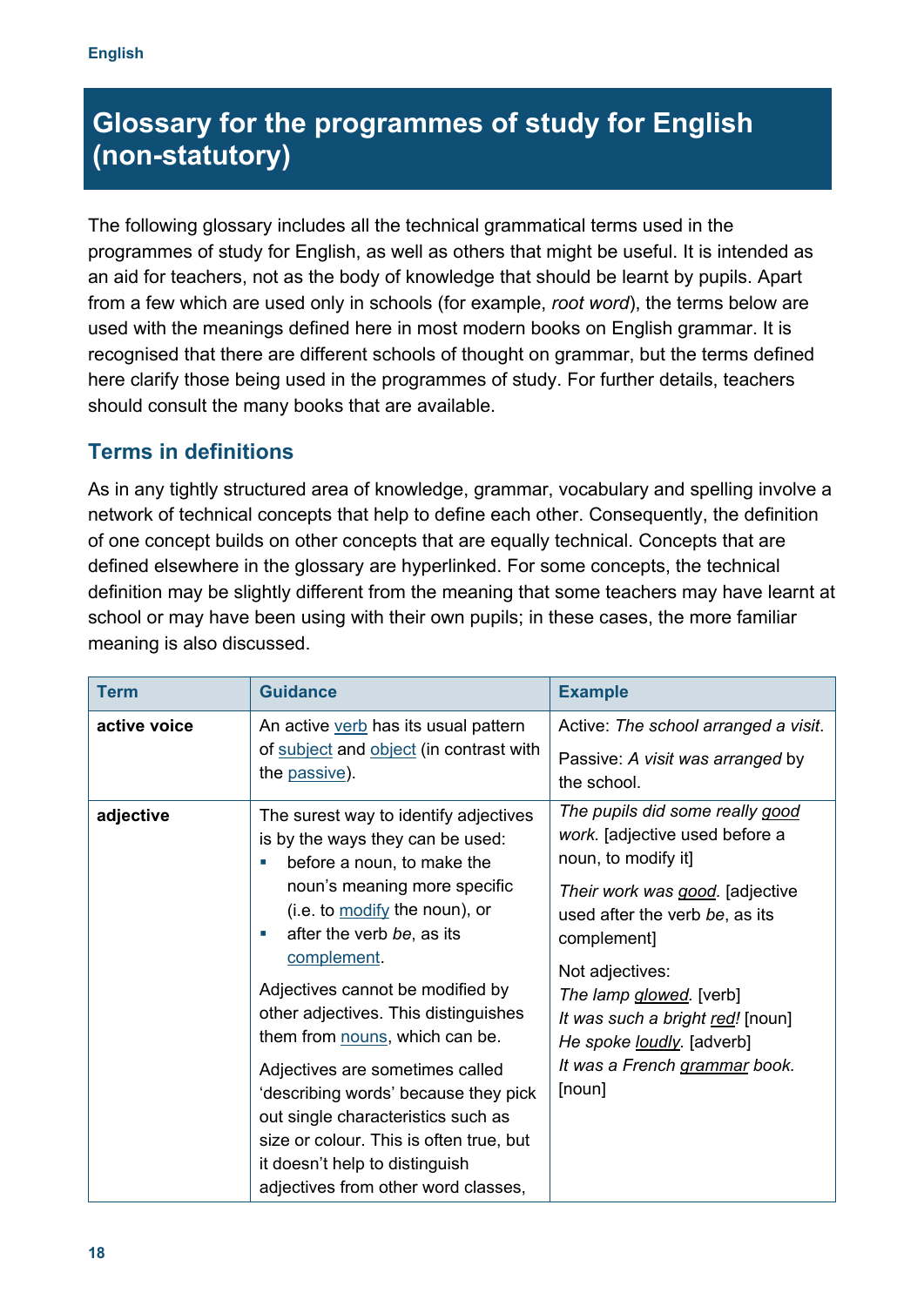# Glossary for the programmes of study for English (non-statutory)

The following glossary includes all the technical grammatical terms used in the programmes of study for English, as well as others that might be useful. It is intended as an aid for teachers, not as the body of knowledge that should be learnt by pupils. Apart from a few which are used only in schools (for example, *root word*), the terms below are used with the meanings defined here in most modern books on English grammar. It is recognised that there are different schools of thought on grammar, but the terms defined here clarify those being used in the programmes of study. For further details, teachers should consult the many books that are available.

## Terms in definitions

As in any tightly structured area of knowledge, grammar, vocabulary and spelling involve a network of technical concepts that help to define each other. Consequently, the definition of one concept builds on other concepts that are equally technical. Concepts that are defined elsewhere in the glossary are hyperlinked. For some concepts, the technical definition may be slightly different from the meaning that some teachers may have learnt at school or may have been using with their own pupils; in these cases, the more familiar meaning is also discussed.

| Term | Guidance | Example |
|---|---|---|
| **active voice** | An active verb has its usual pattern of subject and object (in contrast with the passive). | Active: *The school arranged a visit*.<br><br>Passive: *A visit was arranged* by the school. |
| **adjective** | The surest way to identify adjectives is by the ways they can be used:<br>▪ before a noun, to make the noun's meaning more specific (i.e. to modify the noun), or<br>▪ after the verb *be*, as its complement.<br><br>Adjectives cannot be modified by other adjectives. This distinguishes them from nouns, which can be.<br><br>Adjectives are sometimes called 'describing words' because they pick out single characteristics such as size or colour. This is often true, but it doesn't help to distinguish adjectives from other word classes, | *The pupils did some really <u>good</u> work.* [adjective used before a noun, to modify it]<br><br>*Their work was <u>good</u>.* [adjective used after the verb *be*, as its complement]<br><br>Not adjectives:<br>*The lamp <u>glowed</u>.* [verb]<br>*It was such a bright <u>red</u>!* [noun]<br>*He spoke <u>loudly</u>.* [adverb]<br>*It was a French <u>grammar</u> book.* [noun] |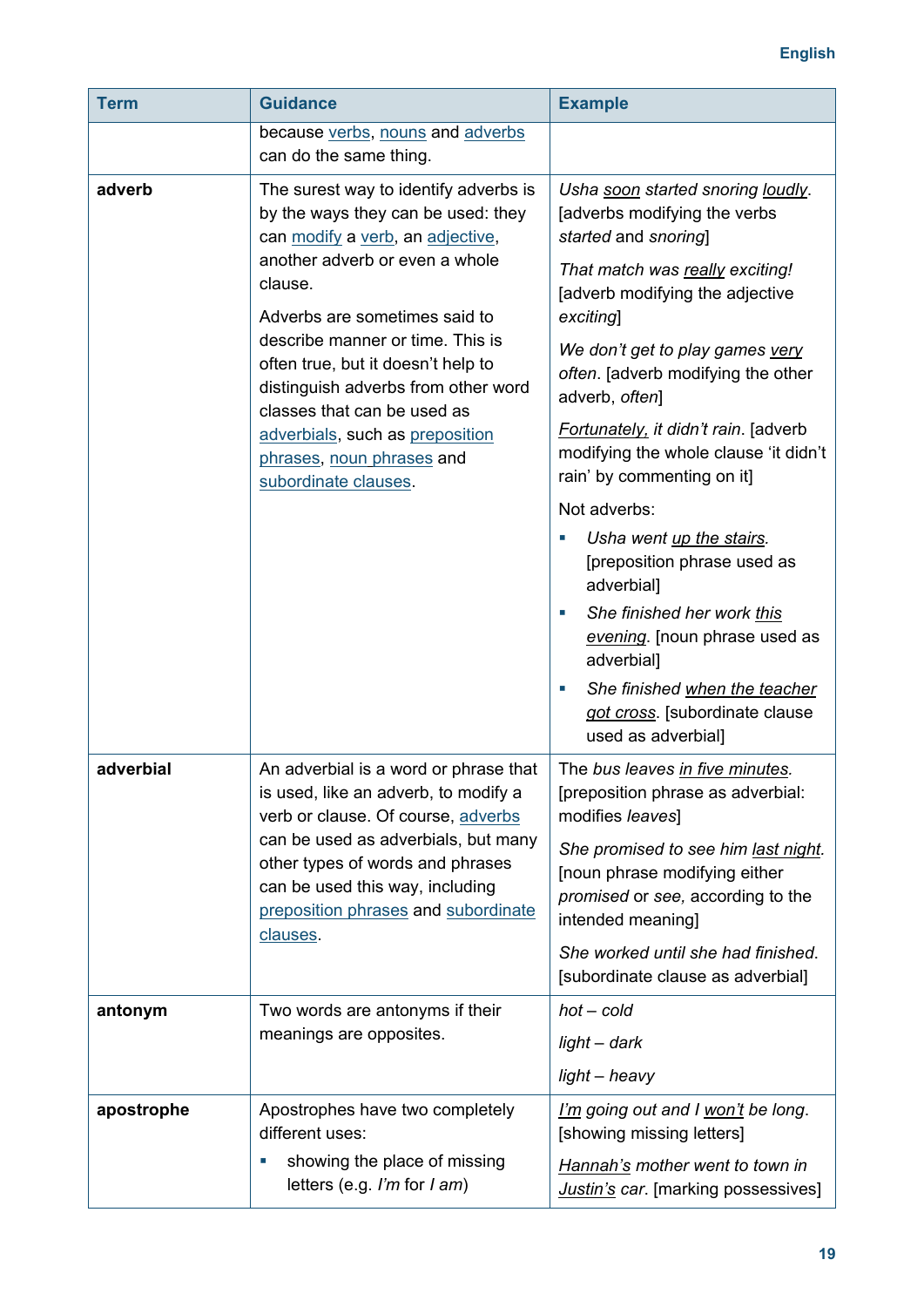| Term | Guidance | Example |
|---|---|---|
| | because verbs, nouns and adverbs can do the same thing. | |
| **adverb** | The surest way to identify adverbs is by the ways they can be used: they can modify a verb, an adjective, another adverb or even a whole clause.<br><br>Adverbs are sometimes said to describe manner or time. This is often true, but it doesn't help to distinguish adverbs from other word classes that can be used as adverbials, such as preposition phrases, noun phrases and subordinate clauses. | *Usha <u>soon</u> started snoring <u>loudly</u>.* [adverbs modifying the verbs *started* and *snoring*]<br><br>*That match was <u>really</u> exciting!* [adverb modifying the adjective *exciting*]<br><br>*We don't get to play games <u>very</u> often.* [adverb modifying the other adverb, *often*]<br><br>*<u>Fortunately,</u> it didn't rain.* [adverb modifying the whole clause 'it didn't rain' by commenting on it]<br><br>Not adverbs:<br>▪ *Usha went <u>up the stairs</u>.* [preposition phrase used as adverbial]<br>▪ *She finished her work <u>this evening</u>.* [noun phrase used as adverbial]<br>▪ *She finished <u>when the teacher got cross</u>.* [subordinate clause used as adverbial] |
| **adverbial** | An adverbial is a word or phrase that is used, like an adverb, to modify a verb or clause. Of course, adverbs can be used as adverbials, but many other types of words and phrases can be used this way, including preposition phrases and subordinate clauses. | The *bus leaves <u>in five minutes</u>.* [preposition phrase as adverbial: modifies *leaves*]<br><br>*She promised to see him <u>last night</u>.* [noun phrase modifying either *promised* or *see*, according to the intended meaning]<br><br>*She worked until she had finished.* [subordinate clause as adverbial] |
| **antonym** | Two words are antonyms if their meanings are opposites. | *hot – cold*<br><br>*light – dark*<br><br>*light – heavy* |
| **apostrophe** | Apostrophes have two completely different uses:<br>▪ showing the place of missing letters (e.g. *I'm* for *I am*) | *<u>I'm</u> going out and I <u>won't</u> be long.* [showing missing letters]<br><br>*<u>Hannah's</u> mother went to town in <u>Justin's</u> car.* [marking possessives] |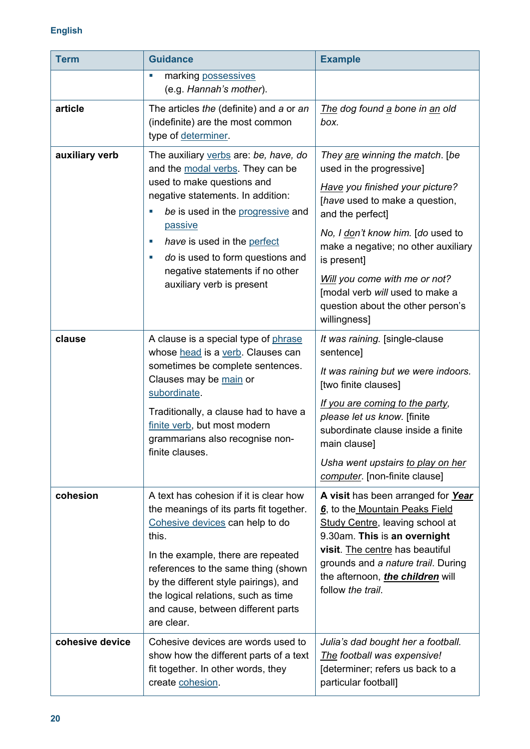| Term | Guidance | Example |
|---|---|---|
| | ▪ marking possessives (e.g. *Hannah's mother*). | |
| **article** | The articles *the* (definite) and *a* or *an* (indefinite) are the most common type of determiner. | *The dog found a bone in an old box.* |
| **auxiliary verb** | The auxiliary verbs are: *be, have, do* and the modal verbs. They can be used to make questions and negative statements. In addition: <br>▪ *be* is used in the progressive and passive <br>▪ *have* is used in the perfect <br>▪ *do* is used to form questions and negative statements if no other auxiliary verb is present | *They are winning the match*. [*be* used in the progressive] <br><br>*Have you finished your picture?* [*have* used to make a question, and the perfect] <br><br>*No, I don't know him.* [*do* used to make a negative; no other auxiliary is present] <br><br>*Will you come with me or not?* [modal verb *will* used to make a question about the other person's willingness] |
| **clause** | A clause is a special type of phrase whose head is a verb. Clauses can sometimes be complete sentences. Clauses may be main or subordinate. <br><br>Traditionally, a clause had to have a finite verb, but most modern grammarians also recognise non-finite clauses. | *It was raining.* [single-clause sentence] <br><br>*It was raining but we were indoors.* [two finite clauses] <br><br>*If you are coming to the party, please let us know.* [finite subordinate clause inside a finite main clause] <br><br>*Usha went upstairs to play on her computer*. [non-finite clause] |
| **cohesion** | A text has cohesion if it is clear how the meanings of its parts fit together. Cohesive devices can help to do this. <br><br>In the example, there are repeated references to the same thing (shown by the different style pairings), and the logical relations, such as time and cause, between different parts are clear. | **A visit** has been arranged for ***Year 6***, to the Mountain Peaks Field Study Centre, leaving school at 9.30am. **This** is **an overnight visit**. The centre has beautiful grounds and *a nature trail*. During the afternoon, ***the children*** will follow *the trail*. |
| **cohesive device** | Cohesive devices are words used to show how the different parts of a text fit together. In other words, they create cohesion. | *Julia's dad bought her a football. The football was expensive!* [determiner; refers us back to a particular football] |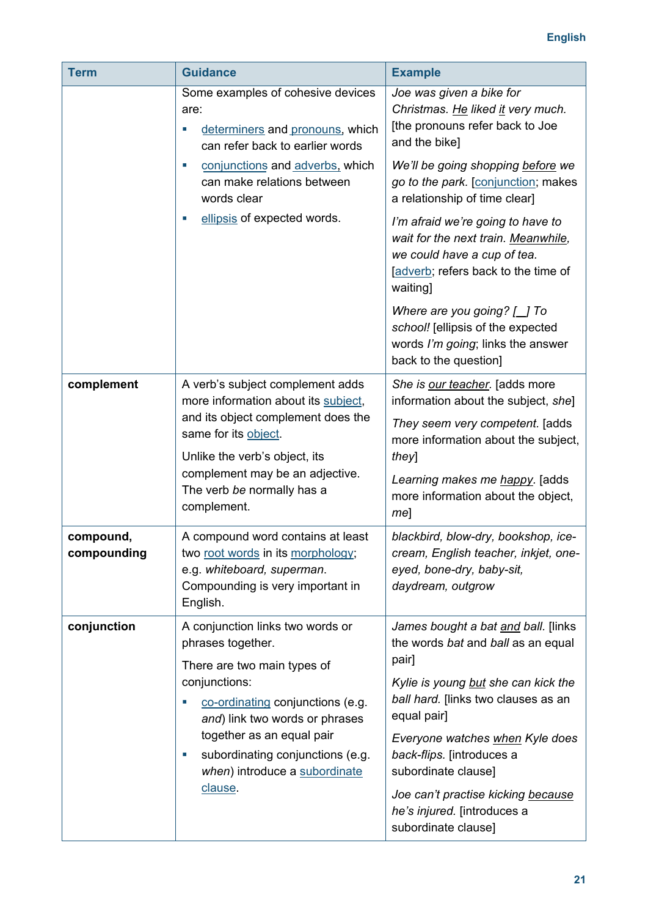| Term | Guidance | Example |
|---|---|---|
| | Some examples of cohesive devices are:<br>▪ determiners and pronouns, which can refer back to earlier words<br>▪ conjunctions and adverbs, which can make relations between words clear<br>▪ ellipsis of expected words. | *Joe was given a bike for Christmas. He liked it very much.* [the pronouns refer back to Joe and the bike]<br><br>*We'll be going shopping before we go to the park.* [conjunction; makes a relationship of time clear]<br><br>*I'm afraid we're going to have to wait for the next train. Meanwhile, we could have a cup of tea.* [adverb; refers back to the time of waiting]<br><br>*Where are you going? [_] To school!* [ellipsis of the expected words *I'm going*; links the answer back to the question] |
| **complement** | A verb's subject complement adds more information about its subject, and its object complement does the same for its object.<br><br>Unlike the verb's object, its complement may be an adjective. The verb *be* normally has a complement. | *She is our teacher.* [adds more information about the subject, *she*]<br><br>*They seem very competent.* [adds more information about the subject, *they*]<br><br>*Learning makes me happy.* [adds more information about the object, *me*] |
| **compound, compounding** | A compound word contains at least two root words in its morphology; e.g. *whiteboard, superman*. Compounding is very important in English. | *blackbird, blow-dry, bookshop, ice-cream, English teacher, inkjet, one-eyed, bone-dry, baby-sit, daydream, outgrow* |
| **conjunction** | A conjunction links two words or phrases together.<br><br>There are two main types of conjunctions:<br>▪ co-ordinating conjunctions (e.g. *and*) link two words or phrases together as an equal pair<br>▪ subordinating conjunctions (e.g. *when*) introduce a subordinate clause. | *James bought a bat and ball.* [links the words *bat* and *ball* as an equal pair]<br><br>*Kylie is young but she can kick the ball hard.* [links two clauses as an equal pair]<br><br>*Everyone watches when Kyle does back-flips.* [introduces a subordinate clause]<br><br>*Joe can't practise kicking because he's injured.* [introduces a subordinate clause] |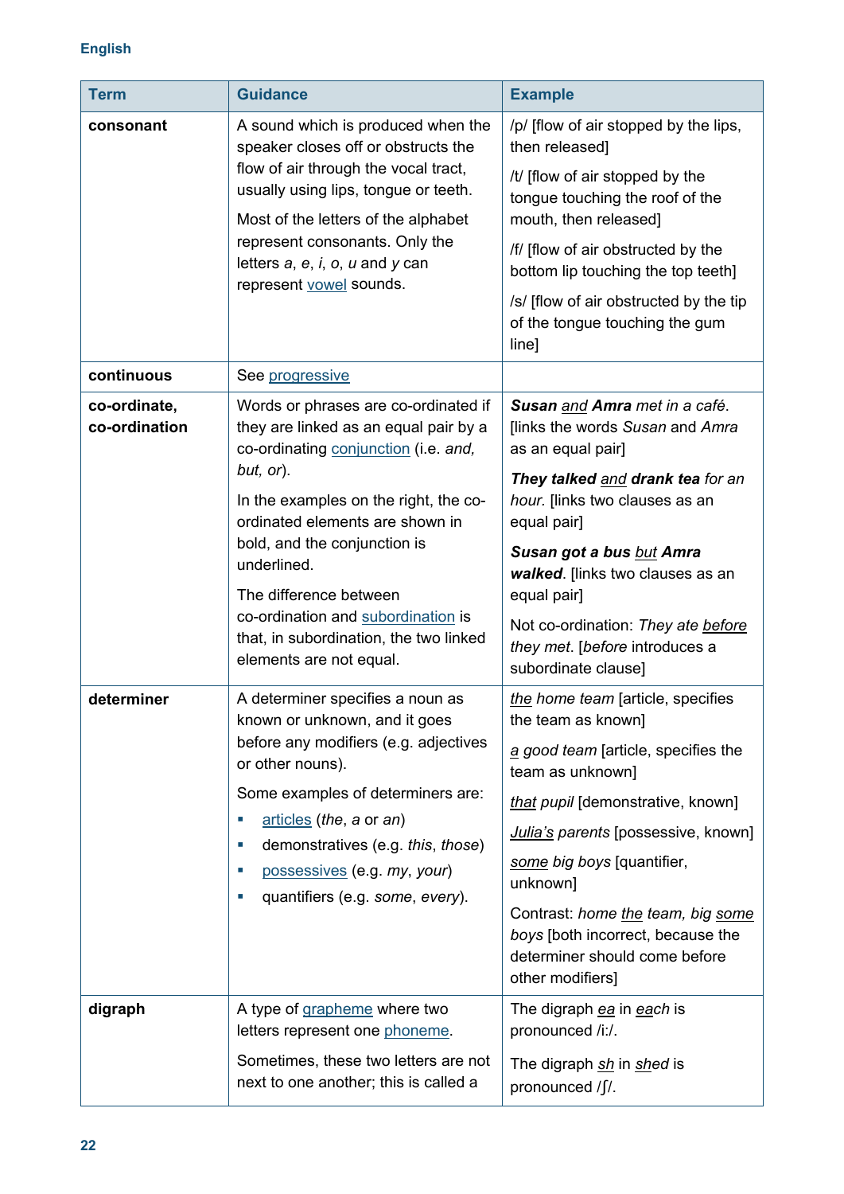| Term | Guidance | Example |
|---|---|---|
| **consonant** | A sound which is produced when the speaker closes off or obstructs the flow of air through the vocal tract, usually using lips, tongue or teeth.<br><br>Most of the letters of the alphabet represent consonants. Only the letters *a*, *e*, *i*, *o*, *u* and *y* can represent vowel sounds. | /p/ [flow of air stopped by the lips, then released]<br><br>/t/ [flow of air stopped by the tongue touching the roof of the mouth, then released]<br><br>/f/ [flow of air obstructed by the bottom lip touching the top teeth]<br><br>/s/ [flow of air obstructed by the tip of the tongue touching the gum line] |
| **continuous** | See progressive | |
| **co-ordinate, co-ordination** | Words or phrases are co-ordinated if they are linked as an equal pair by a co-ordinating conjunction (i.e. *and, but, or*).<br><br>In the examples on the right, the co-ordinated elements are shown in bold, and the conjunction is underlined.<br><br>The difference between co-ordination and subordination is that, in subordination, the two linked elements are not equal. | ***Susan** <u>and</u> **Amra** met in a café.* [links the words *Susan* and *Amra* as an equal pair]<br><br>***They talked** <u>and</u> **drank tea** for an hour.* [links two clauses as an equal pair]<br><br>***Susan got a bus** <u>but</u> **Amra walked**.* [links two clauses as an equal pair]<br><br>Not co-ordination: *They ate <u>before</u> they met*. [*before* introduces a subordinate clause] |
| **determiner** | A determiner specifies a noun as known or unknown, and it goes before any modifiers (e.g. adjectives or other nouns).<br><br>Some examples of determiners are:<br>▪ articles (*the*, *a* or *an*)<br>▪ demonstratives (e.g. *this*, *those*)<br>▪ possessives (e.g. *my*, *your*)<br>▪ quantifiers (e.g. *some*, *every*). | *<u>the</u> home team* [article, specifies the team as known]<br><br>*<u>a</u> good team* [article, specifies the team as unknown]<br><br>*<u>that</u> pupil* [demonstrative, known]<br><br>*<u>Julia's</u> parents* [possessive, known]<br><br>*<u>some</u> big boys* [quantifier, unknown]<br><br>Contrast: *home <u>the</u> team, big <u>some</u> boys* [both incorrect, because the determiner should come before other modifiers] |
| **digraph** | A type of grapheme where two letters represent one phoneme.<br><br>Sometimes, these two letters are not next to one another; this is called a | The digraph *<u>ea</u>* in *<u>ea</u>ch* is pronounced /iː/.<br><br>The digraph *<u>sh</u>* in *<u>sh</u>ed* is pronounced /ʃ/. |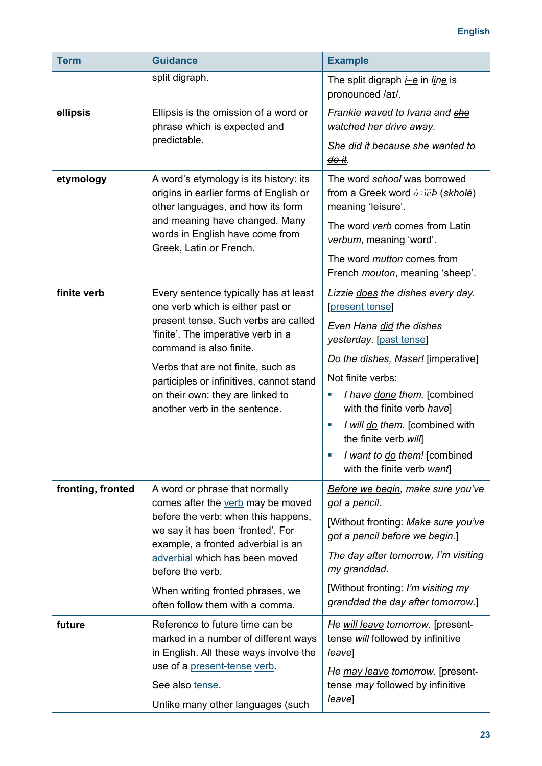| Term | Guidance | Example |
|---|---|---|
| | split digraph. | The split digraph <u>i–e</u> in <u>line</u> is pronounced /aɪ/. |
| **ellipsis** | Ellipsis is the omission of a word or phrase which is expected and predictable. | *Frankie waved to Ivana and ~~she~~ watched her drive away.*<br><br>*She did it because she wanted to ~~do it~~.* |
| **etymology** | A word's etymology is its history: its origins in earlier forms of English or other languages, and how its form and meaning have changed. Many words in English have come from Greek, Latin or French. | The word *school* was borrowed from a Greek word ό÷ïëÞ (*skholé*) meaning 'leisure'.<br><br>The word *verb* comes from Latin *verbum*, meaning 'word'.<br><br>The word *mutton* comes from French *mouton*, meaning 'sheep'. |
| **finite verb** | Every sentence typically has at least one verb which is either past or present tense. Such verbs are called 'finite'. The imperative verb in a command is also finite.<br><br>Verbs that are not finite, such as participles or infinitives, cannot stand on their own: they are linked to another verb in the sentence. | *Lizzie <u>does</u> the dishes every day.* [present tense]<br><br>*Even Hana <u>did</u> the dishes yesterday.* [past tense]<br><br>*<u>Do</u> the dishes, Naser!* [imperative]<br><br>Not finite verbs:<br>▪ *I have <u>done</u> them.* [combined with the finite verb *have*]<br>▪ *I will <u>do</u> them.* [combined with the finite verb *will*]<br>▪ *I want to <u>do</u> them!* [combined with the finite verb *want*] |
| **fronting, fronted** | A word or phrase that normally comes after the verb may be moved before the verb: when this happens, we say it has been 'fronted'. For example, a fronted adverbial is an adverbial which has been moved before the verb.<br><br>When writing fronted phrases, we often follow them with a comma. | *<u>Before we begin</u>, make sure you've got a pencil.*<br><br>[Without fronting: *Make sure you've got a pencil before we begin.*]<br><br>*<u>The day after tomorrow</u>, I'm visiting my granddad.*<br><br>[Without fronting: *I'm visiting my granddad the day after tomorrow.*] |
| **future** | Reference to future time can be marked in a number of different ways in English. All these ways involve the use of a present-tense verb.<br><br>See also tense.<br><br>Unlike many other languages (such | *He <u>will leave</u> tomorrow.* [present-tense *will* followed by infinitive *leave*]<br><br>*He <u>may leave</u> tomorrow.* [present-tense *may* followed by infinitive *leave*] |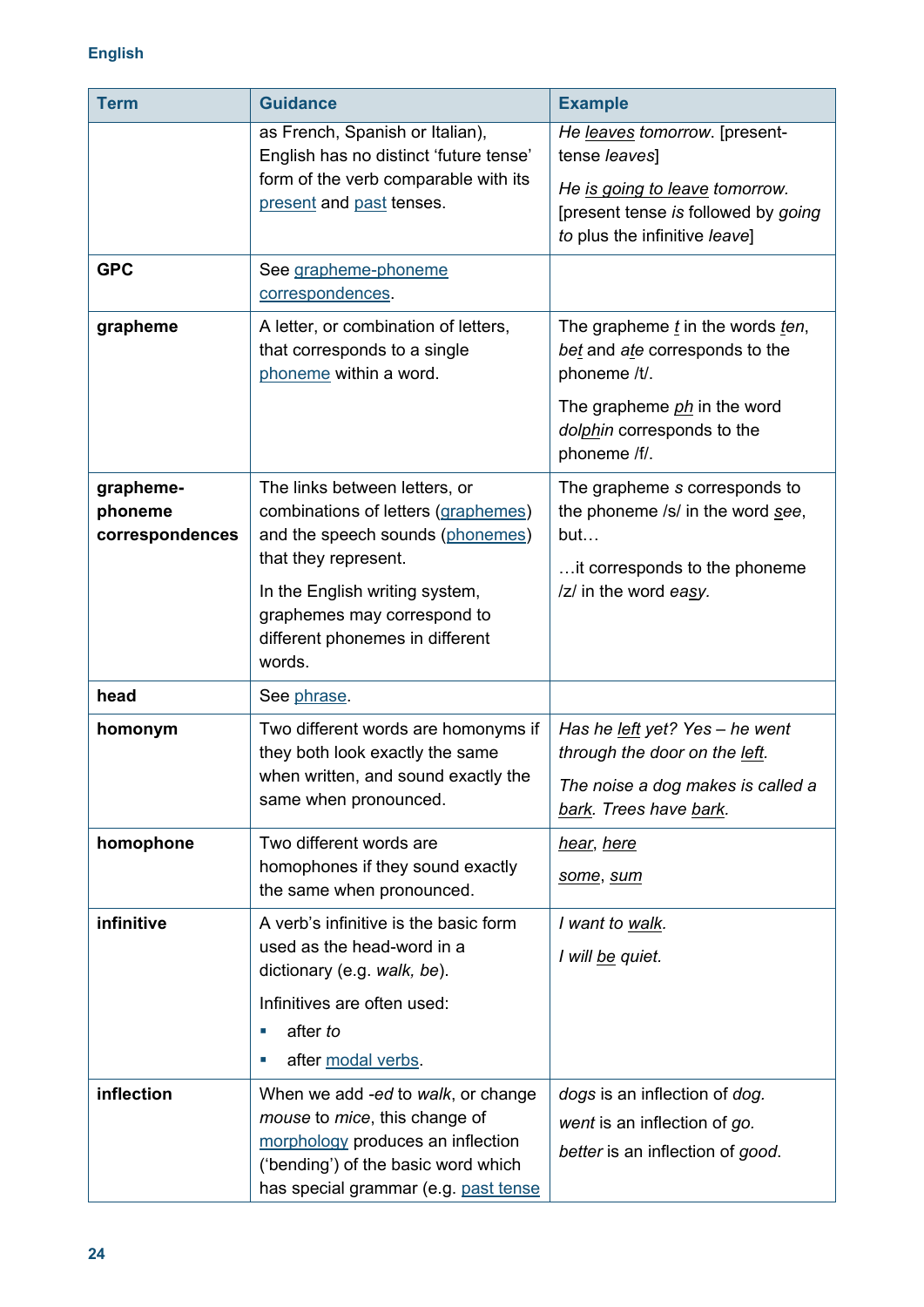| Term | Guidance | Example |
|---|---|---|
| | as French, Spanish or Italian), English has no distinct 'future tense' form of the verb comparable with its present and past tenses. | *He leaves tomorrow*. [present-tense *leaves*]<br><br>*He is going to leave tomorrow.* [present tense *is* followed by *going to* plus the infinitive *leave*] |
| **GPC** | See grapheme-phoneme correspondences. | |
| **grapheme** | A letter, or combination of letters, that corresponds to a single phoneme within a word. | The grapheme *t* in the words *ten*, *bet* and *ate* corresponds to the phoneme /t/.<br><br>The grapheme *ph* in the word *dolphin* corresponds to the phoneme /f/. |
| **grapheme-phoneme correspondences** | The links between letters, or combinations of letters (graphemes) and the speech sounds (phonemes) that they represent.<br><br>In the English writing system, graphemes may correspond to different phonemes in different words. | The grapheme *s* corresponds to the phoneme /s/ in the word *see*, but…<br><br>…it corresponds to the phoneme /z/ in the word *easy*. |
| **head** | See phrase. | |
| **homonym** | Two different words are homonyms if they both look exactly the same when written, and sound exactly the same when pronounced. | *Has he left yet? Yes – he went through the door on the left.*<br><br>*The noise a dog makes is called a bark. Trees have bark.* |
| **homophone** | Two different words are homophones if they sound exactly the same when pronounced. | *hear*, *here*<br><br>*some*, *sum* |
| **infinitive** | A verb's infinitive is the basic form used as the head-word in a dictionary (e.g. *walk, be*).<br><br>Infinitives are often used:<br>▪ after *to*<br>▪ after modal verbs. | *I want to walk.*<br><br>*I will be quiet.* |
| **inflection** | When we add *-ed* to *walk*, or change *mouse* to *mice*, this change of morphology produces an inflection ('bending') of the basic word which has special grammar (e.g. past tense | *dogs* is an inflection of *dog*.<br>*went* is an inflection of *go*.<br>*better* is an inflection of *good*. |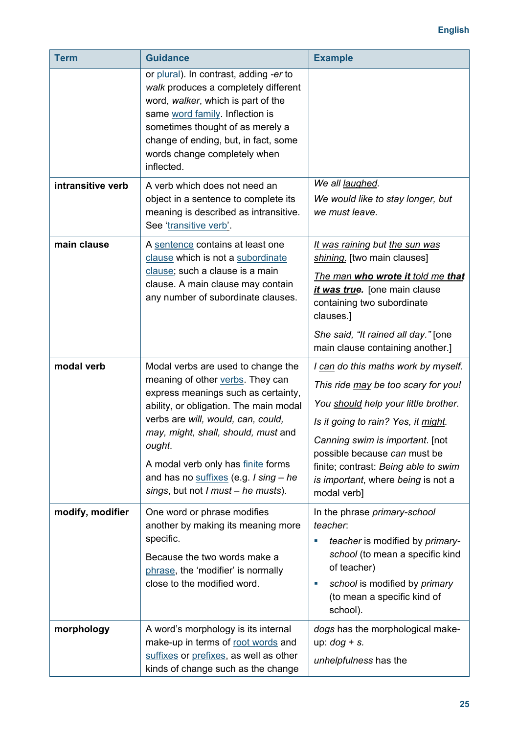| Term | Guidance | Example |
|---|---|---|
| | or plural). In contrast, adding *-er* to *walk* produces a completely different word, *walker*, which is part of the same word family. Inflection is sometimes thought of as merely a change of ending, but, in fact, some words change completely when inflected. | |
| **intransitive verb** | A verb which does not need an object in a sentence to complete its meaning is described as intransitive. See 'transitive verb'. | *We all <u>laughed</u>.*<br><br>*We would like to stay longer, but we must <u>leave</u>.* |
| **main clause** | A sentence contains at least one clause which is not a subordinate clause; such a clause is a main clause. A main clause may contain any number of subordinate clauses. | *<u>It was raining</u> but <u>the sun was shining</u>.* [two main clauses]<br><br>*<u>The man **who wrote it** told me **that it was true**</u>.* [one main clause containing two subordinate clauses.]<br><br>*She said, "It rained all day."* [one main clause containing another.] |
| **modal verb** | Modal verbs are used to change the meaning of other verbs. They can express meanings such as certainty, ability, or obligation. The main modal verbs are *will, would, can, could, may, might, shall, should, must* and *ought*.<br><br>A modal verb only has finite forms and has no suffixes (e.g. *I sing – he sings*, but not *I must – he musts*). | *I <u>can</u> do this maths work by myself.*<br><br>*This ride <u>may</u> be too scary for you!*<br><br>*You <u>should</u> help your little brother.*<br><br>*Is it going to rain? Yes, it <u>might</u>.*<br><br>*Canning swim is important*. [not possible because *can* must be finite; contrast: *Being able to swim is important*, where *being* is not a modal verb] |
| **modify, modifier** | One word or phrase modifies another by making its meaning more specific.<br><br>Because the two words make a phrase, the 'modifier' is normally close to the modified word. | In the phrase *primary-school teacher*:<br><br>- *teacher* is modified by *primary-school* (to mean a specific kind of teacher)<br>- *school* is modified by *primary* (to mean a specific kind of school). |
| **morphology** | A word's morphology is its internal make-up in terms of root words and suffixes or prefixes, as well as other kinds of change such as the change | *dogs* has the morphological make-up: *dog + s.*<br><br>*unhelpfulness* has the |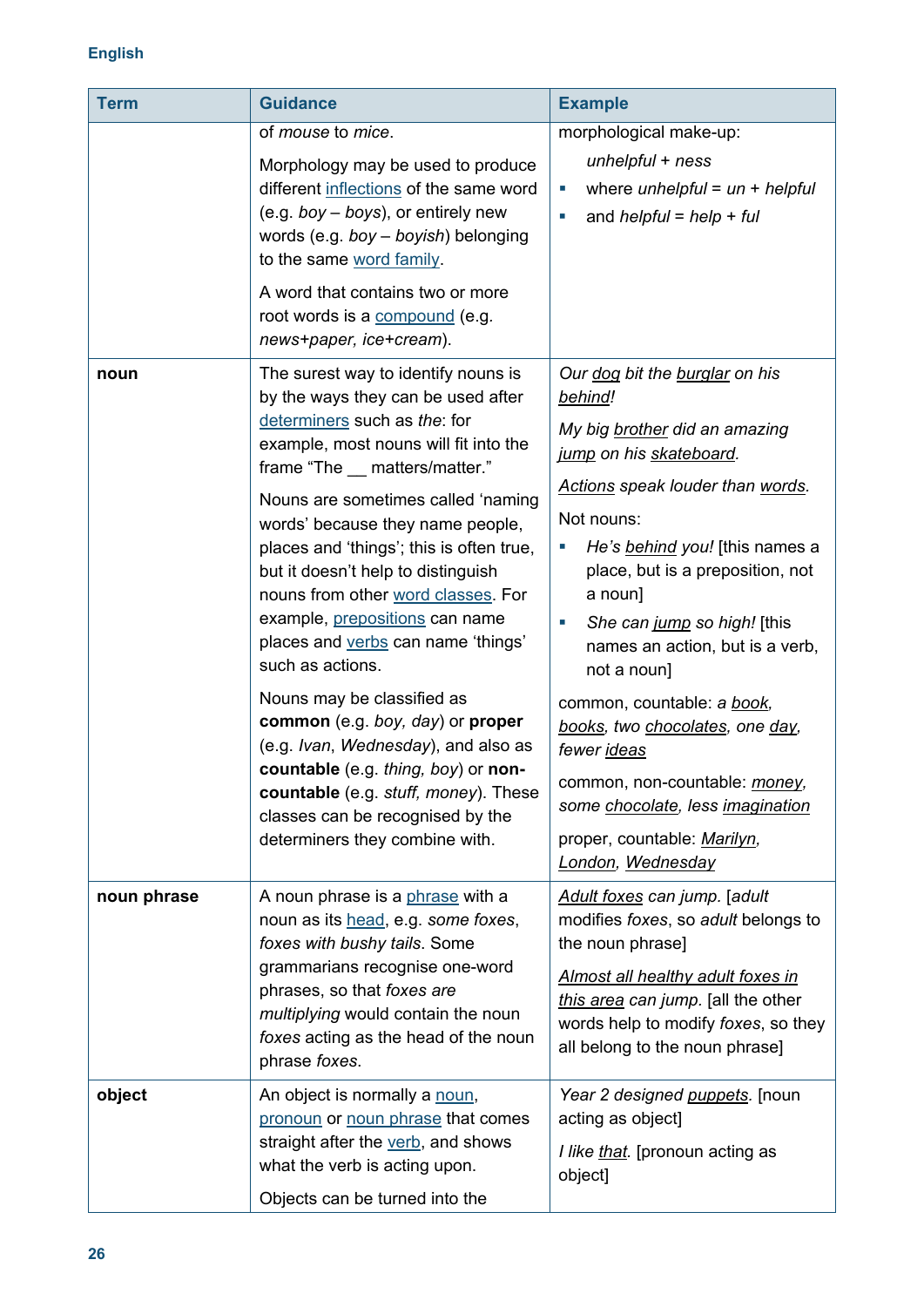| Term | Guidance | Example |
|---|---|---|
| | of *mouse* to *mice*.<br><br>Morphology may be used to produce different inflections of the same word (e.g. *boy* – *boys*), or entirely new words (e.g. *boy* – *boyish*) belonging to the same word family.<br><br>A word that contains two or more root words is a compound (e.g. *news+paper, ice+cream*). | morphological make-up:<br>*unhelpful + ness*<br>▪ where *unhelpful = un + helpful*<br>▪ and *helpful = help + ful* |
| **noun** | The surest way to identify nouns is by the ways they can be used after determiners such as *the*: for example, most nouns will fit into the frame "The __ matters/matter."<br><br>Nouns are sometimes called 'naming words' because they name people, places and 'things'; this is often true, but it doesn't help to distinguish nouns from other word classes. For example, prepositions can name places and verbs can name 'things' such as actions.<br><br>Nouns may be classified as **common** (e.g. *boy, day*) or **proper** (e.g. *Ivan, Wednesday*), and also as **countable** (e.g. *thing, boy*) or **non-countable** (e.g. *stuff, money*). These classes can be recognised by the determiners they combine with. | *Our <u>dog</u> bit the <u>burglar</u> on his <u>behind</u>!*<br><br>*My big <u>brother</u> did an amazing <u>jump</u> on his <u>skateboard</u>.*<br><br>*<u>Actions</u> speak louder than <u>words</u>.*<br><br>Not nouns:<br>▪ *He's <u>behind</u> you!* [this names a place, but is a preposition, not a noun]<br>▪ *She can <u>jump</u> so high!* [this names an action, but is a verb, not a noun]<br><br>common, countable: *a <u>book</u>, <u>books</u>, two <u>chocolates</u>, one <u>day</u>, fewer <u>ideas</u>*<br><br>common, non-countable: *<u>money</u>, some <u>chocolate</u>, less <u>imagination</u>*<br><br>proper, countable: *<u>Marilyn</u>, <u>London</u>, <u>Wednesday</u>* |
| **noun phrase** | A noun phrase is a phrase with a noun as its head, e.g. *some foxes, foxes with bushy tails*. Some grammarians recognise one-word phrases, so that *foxes are multiplying* would contain the noun *foxes* acting as the head of the noun phrase *foxes*. | *<u>Adult foxes</u> can jump.* [*adult* modifies *foxes*, so *adult* belongs to the noun phrase]<br><br>*<u>Almost all healthy adult foxes in this area</u> can jump.* [all the other words help to modify *foxes*, so they all belong to the noun phrase] |
| **object** | An object is normally a noun, pronoun or noun phrase that comes straight after the verb, and shows what the verb is acting upon.<br><br>Objects can be turned into the | *Year 2 designed <u>puppets</u>.* [noun acting as object]<br><br>*I like <u>that</u>.* [pronoun acting as object] |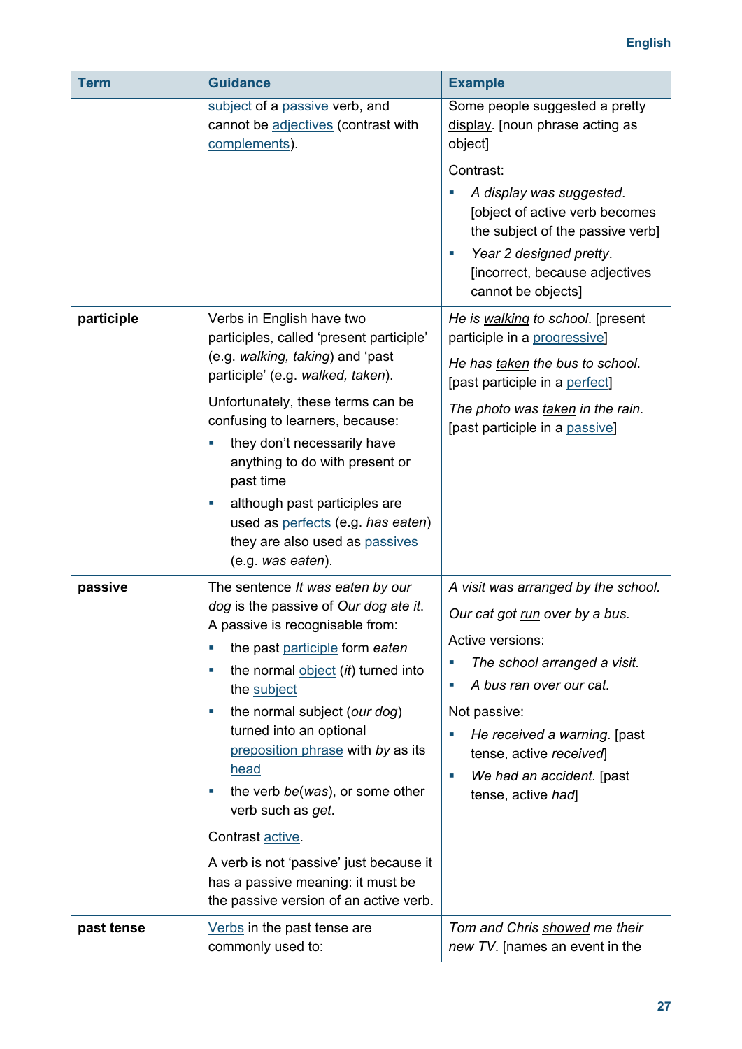| Term | Guidance | Example |
|---|---|---|
| | subject of a passive verb, and cannot be adjectives (contrast with complements). | Some people suggested a pretty display. [noun phrase acting as object]<br><br>Contrast:<br>▪ *A display was suggested*. [object of active verb becomes the subject of the passive verb]<br>▪ *Year 2 designed pretty*. [incorrect, because adjectives cannot be objects] |
| **participle** | Verbs in English have two participles, called 'present participle' (e.g. *walking, taking*) and 'past participle' (e.g. *walked, taken*).<br><br>Unfortunately, these terms can be confusing to learners, because:<br>▪ they don't necessarily have anything to do with present or past time<br>▪ although past participles are used as perfects (e.g. *has eaten*) they are also used as passives (e.g. *was eaten*). | *He is walking to school*. [present participle in a progressive]<br><br>*He has taken the bus to school*. [past participle in a perfect]<br><br>*The photo was taken in the rain*. [past participle in a passive] |
| **passive** | The sentence *It was eaten by our dog* is the passive of *Our dog ate it*. A passive is recognisable from:<br>▪ the past participle form *eaten*<br>▪ the normal object (*it*) turned into the subject<br>▪ the normal subject (*our dog*) turned into an optional preposition phrase with *by* as its head<br>▪ the verb *be*(*was*), or some other verb such as *get*.<br><br>Contrast active.<br><br>A verb is not 'passive' just because it has a passive meaning: it must be the passive version of an active verb. | *A visit was arranged by the school*.<br><br>*Our cat got run over by a bus*.<br><br>Active versions:<br>▪ *The school arranged a visit*.<br>▪ *A bus ran over our cat*.<br><br>Not passive:<br>▪ *He received a warning*. [past tense, active *received*]<br>▪ *We had an accident*. [past tense, active *had*] |
| **past tense** | Verbs in the past tense are commonly used to: | *Tom and Chris showed me their new TV*. [names an event in the |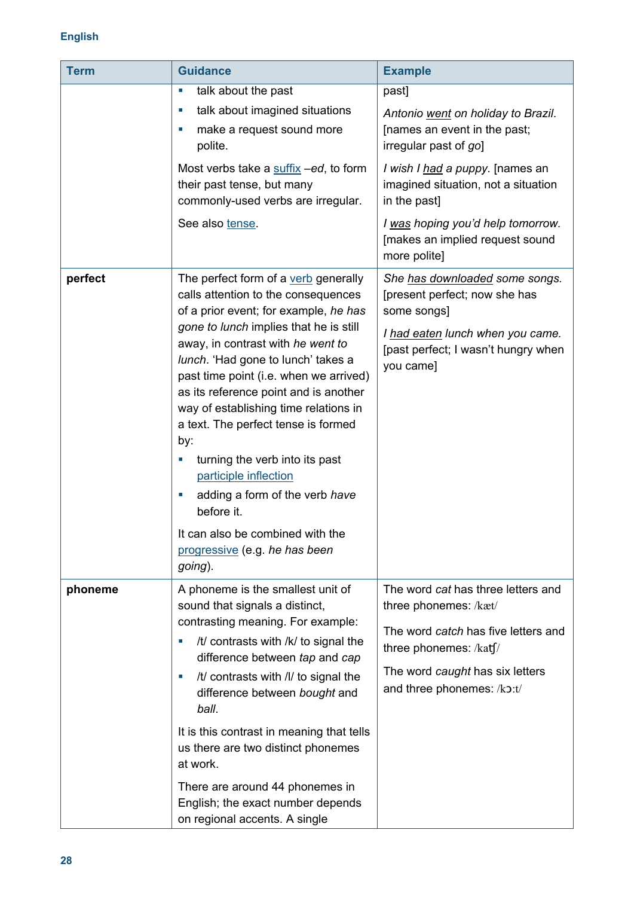| Term | Guidance | Example |
| --- | --- | --- |
| | ▪ talk about the past<br>▪ talk about imagined situations<br>▪ make a request sound more polite.<br><br>Most verbs take a suffix –*ed*, to form their past tense, but many commonly-used verbs are irregular.<br><br>See also tense. | past]<br><br>*Antonio went on holiday to Brazil.* [names an event in the past; irregular past of *go*]<br><br>*I wish I had a puppy.* [names an imagined situation, not a situation in the past]<br><br>*I was hoping you'd help tomorrow.* [makes an implied request sound more polite] |
| **perfect** | The perfect form of a verb generally calls attention to the consequences of a prior event; for example, *he has gone to lunch* implies that he is still away, in contrast with *he went to lunch*. 'Had gone to lunch' takes a past time point (i.e. when we arrived) as its reference point and is another way of establishing time relations in a text. The perfect tense is formed by:<br><br>▪ turning the verb into its past participle inflection<br>▪ adding a form of the verb *have* before it.<br><br>It can also be combined with the progressive (e.g. *he has been going*). | *She has downloaded some songs.* [present perfect; now she has some songs]<br><br>*I had eaten lunch when you came.* [past perfect; I wasn't hungry when you came] |
| **phoneme** | A phoneme is the smallest unit of sound that signals a distinct, contrasting meaning. For example:<br><br>▪ /t/ contrasts with /k/ to signal the difference between *tap* and *cap*<br>▪ /t/ contrasts with /l/ to signal the difference between *bought* and *ball*.<br><br>It is this contrast in meaning that tells us there are two distinct phonemes at work.<br><br>There are around 44 phonemes in English; the exact number depends on regional accents. A single | The word *cat* has three letters and three phonemes: /kæt/<br><br>The word *catch* has five letters and three phonemes: /katʃ/<br><br>The word *caught* has six letters and three phonemes: /kɔ:t/ |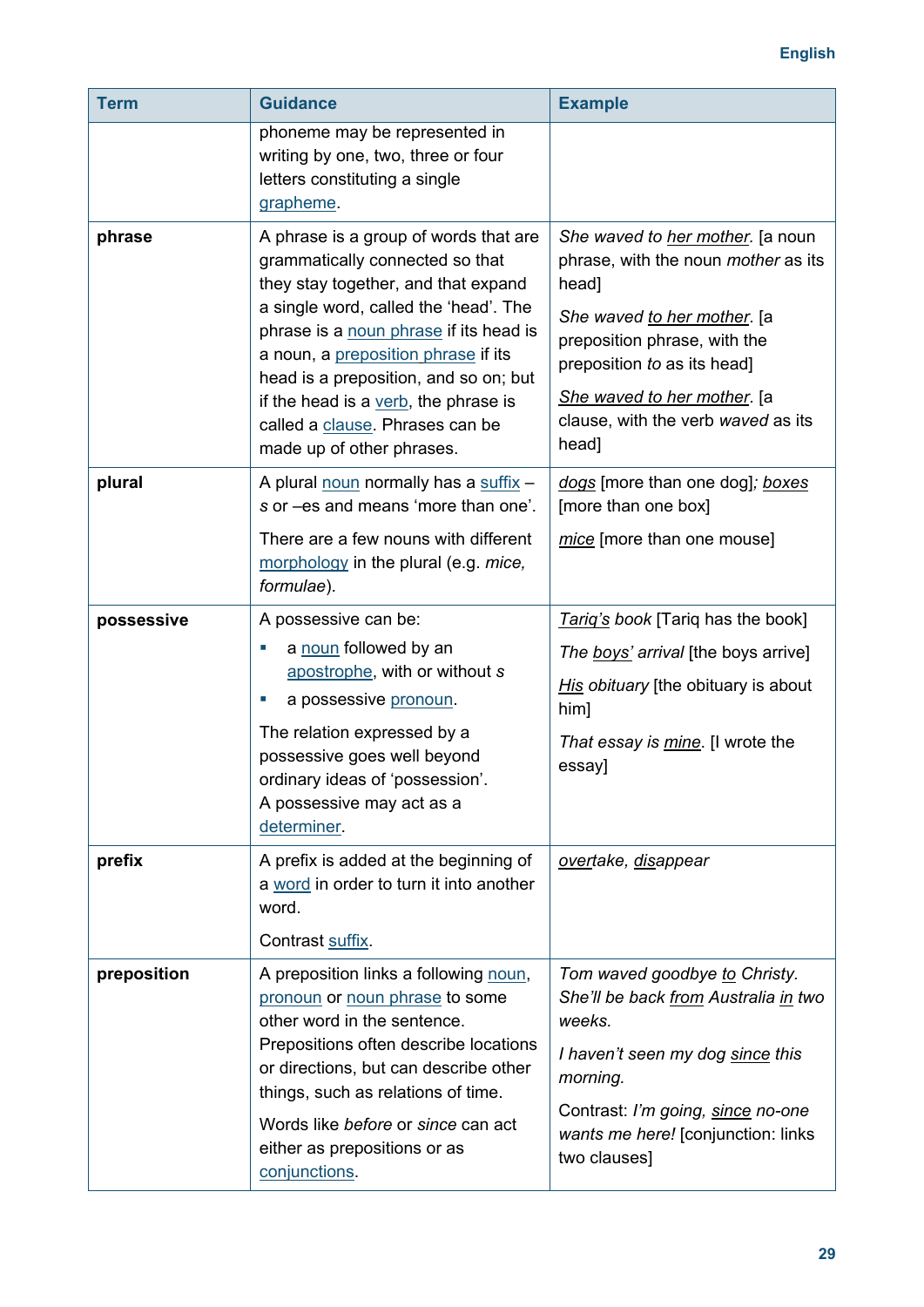| Term | Guidance | Example |
|---|---|---|
| | phoneme may be represented in writing by one, two, three or four letters constituting a single grapheme. | |
| **phrase** | A phrase is a group of words that are grammatically connected so that they stay together, and that expand a single word, called the 'head'. The phrase is a noun phrase if its head is a noun, a preposition phrase if its head is a preposition, and so on; but if the head is a verb, the phrase is called a clause. Phrases can be made up of other phrases. | *She waved to her mother*. [a noun phrase, with the noun *mother* as its head]<br><br>*She waved to her mother*. [a preposition phrase, with the preposition *to* as its head]<br><br>*She waved to her mother*. [a clause, with the verb *waved* as its head] |
| **plural** | A plural noun normally has a suffix – *s* or –es and means 'more than one'.<br><br>There are a few nouns with different morphology in the plural (e.g. *mice, formulae*). | *dogs* [more than one dog]; *boxes* [more than one box]<br><br>*mice* [more than one mouse] |
| **possessive** | A possessive can be:<br>▪ a noun followed by an apostrophe, with or without *s*<br>▪ a possessive pronoun.<br><br>The relation expressed by a possessive goes well beyond ordinary ideas of 'possession'. A possessive may act as a determiner. | *Tariq's book* [Tariq has the book]<br><br>*The boys' arrival* [the boys arrive]<br><br>*His obituary* [the obituary is about him]<br><br>*That essay is mine*. [I wrote the essay] |
| **prefix** | A prefix is added at the beginning of a word in order to turn it into another word.<br><br>Contrast suffix. | *overtake, disappear* |
| **preposition** | A preposition links a following noun, pronoun or noun phrase to some other word in the sentence. Prepositions often describe locations or directions, but can describe other things, such as relations of time.<br><br>Words like *before* or *since* can act either as prepositions or as conjunctions. | *Tom waved goodbye to Christy. She'll be back from Australia in two weeks.*<br><br>*I haven't seen my dog since this morning.*<br><br>Contrast: *I'm going, since no-one wants me here!* [conjunction: links two clauses] |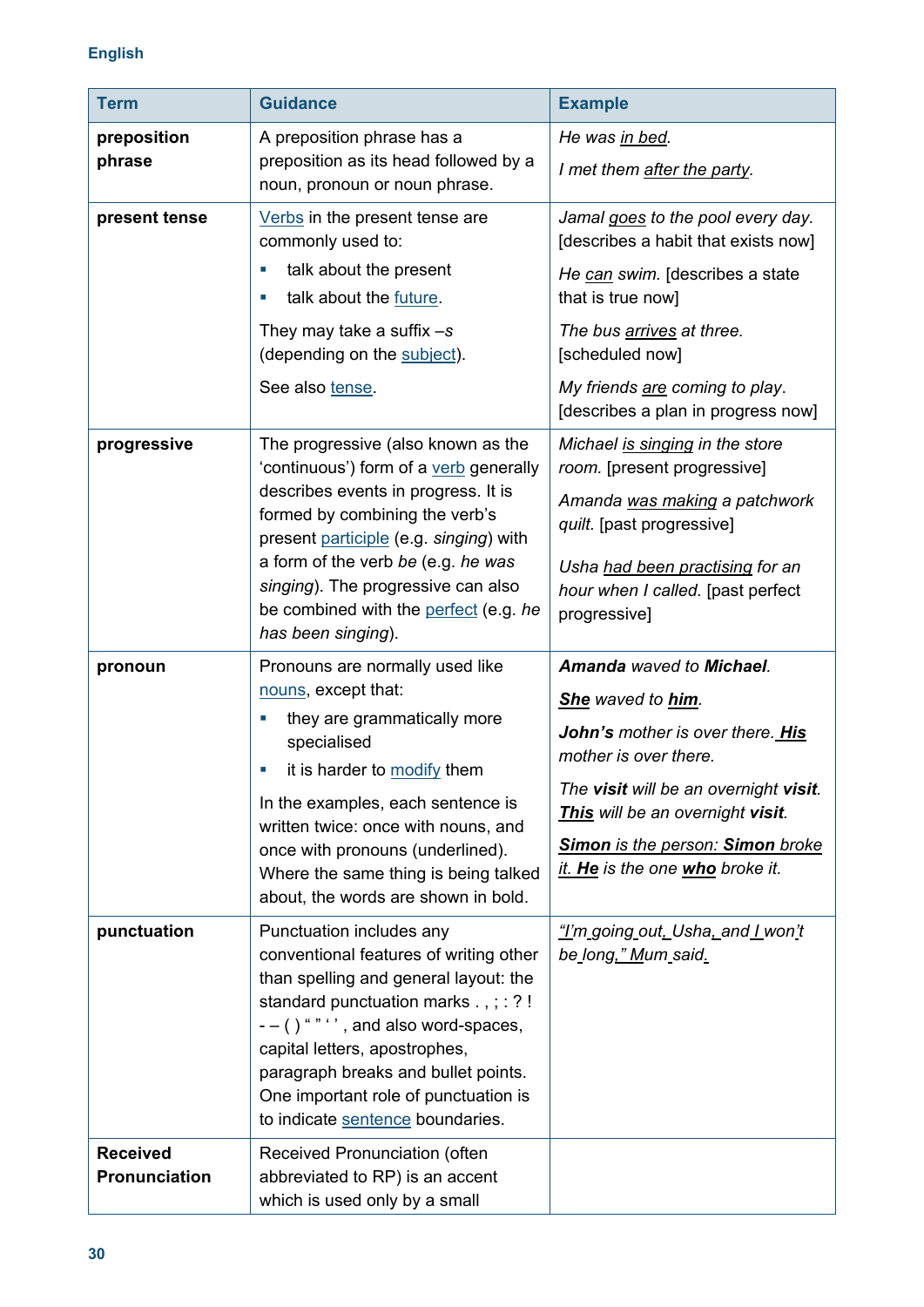| Term | Guidance | Example |
|---|---|---|
| **preposition phrase** | A preposition phrase has a preposition as its head followed by a noun, pronoun or noun phrase. | *He was <u>in bed</u>.*<br><br>*I met them <u>after the party</u>.* |
| **present tense** | Verbs in the present tense are commonly used to:<br>▪ talk about the present<br>▪ talk about the future.<br><br>They may take a suffix *–s* (depending on the subject).<br><br>See also tense. | *Jamal <u>goes</u> to the pool every day.* [describes a habit that exists now]<br><br>*He <u>can</u> swim.* [describes a state that is true now]<br><br>*The bus <u>arrives</u> at three.* [scheduled now]<br><br>*My friends <u>are</u> coming to play*. [describes a plan in progress now] |
| **progressive** | The progressive (also known as the 'continuous') form of a verb generally describes events in progress. It is formed by combining the verb's present participle (e.g. *singing*) with a form of the verb *be* (e.g. *he was singing*). The progressive can also be combined with the perfect (e.g. *he has been singing*). | *Michael <u>is singing</u> in the store room.* [present progressive]<br><br>*Amanda <u>was making</u> a patchwork quilt.* [past progressive]<br><br>*Usha <u>had been practising</u> for an hour when I called.* [past perfect progressive] |
| **pronoun** | Pronouns are normally used like nouns, except that:<br>▪ they are grammatically more specialised<br>▪ it is harder to modify them<br><br>In the examples, each sentence is written twice: once with nouns, and once with pronouns (underlined). Where the same thing is being talked about, the words are shown in bold. | ***Amanda** waved to **Michael**.*<br><br>***<u>She</u>** waved to **<u>him</u>**.*<br><br>***John's** mother is over there. **<u>His</u>** mother is over there.*<br><br>*The **visit** will be an overnight **visit**. **<u>This</u>** will be an overnight **visit**.*<br><br>*<u>**Simon** is the person: **Simon** broke it.</u> **<u>He</u>** is the one **<u>who</u>** broke it.* |
| **punctuation** | Punctuation includes any conventional features of writing other than spelling and general layout: the standard punctuation marks . , ; : ? ! - – ( ) " " ' ' , and also word-spaces, capital letters, apostrophes, paragraph breaks and bullet points. One important role of punctuation is to indicate sentence boundaries. | *<u>"</u>I<u>'</u>m<u> </u>going<u> </u>out<u>,</u> <u>U</u>sha<u>,</u> and<u> I </u>won<u>'</u>t<u> </u>be<u> </u>long<u>,"</u> <u>M</u>um<u> </u>said<u>.</u>* |
| **Received Pronunciation** | Received Pronunciation (often abbreviated to RP) is an accent which is used only by a small | |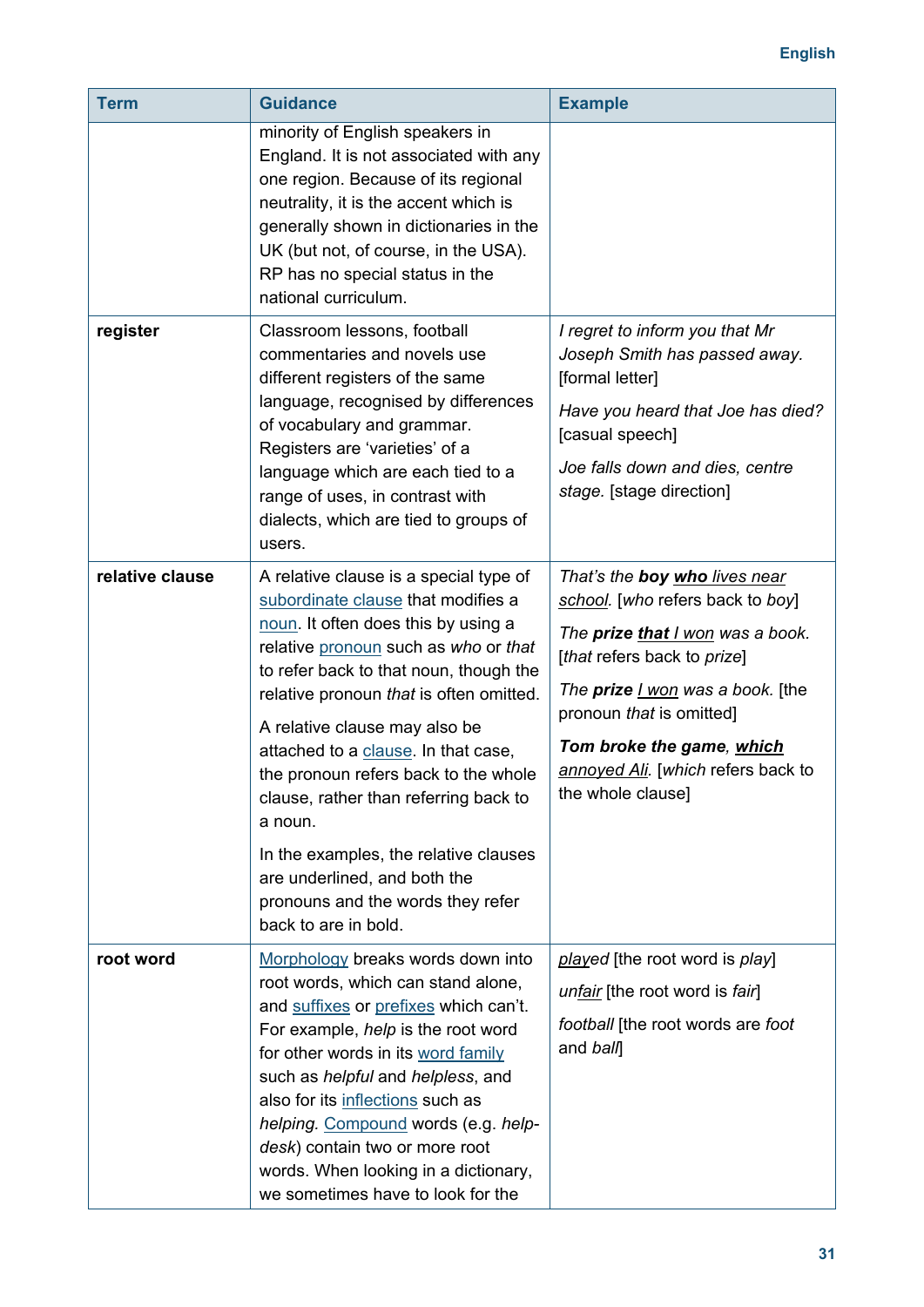| Term | Guidance | Example |
|---|---|---|
| | minority of English speakers in England. It is not associated with any one region. Because of its regional neutrality, it is the accent which is generally shown in dictionaries in the UK (but not, of course, in the USA). RP has no special status in the national curriculum. | |
| **register** | Classroom lessons, football commentaries and novels use different registers of the same language, recognised by differences of vocabulary and grammar. Registers are 'varieties' of a language which are each tied to a range of uses, in contrast with dialects, which are tied to groups of users. | *I regret to inform you that Mr Joseph Smith has passed away.* [formal letter]<br><br>*Have you heard that Joe has died?* [casual speech]<br><br>*Joe falls down and dies, centre stage.* [stage direction] |
| **relative clause** | A relative clause is a special type of subordinate clause that modifies a noun. It often does this by using a relative pronoun such as *who* or *that* to refer back to that noun, though the relative pronoun *that* is often omitted.<br><br>A relative clause may also be attached to a clause. In that case, the pronoun refers back to the whole clause, rather than referring back to a noun.<br><br>In the examples, the relative clauses are underlined, and both the pronouns and the words they refer back to are in bold. | *That's the **boy** <u>**who** lives near school</u>.* [*who* refers back to *boy*]<br><br>*The **prize** <u>**that** I won</u> was a book.* [*that* refers back to *prize*]<br><br>*The **prize** <u>I won</u> was a book.* [the pronoun *that* is omitted]<br><br>***Tom broke the game**, <u>**which** annoyed Ali</u>.* [*which* refers back to the whole clause] |
| **root word** | Morphology breaks words down into root words, which can stand alone, and suffixes or prefixes which can't. For example, *help* is the root word for other words in its word family such as *helpful* and *helpless*, and also for its inflections such as *helping*. Compound words (e.g. *help-desk*) contain two or more root words. When looking in a dictionary, we sometimes have to look for the | *<u>play</u>ed* [the root word is *play*]<br><br>*un<u>fair</u>* [the root word is *fair*]<br><br>*football* [the root words are *foot* and *ball*] |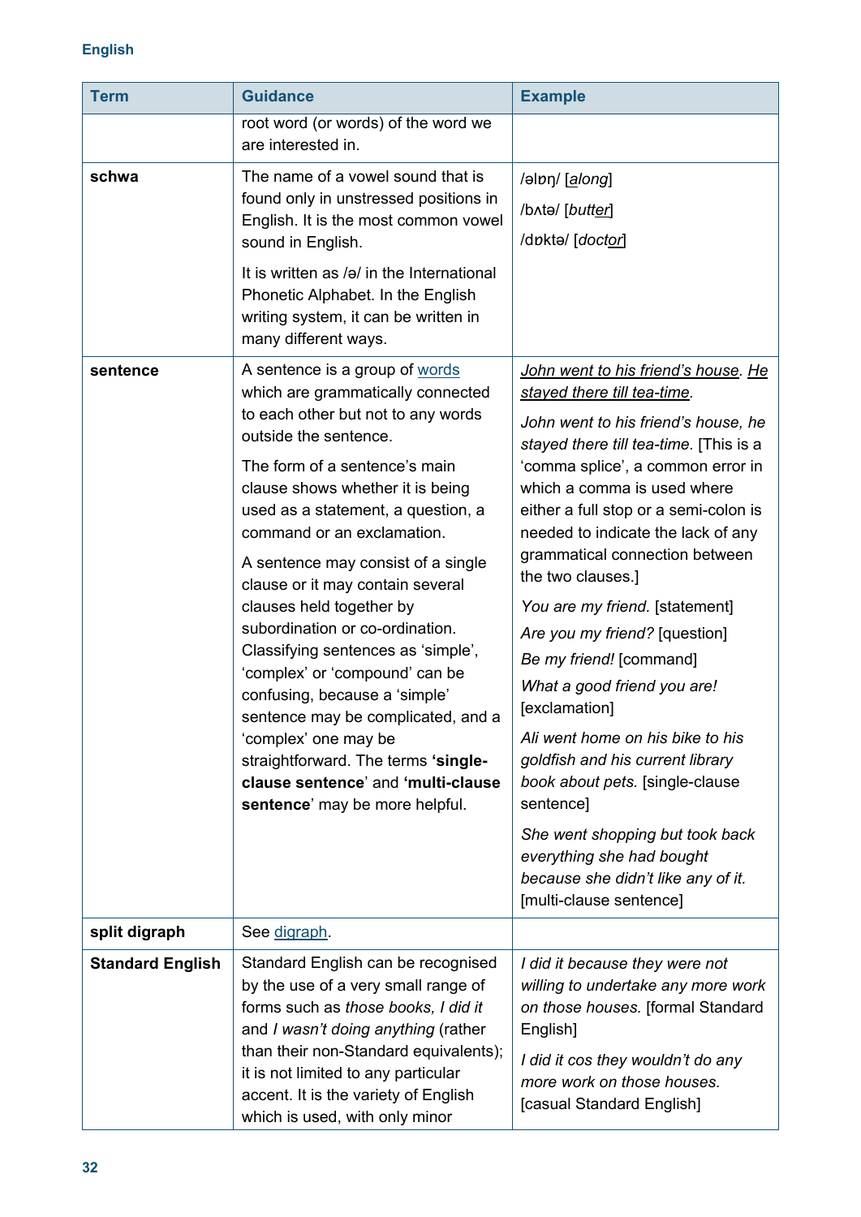| Term | Guidance | Example |
|---|---|---|
| | root word (or words) of the word we are interested in. | |
| **schwa** | The name of a vowel sound that is found only in unstressed positions in English. It is the most common vowel sound in English.<br><br>It is written as /ə/ in the International Phonetic Alphabet. In the English writing system, it can be written in many different ways. | /əlɒŋ/ [*<u>a</u>long*]<br><br>/bʌtə/ [*butt<u>er</u>*]<br><br>/dɒktə/ [*doct<u>or</u>*] |
| **sentence** | A sentence is a group of words which are grammatically connected to each other but not to any words outside the sentence.<br><br>The form of a sentence's main clause shows whether it is being used as a statement, a question, a command or an exclamation.<br><br>A sentence may consist of a single clause or it may contain several clauses held together by subordination or co-ordination. Classifying sentences as 'simple', 'complex' or 'compound' can be confusing, because a 'simple' sentence may be complicated, and a 'complex' one may be straightforward. The terms **'single-clause sentence**' and **'multi-clause sentence**' may be more helpful. | *<u>John went to his friend's house</u>. <u>He stayed there till tea-time</u>.*<br><br>*John went to his friend's house, he stayed there till tea-time.* [This is a 'comma splice', a common error in which a comma is used where either a full stop or a semi-colon is needed to indicate the lack of any grammatical connection between the two clauses.]<br><br>*You are my friend.* [statement]<br><br>*Are you my friend?* [question]<br><br>*Be my friend!* [command]<br><br>*What a good friend you are!* [exclamation]<br><br>*Ali went home on his bike to his goldfish and his current library book about pets.* [single-clause sentence]<br><br>*She went shopping but took back everything she had bought because she didn't like any of it.* [multi-clause sentence] |
| **split digraph** | See digraph. | |
| **Standard English** | Standard English can be recognised by the use of a very small range of forms such as *those books, I did it* and *I wasn't doing anything* (rather than their non-Standard equivalents); it is not limited to any particular accent. It is the variety of English which is used, with only minor | *I did it because they were not willing to undertake any more work on those houses.* [formal Standard English]<br><br>*I did it cos they wouldn't do any more work on those houses.* [casual Standard English] |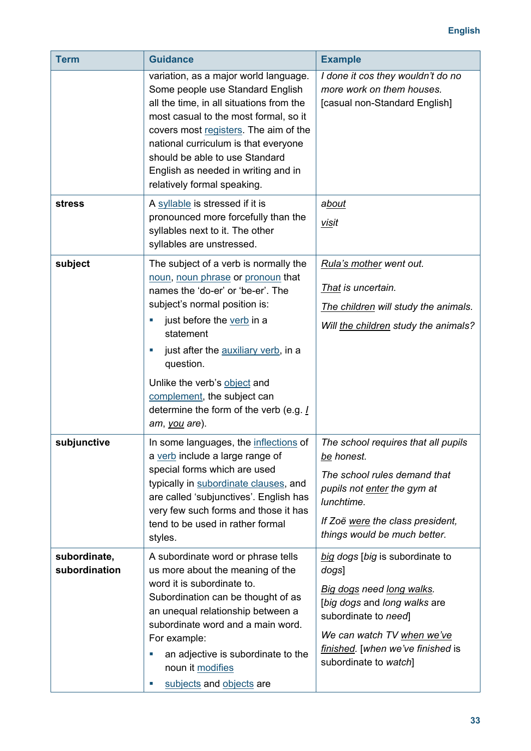| Term | Guidance | Example |
|---|---|---|
| | variation, as a major world language. Some people use Standard English all the time, in all situations from the most casual to the most formal, so it covers most registers. The aim of the national curriculum is that everyone should be able to use Standard English as needed in writing and in relatively formal speaking. | *I done it cos they wouldn't do no more work on them houses.* [casual non-Standard English] |
| **stress** | A syllable is stressed if it is pronounced more forcefully than the syllables next to it. The other syllables are unstressed. | *about*<br><br>*visit* |
| **subject** | The subject of a verb is normally the noun, noun phrase or pronoun that names the 'do-er' or 'be-er'. The subject's normal position is:<br>▪ just before the verb in a statement<br>▪ just after the auxiliary verb, in a question.<br><br>Unlike the verb's object and complement, the subject can determine the form of the verb (e.g. *I am*, *you are*). | *Rula's mother went out.*<br><br>*That is uncertain.*<br><br>*The children will study the animals.*<br><br>*Will the children study the animals?* |
| **subjunctive** | In some languages, the inflections of a verb include a large range of special forms which are used typically in subordinate clauses, and are called 'subjunctives'. English has very few such forms and those it has tend to be used in rather formal styles. | *The school requires that all pupils be honest.*<br><br>*The school rules demand that pupils not enter the gym at lunchtime.*<br><br>*If Zoë were the class president, things would be much better.* |
| **subordinate, subordination** | A subordinate word or phrase tells us more about the meaning of the word it is subordinate to. Subordination can be thought of as an unequal relationship between a subordinate word and a main word. For example:<br>▪ an adjective is subordinate to the noun it modifies<br>▪ subjects and objects are | *big dogs* [*big* is subordinate to *dogs*]<br><br>*Big dogs need long walks.* [*big dogs* and *long walks* are subordinate to *need*]<br><br>*We can watch TV when we've finished.* [*when we've finished* is subordinate to *watch*] |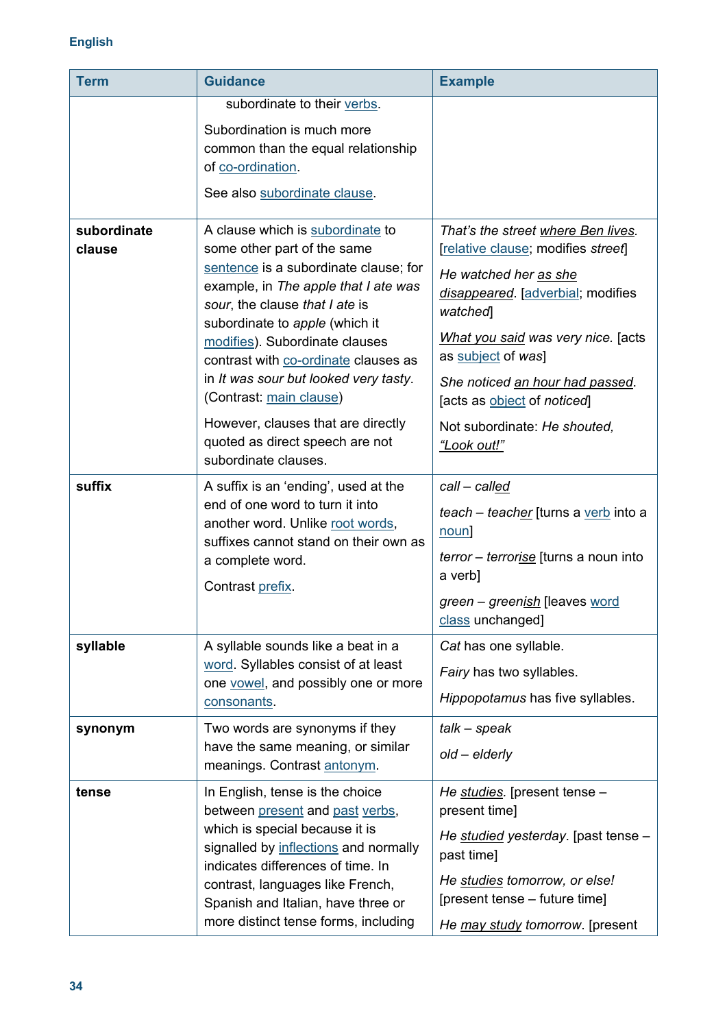| Term | Guidance | Example |
|---|---|---|
| | subordinate to their verbs.<br><br>Subordination is much more common than the equal relationship of co-ordination.<br><br>See also subordinate clause. | |
| **subordinate clause** | A clause which is subordinate to some other part of the same sentence is a subordinate clause; for example, in *The apple that I ate was sour*, the clause *that I ate* is subordinate to *apple* (which it modifies). Subordinate clauses contrast with co-ordinate clauses as in *It was sour but looked very tasty*. (Contrast: main clause)<br><br>However, clauses that are directly quoted as direct speech are not subordinate clauses. | *That's the street where Ben lives.* [relative clause; modifies *street*]<br><br>*He watched her as she disappeared.* [adverbial; modifies *watched*]<br><br>*What you said was very nice.* [acts as subject of *was*]<br><br>*She noticed an hour had passed.* [acts as object of *noticed*]<br><br>Not subordinate: *He shouted, "Look out!"* |
| **suffix** | A suffix is an 'ending', used at the end of one word to turn it into another word. Unlike root words, suffixes cannot stand on their own as a complete word.<br><br>Contrast prefix. | *call – called*<br><br>*teach – teacher* [turns a verb into a noun]<br><br>*terror – terrorise* [turns a noun into a verb]<br><br>*green – greenish* [leaves word class unchanged] |
| **syllable** | A syllable sounds like a beat in a word. Syllables consist of at least one vowel, and possibly one or more consonants. | *Cat* has one syllable.<br><br>*Fairy* has two syllables.<br><br>*Hippopotamus* has five syllables. |
| **synonym** | Two words are synonyms if they have the same meaning, or similar meanings. Contrast antonym. | *talk – speak*<br><br>*old – elderly* |
| **tense** | In English, tense is the choice between present and past verbs, which is special because it is signalled by inflections and normally indicates differences of time. In contrast, languages like French, Spanish and Italian, have three or more distinct tense forms, including | *He studies.* [present tense – present time]<br><br>*He studied yesterday.* [past tense – past time]<br><br>*He studies tomorrow, or else!* [present tense – future time]<br><br>*He may study tomorrow.* [present |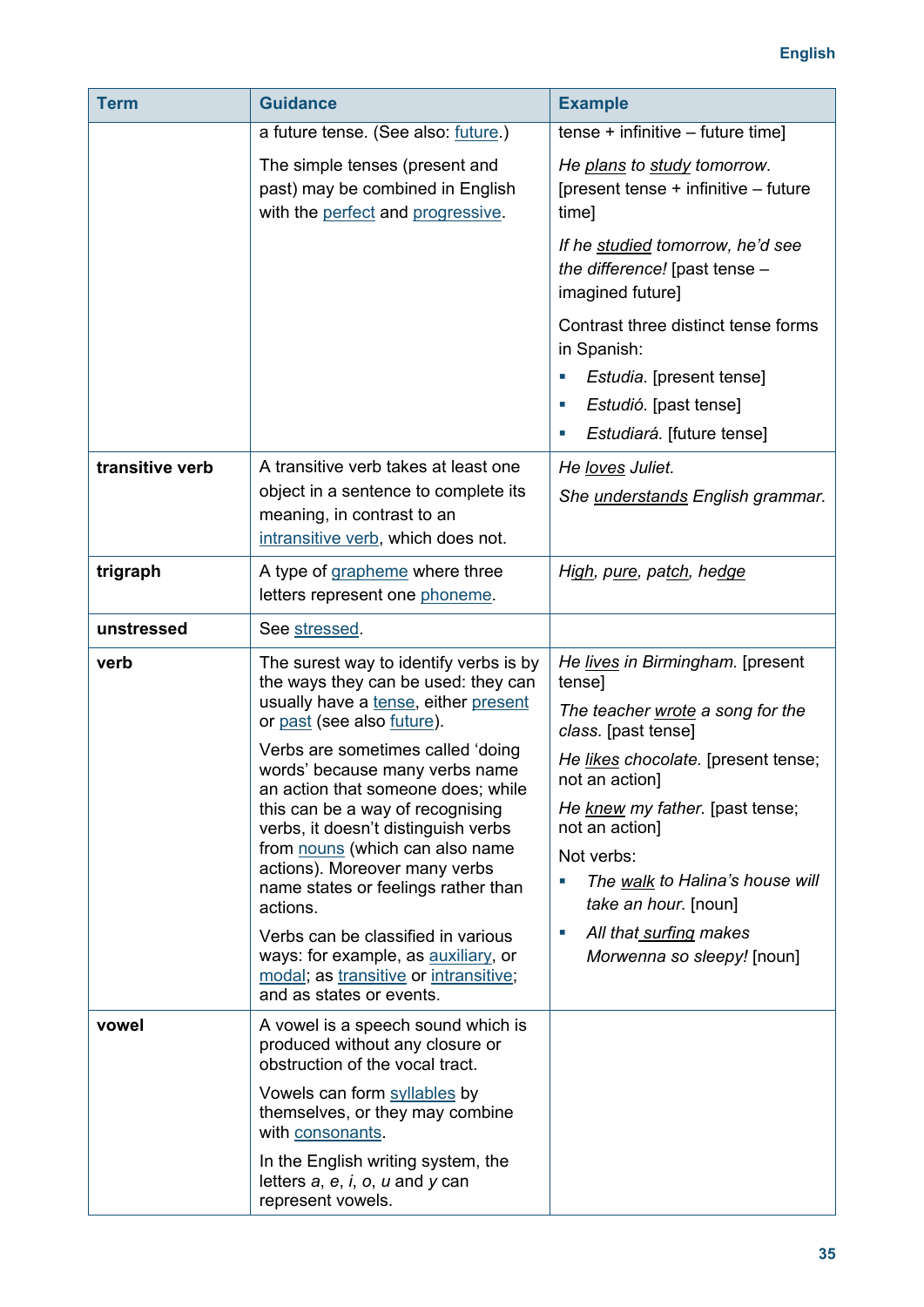| Term | Guidance | Example |
|---|---|---|
| | a future tense. (See also: future.)<br><br>The simple tenses (present and past) may be combined in English with the perfect and progressive. | tense + infinitive – future time]<br><br>*He plans to study tomorrow.* [present tense + infinitive – future time]<br><br>*If he studied tomorrow, he'd see the difference!* [past tense – imagined future]<br><br>Contrast three distinct tense forms in Spanish:<br>▪ *Estudia.* [present tense]<br>▪ *Estudió.* [past tense]<br>▪ *Estudiará.* [future tense] |
| **transitive verb** | A transitive verb takes at least one object in a sentence to complete its meaning, in contrast to an intransitive verb, which does not. | *He loves Juliet.*<br><br>*She understands English grammar.* |
| **trigraph** | A type of grapheme where three letters represent one phoneme. | *High, pure, patch, hedge* |
| **unstressed** | See stressed. | |
| **verb** | The surest way to identify verbs is by the ways they can be used: they can usually have a tense, either present or past (see also future).<br><br>Verbs are sometimes called 'doing words' because many verbs name an action that someone does; while this can be a way of recognising verbs, it doesn't distinguish verbs from nouns (which can also name actions). Moreover many verbs name states or feelings rather than actions.<br><br>Verbs can be classified in various ways: for example, as auxiliary, or modal; as transitive or intransitive; and as states or events. | *He lives in Birmingham.* [present tense]<br><br>*The teacher wrote a song for the class.* [past tense]<br><br>*He likes chocolate.* [present tense; not an action]<br><br>*He knew my father.* [past tense; not an action]<br><br>Not verbs:<br>▪ *The walk to Halina's house will take an hour.* [noun]<br>▪ *All that surfing makes Morwenna so sleepy!* [noun] |
| **vowel** | A vowel is a speech sound which is produced without any closure or obstruction of the vocal tract.<br><br>Vowels can form syllables by themselves, or they may combine with consonants.<br><br>In the English writing system, the letters *a*, *e*, *i*, *o*, *u* and *y* can represent vowels. | |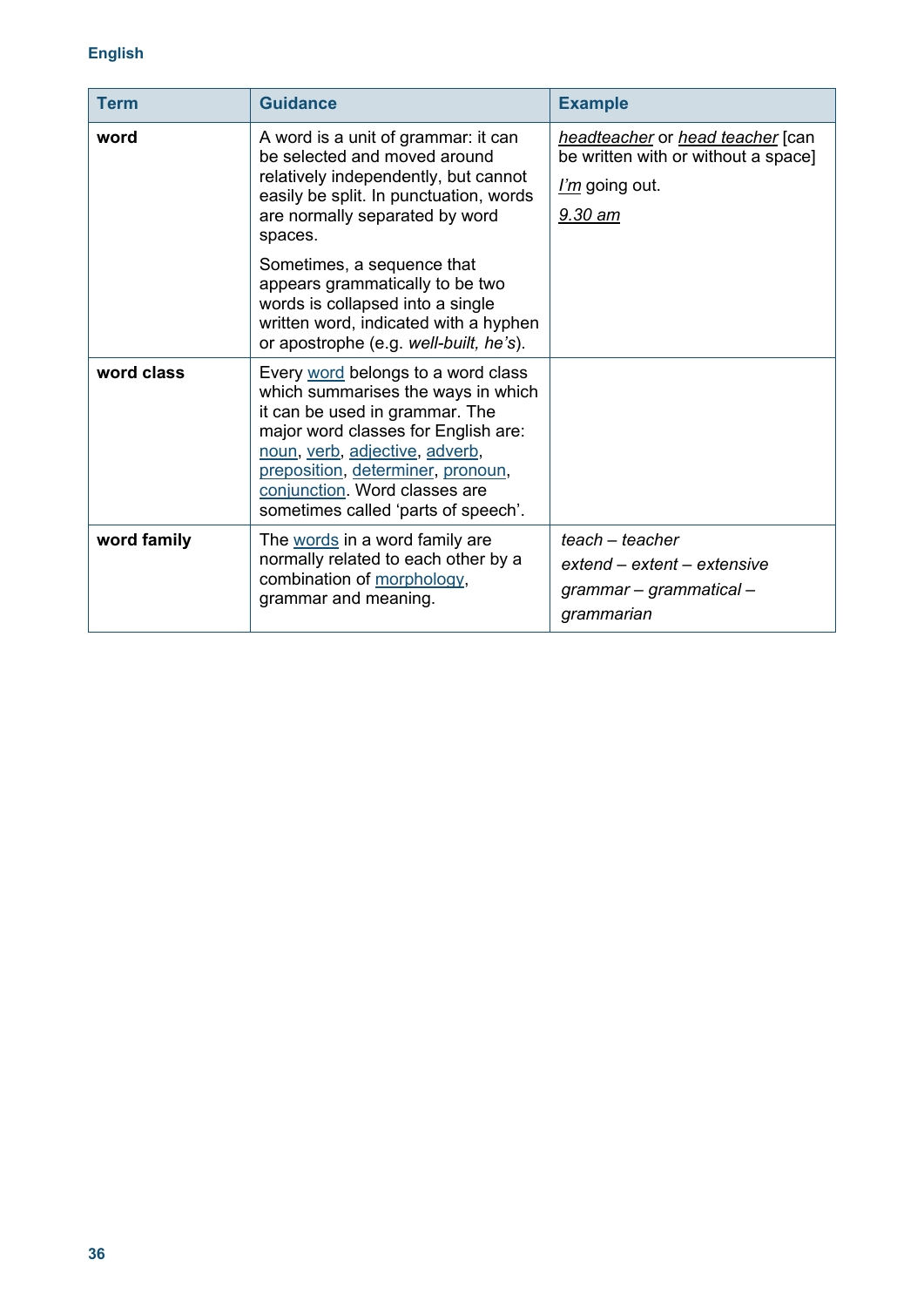| Term | Guidance | Example |
|---|---|---|
| **word** | A word is a unit of grammar: it can be selected and moved around relatively independently, but cannot easily be split. In punctuation, words are normally separated by word spaces.<br><br>Sometimes, a sequence that appears grammatically to be two words is collapsed into a single written word, indicated with a hyphen or apostrophe (e.g. *well-built, he's*). | *headteacher* or *head teacher* [can be written with or without a space]<br><br>*I'm* going out.<br><br>*9.30 am* |
| **word class** | Every word belongs to a word class which summarises the ways in which it can be used in grammar. The major word classes for English are: noun, verb, adjective, adverb, preposition, determiner, pronoun, conjunction. Word classes are sometimes called 'parts of speech'. | |
| **word family** | The words in a word family are normally related to each other by a combination of morphology, grammar and meaning. | *teach – teacher*<br><br>*extend – extent – extensive*<br><br>*grammar – grammatical – grammarian* |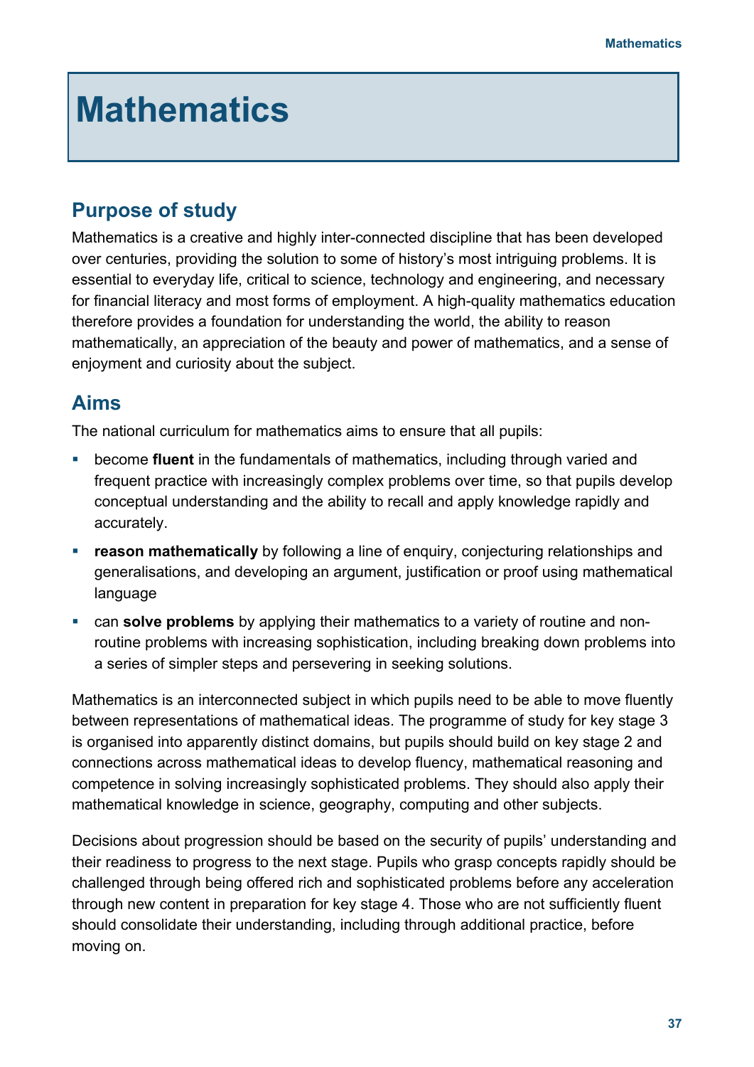# Mathematics

## Purpose of study

Mathematics is a creative and highly inter-connected discipline that has been developed over centuries, providing the solution to some of history's most intriguing problems. It is essential to everyday life, critical to science, technology and engineering, and necessary for financial literacy and most forms of employment. A high-quality mathematics education therefore provides a foundation for understanding the world, the ability to reason mathematically, an appreciation of the beauty and power of mathematics, and a sense of enjoyment and curiosity about the subject.

## Aims

The national curriculum for mathematics aims to ensure that all pupils:

- become **fluent** in the fundamentals of mathematics, including through varied and frequent practice with increasingly complex problems over time, so that pupils develop conceptual understanding and the ability to recall and apply knowledge rapidly and accurately.
- **reason mathematically** by following a line of enquiry, conjecturing relationships and generalisations, and developing an argument, justification or proof using mathematical language
- can **solve problems** by applying their mathematics to a variety of routine and non-routine problems with increasing sophistication, including breaking down problems into a series of simpler steps and persevering in seeking solutions.

Mathematics is an interconnected subject in which pupils need to be able to move fluently between representations of mathematical ideas. The programme of study for key stage 3 is organised into apparently distinct domains, but pupils should build on key stage 2 and connections across mathematical ideas to develop fluency, mathematical reasoning and competence in solving increasingly sophisticated problems. They should also apply their mathematical knowledge in science, geography, computing and other subjects.

Decisions about progression should be based on the security of pupils' understanding and their readiness to progress to the next stage. Pupils who grasp concepts rapidly should be challenged through being offered rich and sophisticated problems before any acceleration through new content in preparation for key stage 4. Those who are not sufficiently fluent should consolidate their understanding, including through additional practice, before moving on.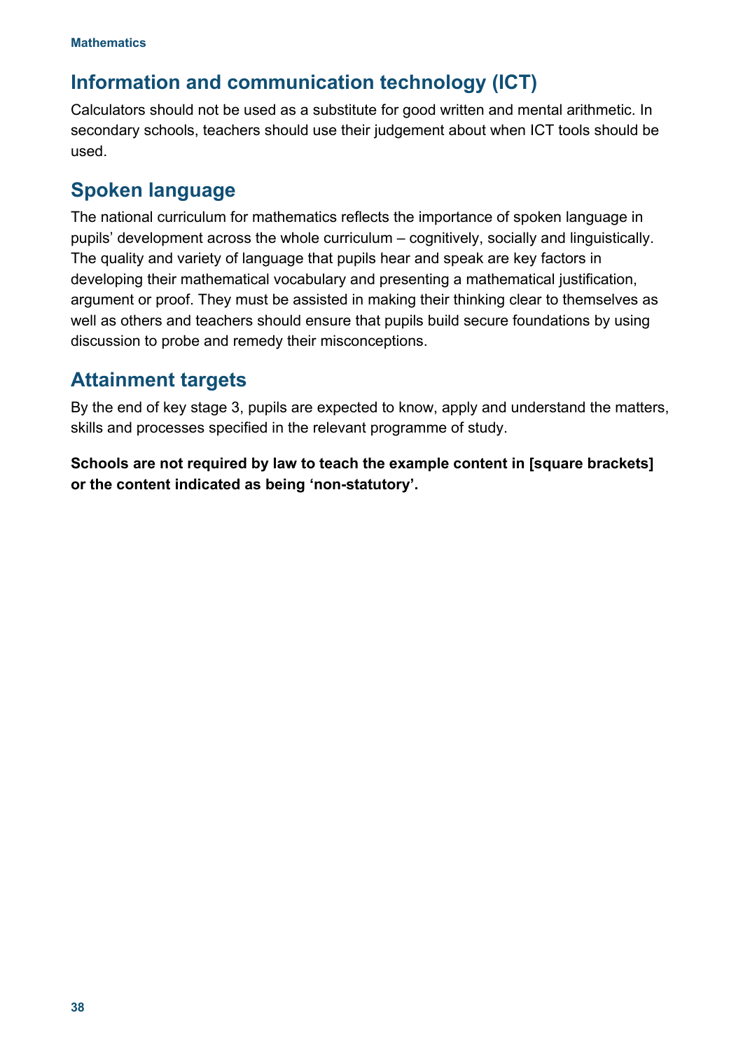## Information and communication technology (ICT)

Calculators should not be used as a substitute for good written and mental arithmetic. In secondary schools, teachers should use their judgement about when ICT tools should be used.

## Spoken language

The national curriculum for mathematics reflects the importance of spoken language in pupils' development across the whole curriculum – cognitively, socially and linguistically. The quality and variety of language that pupils hear and speak are key factors in developing their mathematical vocabulary and presenting a mathematical justification, argument or proof. They must be assisted in making their thinking clear to themselves as well as others and teachers should ensure that pupils build secure foundations by using discussion to probe and remedy their misconceptions.

## Attainment targets

By the end of key stage 3, pupils are expected to know, apply and understand the matters, skills and processes specified in the relevant programme of study.

**Schools are not required by law to teach the example content in [square brackets] or the content indicated as being 'non-statutory'.**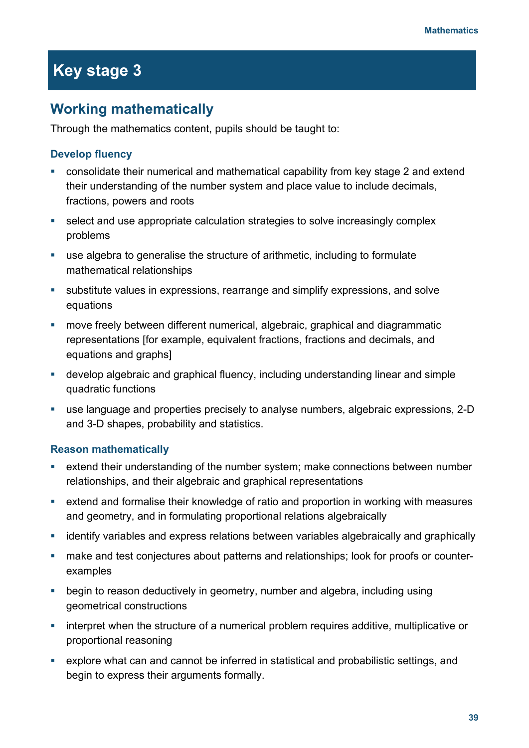# Key stage 3

## Working mathematically

Through the mathematics content, pupils should be taught to:

### Develop fluency

- consolidate their numerical and mathematical capability from key stage 2 and extend their understanding of the number system and place value to include decimals, fractions, powers and roots
- select and use appropriate calculation strategies to solve increasingly complex problems
- use algebra to generalise the structure of arithmetic, including to formulate mathematical relationships
- substitute values in expressions, rearrange and simplify expressions, and solve equations
- move freely between different numerical, algebraic, graphical and diagrammatic representations [for example, equivalent fractions, fractions and decimals, and equations and graphs]
- develop algebraic and graphical fluency, including understanding linear and simple quadratic functions
- use language and properties precisely to analyse numbers, algebraic expressions, 2-D and 3-D shapes, probability and statistics.

### Reason mathematically

- extend their understanding of the number system; make connections between number relationships, and their algebraic and graphical representations
- extend and formalise their knowledge of ratio and proportion in working with measures and geometry, and in formulating proportional relations algebraically
- identify variables and express relations between variables algebraically and graphically
- make and test conjectures about patterns and relationships; look for proofs or counter-examples
- begin to reason deductively in geometry, number and algebra, including using geometrical constructions
- interpret when the structure of a numerical problem requires additive, multiplicative or proportional reasoning
- explore what can and cannot be inferred in statistical and probabilistic settings, and begin to express their arguments formally.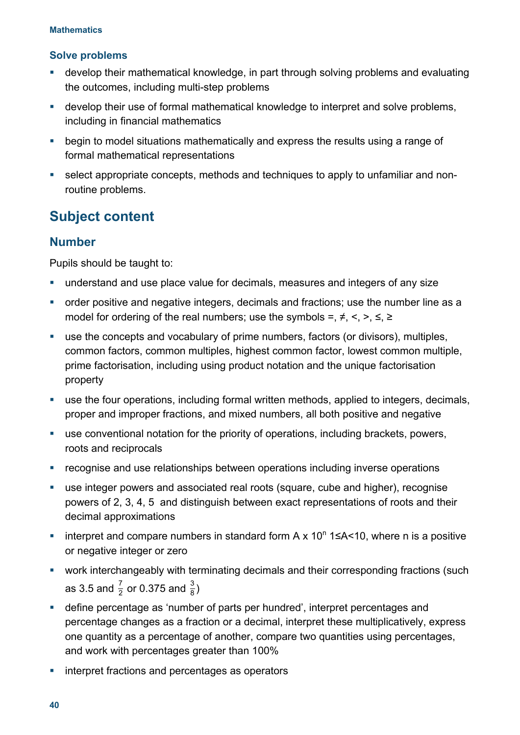### Solve problems

- develop their mathematical knowledge, in part through solving problems and evaluating the outcomes, including multi-step problems
- develop their use of formal mathematical knowledge to interpret and solve problems, including in financial mathematics
- begin to model situations mathematically and express the results using a range of formal mathematical representations
- select appropriate concepts, methods and techniques to apply to unfamiliar and non-routine problems.

## Subject content

### Number

Pupils should be taught to:

- understand and use place value for decimals, measures and integers of any size
- order positive and negative integers, decimals and fractions; use the number line as a model for ordering of the real numbers; use the symbols $=$, $\neq$, $<$, $>$, $\leq$, $\geq$
- use the concepts and vocabulary of prime numbers, factors (or divisors), multiples, common factors, common multiples, highest common factor, lowest common multiple, prime factorisation, including using product notation and the unique factorisation property
- use the four operations, including formal written methods, applied to integers, decimals, proper and improper fractions, and mixed numbers, all both positive and negative
- use conventional notation for the priority of operations, including brackets, powers, roots and reciprocals
- recognise and use relationships between operations including inverse operations
- use integer powers and associated real roots (square, cube and higher), recognise powers of 2, 3, 4, 5 and distinguish between exact representations of roots and their decimal approximations
- interpret and compare numbers in standard form $A \times 10^n$ $1 \leq A < 10$, where n is a positive or negative integer or zero
- work interchangeably with terminating decimals and their corresponding fractions (such as 3.5 and $\frac{7}{2}$ or 0.375 and $\frac{3}{8}$)
- define percentage as 'number of parts per hundred', interpret percentages and percentage changes as a fraction or a decimal, interpret these multiplicatively, express one quantity as a percentage of another, compare two quantities using percentages, and work with percentages greater than 100%
- interpret fractions and percentages as operators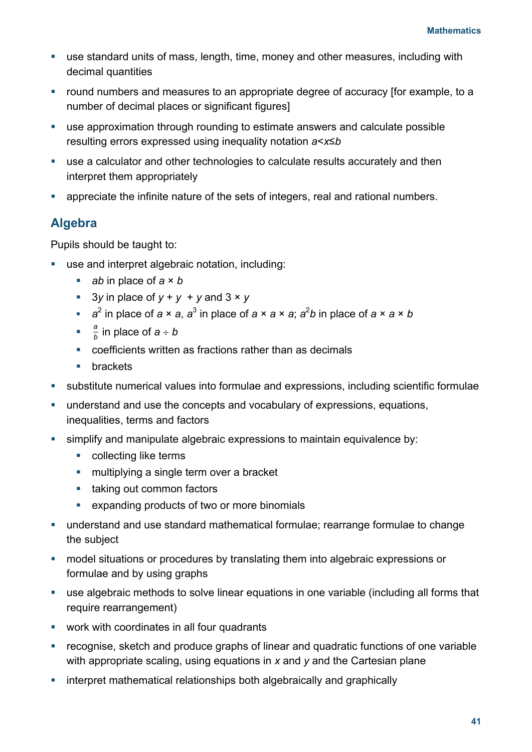- use standard units of mass, length, time, money and other measures, including with decimal quantities
- round numbers and measures to an appropriate degree of accuracy [for example, to a number of decimal places or significant figures]
- use approximation through rounding to estimate answers and calculate possible resulting errors expressed using inequality notation $a<x\leq b$
- use a calculator and other technologies to calculate results accurately and then interpret them appropriately
- appreciate the infinite nature of the sets of integers, real and rational numbers.

## Algebra

Pupils should be taught to:

- use and interpret algebraic notation, including:
  - $ab$ in place of $a \times b$
  - $3y$ in place of $y + y + y$ and $3 \times y$
  - $a^2$ in place of $a \times a$, $a^3$ in place of $a \times a \times a$; $a^2b$ in place of $a \times a \times b$
  - $\frac{a}{b}$ in place of $a \div b$
  - coefficients written as fractions rather than as decimals
  - brackets
- substitute numerical values into formulae and expressions, including scientific formulae
- understand and use the concepts and vocabulary of expressions, equations, inequalities, terms and factors
- simplify and manipulate algebraic expressions to maintain equivalence by:
  - collecting like terms
  - multiplying a single term over a bracket
  - taking out common factors
  - expanding products of two or more binomials
- understand and use standard mathematical formulae; rearrange formulae to change the subject
- model situations or procedures by translating them into algebraic expressions or formulae and by using graphs
- use algebraic methods to solve linear equations in one variable (including all forms that require rearrangement)
- work with coordinates in all four quadrants
- recognise, sketch and produce graphs of linear and quadratic functions of one variable with appropriate scaling, using equations in $x$ and $y$ and the Cartesian plane
- interpret mathematical relationships both algebraically and graphically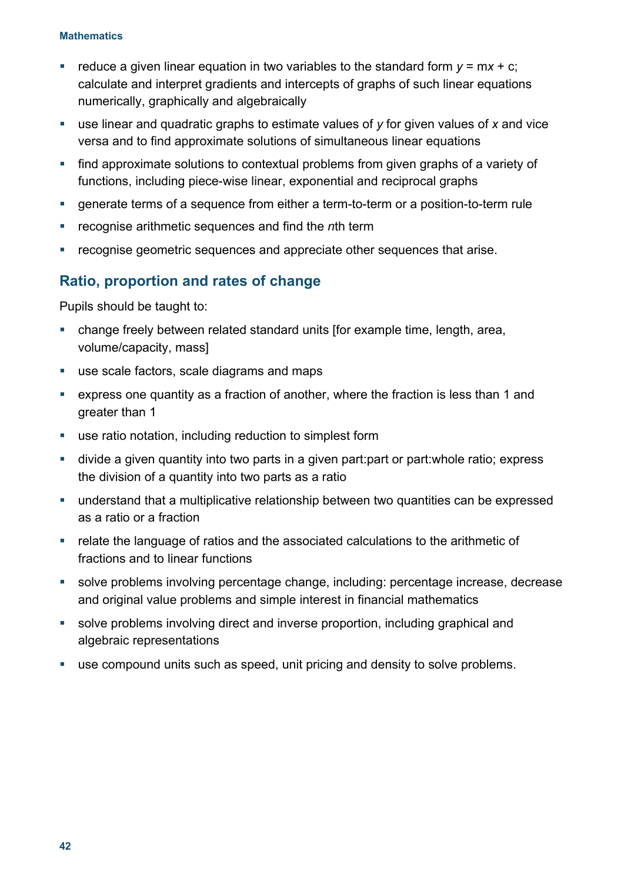- reduce a given linear equation in two variables to the standard form $y = mx + c$; calculate and interpret gradients and intercepts of graphs of such linear equations numerically, graphically and algebraically
- use linear and quadratic graphs to estimate values of $y$ for given values of $x$ and vice versa and to find approximate solutions of simultaneous linear equations
- find approximate solutions to contextual problems from given graphs of a variety of functions, including piece-wise linear, exponential and reciprocal graphs
- generate terms of a sequence from either a term-to-term or a position-to-term rule
- recognise arithmetic sequences and find the $n$th term
- recognise geometric sequences and appreciate other sequences that arise.

## Ratio, proportion and rates of change

Pupils should be taught to:

- change freely between related standard units [for example time, length, area, volume/capacity, mass]
- use scale factors, scale diagrams and maps
- express one quantity as a fraction of another, where the fraction is less than 1 and greater than 1
- use ratio notation, including reduction to simplest form
- divide a given quantity into two parts in a given part:part or part:whole ratio; express the division of a quantity into two parts as a ratio
- understand that a multiplicative relationship between two quantities can be expressed as a ratio or a fraction
- relate the language of ratios and the associated calculations to the arithmetic of fractions and to linear functions
- solve problems involving percentage change, including: percentage increase, decrease and original value problems and simple interest in financial mathematics
- solve problems involving direct and inverse proportion, including graphical and algebraic representations
- use compound units such as speed, unit pricing and density to solve problems.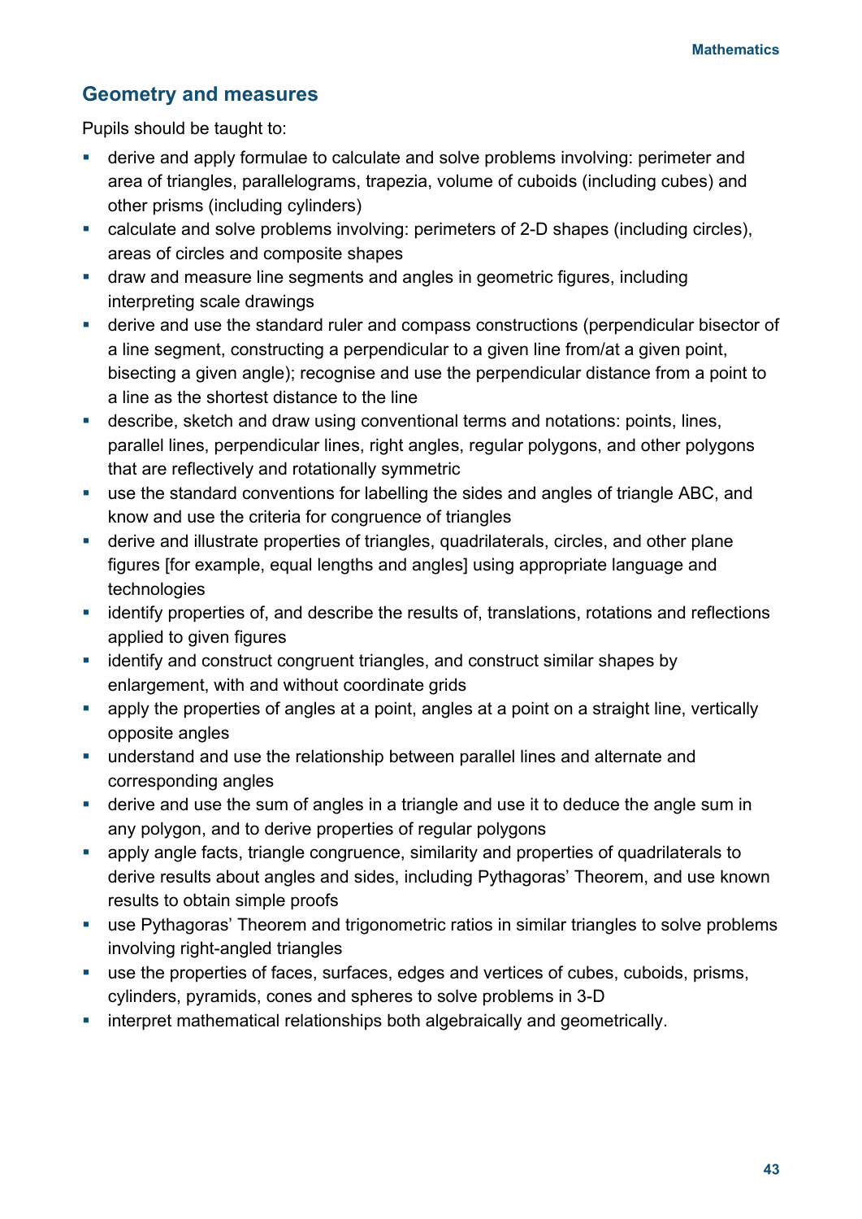## Geometry and measures

Pupils should be taught to:

- derive and apply formulae to calculate and solve problems involving: perimeter and area of triangles, parallelograms, trapezia, volume of cuboids (including cubes) and other prisms (including cylinders)
- calculate and solve problems involving: perimeters of 2-D shapes (including circles), areas of circles and composite shapes
- draw and measure line segments and angles in geometric figures, including interpreting scale drawings
- derive and use the standard ruler and compass constructions (perpendicular bisector of a line segment, constructing a perpendicular to a given line from/at a given point, bisecting a given angle); recognise and use the perpendicular distance from a point to a line as the shortest distance to the line
- describe, sketch and draw using conventional terms and notations: points, lines, parallel lines, perpendicular lines, right angles, regular polygons, and other polygons that are reflectively and rotationally symmetric
- use the standard conventions for labelling the sides and angles of triangle ABC, and know and use the criteria for congruence of triangles
- derive and illustrate properties of triangles, quadrilaterals, circles, and other plane figures [for example, equal lengths and angles] using appropriate language and technologies
- identify properties of, and describe the results of, translations, rotations and reflections applied to given figures
- identify and construct congruent triangles, and construct similar shapes by enlargement, with and without coordinate grids
- apply the properties of angles at a point, angles at a point on a straight line, vertically opposite angles
- understand and use the relationship between parallel lines and alternate and corresponding angles
- derive and use the sum of angles in a triangle and use it to deduce the angle sum in any polygon, and to derive properties of regular polygons
- apply angle facts, triangle congruence, similarity and properties of quadrilaterals to derive results about angles and sides, including Pythagoras' Theorem, and use known results to obtain simple proofs
- use Pythagoras' Theorem and trigonometric ratios in similar triangles to solve problems involving right-angled triangles
- use the properties of faces, surfaces, edges and vertices of cubes, cuboids, prisms, cylinders, pyramids, cones and spheres to solve problems in 3-D
- interpret mathematical relationships both algebraically and geometrically.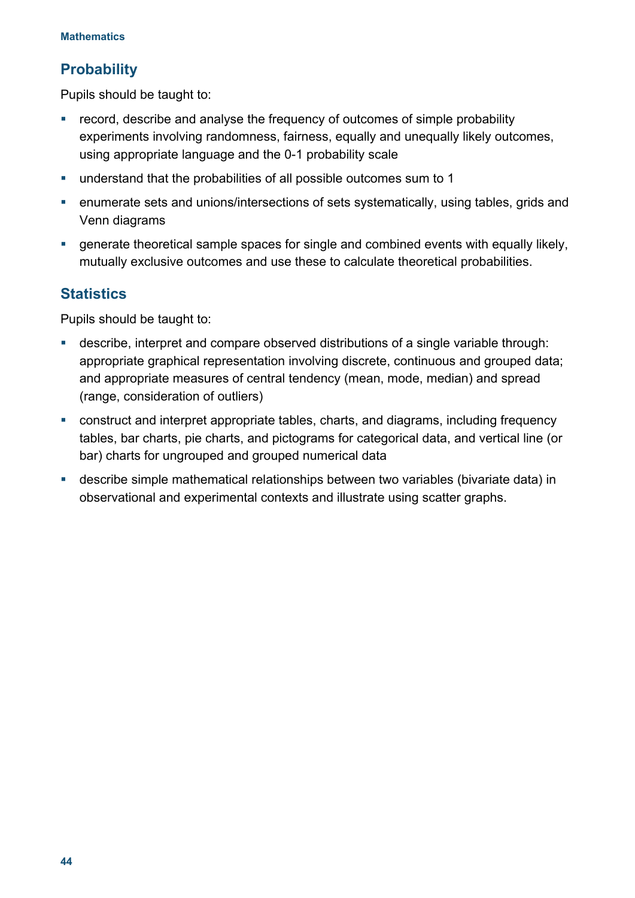## Probability

Pupils should be taught to:

- record, describe and analyse the frequency of outcomes of simple probability experiments involving randomness, fairness, equally and unequally likely outcomes, using appropriate language and the 0-1 probability scale
- understand that the probabilities of all possible outcomes sum to 1
- enumerate sets and unions/intersections of sets systematically, using tables, grids and Venn diagrams
- generate theoretical sample spaces for single and combined events with equally likely, mutually exclusive outcomes and use these to calculate theoretical probabilities.

## Statistics

Pupils should be taught to:

- describe, interpret and compare observed distributions of a single variable through: appropriate graphical representation involving discrete, continuous and grouped data; and appropriate measures of central tendency (mean, mode, median) and spread (range, consideration of outliers)
- construct and interpret appropriate tables, charts, and diagrams, including frequency tables, bar charts, pie charts, and pictograms for categorical data, and vertical line (or bar) charts for ungrouped and grouped numerical data
- describe simple mathematical relationships between two variables (bivariate data) in observational and experimental contexts and illustrate using scatter graphs.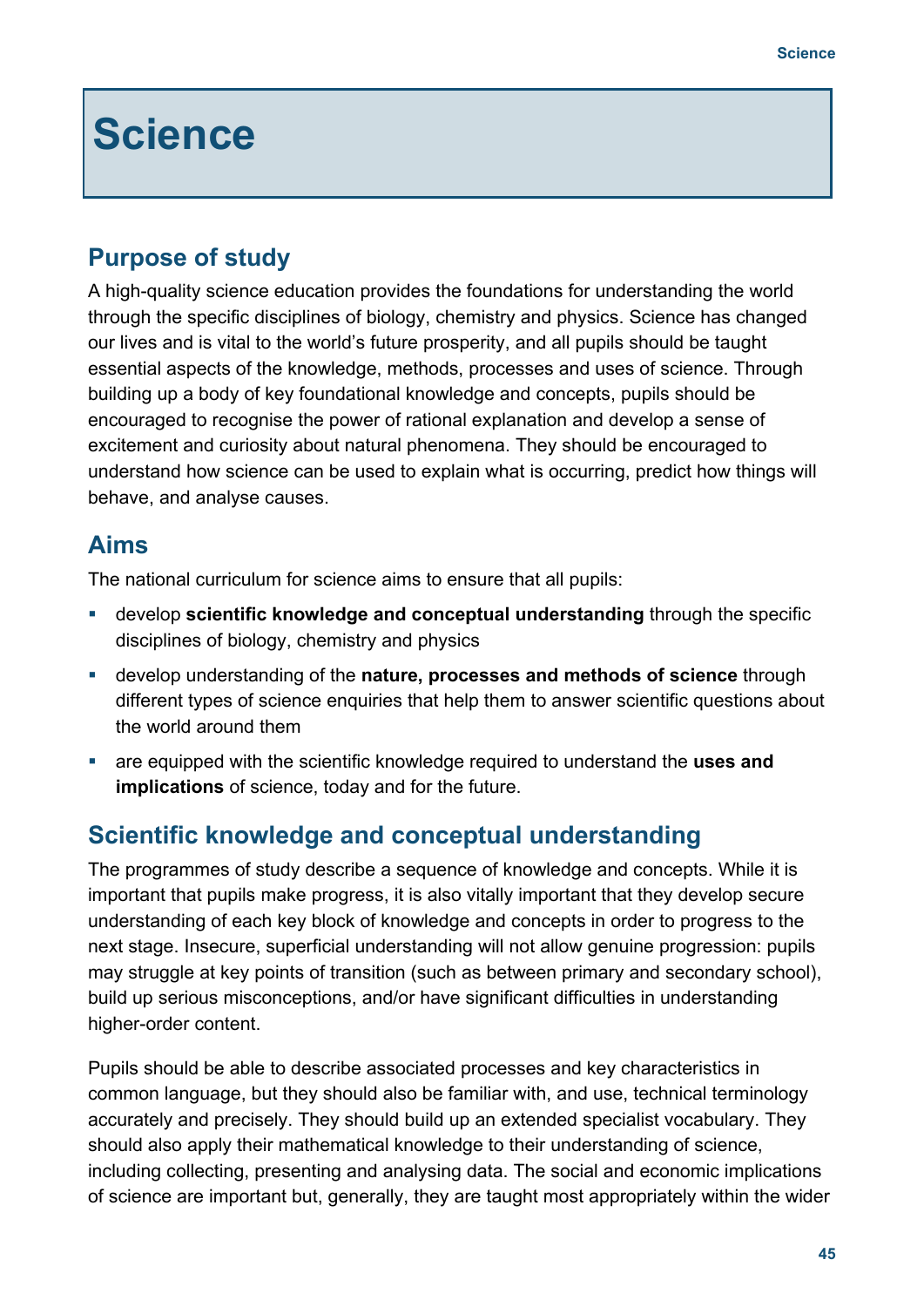# Science

## Purpose of study

A high-quality science education provides the foundations for understanding the world through the specific disciplines of biology, chemistry and physics. Science has changed our lives and is vital to the world's future prosperity, and all pupils should be taught essential aspects of the knowledge, methods, processes and uses of science. Through building up a body of key foundational knowledge and concepts, pupils should be encouraged to recognise the power of rational explanation and develop a sense of excitement and curiosity about natural phenomena. They should be encouraged to understand how science can be used to explain what is occurring, predict how things will behave, and analyse causes.

## Aims

The national curriculum for science aims to ensure that all pupils:

- develop **scientific knowledge and conceptual understanding** through the specific disciplines of biology, chemistry and physics
- develop understanding of the **nature, processes and methods of science** through different types of science enquiries that help them to answer scientific questions about the world around them
- are equipped with the scientific knowledge required to understand the **uses and implications** of science, today and for the future.

## Scientific knowledge and conceptual understanding

The programmes of study describe a sequence of knowledge and concepts. While it is important that pupils make progress, it is also vitally important that they develop secure understanding of each key block of knowledge and concepts in order to progress to the next stage. Insecure, superficial understanding will not allow genuine progression: pupils may struggle at key points of transition (such as between primary and secondary school), build up serious misconceptions, and/or have significant difficulties in understanding higher-order content.

Pupils should be able to describe associated processes and key characteristics in common language, but they should also be familiar with, and use, technical terminology accurately and precisely. They should build up an extended specialist vocabulary. They should also apply their mathematical knowledge to their understanding of science, including collecting, presenting and analysing data. The social and economic implications of science are important but, generally, they are taught most appropriately within the wider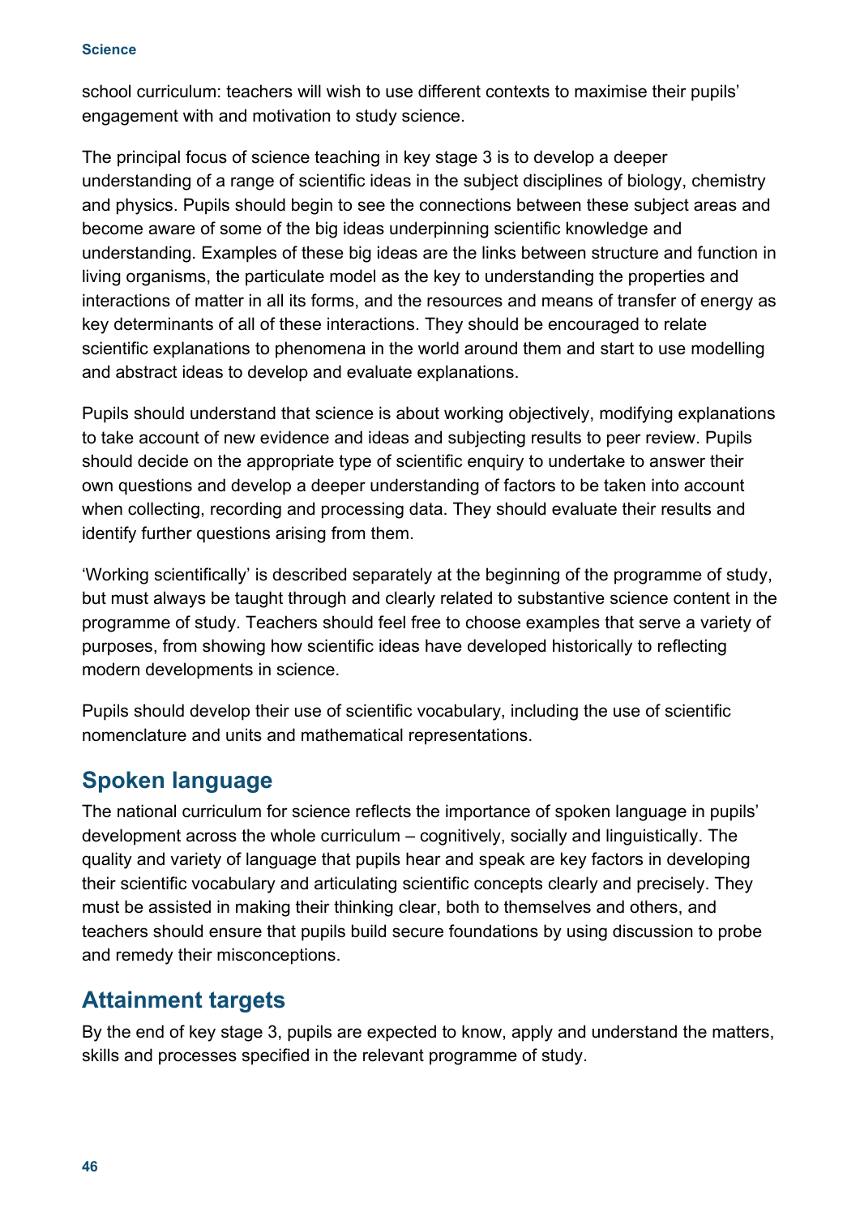school curriculum: teachers will wish to use different contexts to maximise their pupils' engagement with and motivation to study science.

The principal focus of science teaching in key stage 3 is to develop a deeper understanding of a range of scientific ideas in the subject disciplines of biology, chemistry and physics. Pupils should begin to see the connections between these subject areas and become aware of some of the big ideas underpinning scientific knowledge and understanding. Examples of these big ideas are the links between structure and function in living organisms, the particulate model as the key to understanding the properties and interactions of matter in all its forms, and the resources and means of transfer of energy as key determinants of all of these interactions. They should be encouraged to relate scientific explanations to phenomena in the world around them and start to use modelling and abstract ideas to develop and evaluate explanations.

Pupils should understand that science is about working objectively, modifying explanations to take account of new evidence and ideas and subjecting results to peer review. Pupils should decide on the appropriate type of scientific enquiry to undertake to answer their own questions and develop a deeper understanding of factors to be taken into account when collecting, recording and processing data. They should evaluate their results and identify further questions arising from them.

'Working scientifically' is described separately at the beginning of the programme of study, but must always be taught through and clearly related to substantive science content in the programme of study. Teachers should feel free to choose examples that serve a variety of purposes, from showing how scientific ideas have developed historically to reflecting modern developments in science.

Pupils should develop their use of scientific vocabulary, including the use of scientific nomenclature and units and mathematical representations.

## Spoken language

The national curriculum for science reflects the importance of spoken language in pupils' development across the whole curriculum – cognitively, socially and linguistically. The quality and variety of language that pupils hear and speak are key factors in developing their scientific vocabulary and articulating scientific concepts clearly and precisely. They must be assisted in making their thinking clear, both to themselves and others, and teachers should ensure that pupils build secure foundations by using discussion to probe and remedy their misconceptions.

## Attainment targets

By the end of key stage 3, pupils are expected to know, apply and understand the matters, skills and processes specified in the relevant programme of study.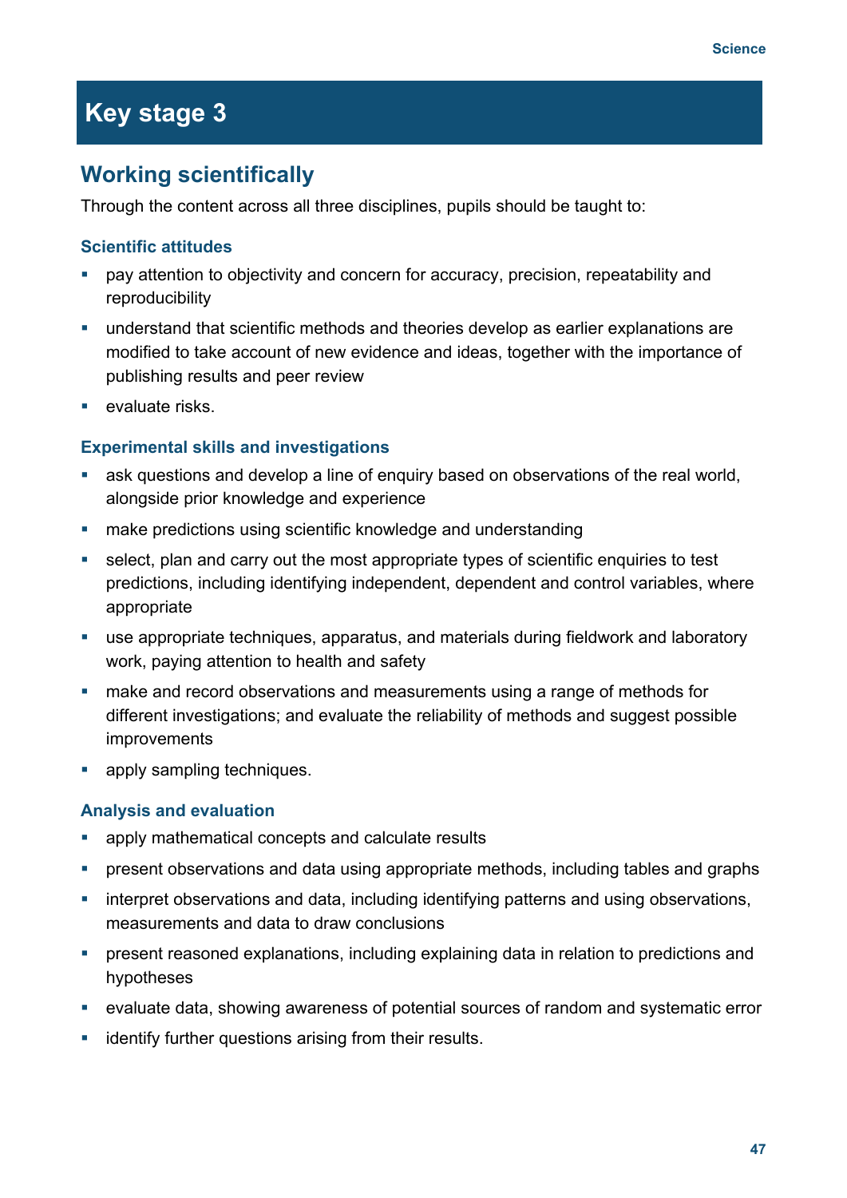# Key stage 3

## Working scientifically

Through the content across all three disciplines, pupils should be taught to:

### Scientific attitudes

- pay attention to objectivity and concern for accuracy, precision, repeatability and reproducibility
- understand that scientific methods and theories develop as earlier explanations are modified to take account of new evidence and ideas, together with the importance of publishing results and peer review
- evaluate risks.

### Experimental skills and investigations

- ask questions and develop a line of enquiry based on observations of the real world, alongside prior knowledge and experience
- make predictions using scientific knowledge and understanding
- select, plan and carry out the most appropriate types of scientific enquiries to test predictions, including identifying independent, dependent and control variables, where appropriate
- use appropriate techniques, apparatus, and materials during fieldwork and laboratory work, paying attention to health and safety
- make and record observations and measurements using a range of methods for different investigations; and evaluate the reliability of methods and suggest possible improvements
- apply sampling techniques.

### Analysis and evaluation

- apply mathematical concepts and calculate results
- present observations and data using appropriate methods, including tables and graphs
- interpret observations and data, including identifying patterns and using observations, measurements and data to draw conclusions
- present reasoned explanations, including explaining data in relation to predictions and hypotheses
- evaluate data, showing awareness of potential sources of random and systematic error
- identify further questions arising from their results.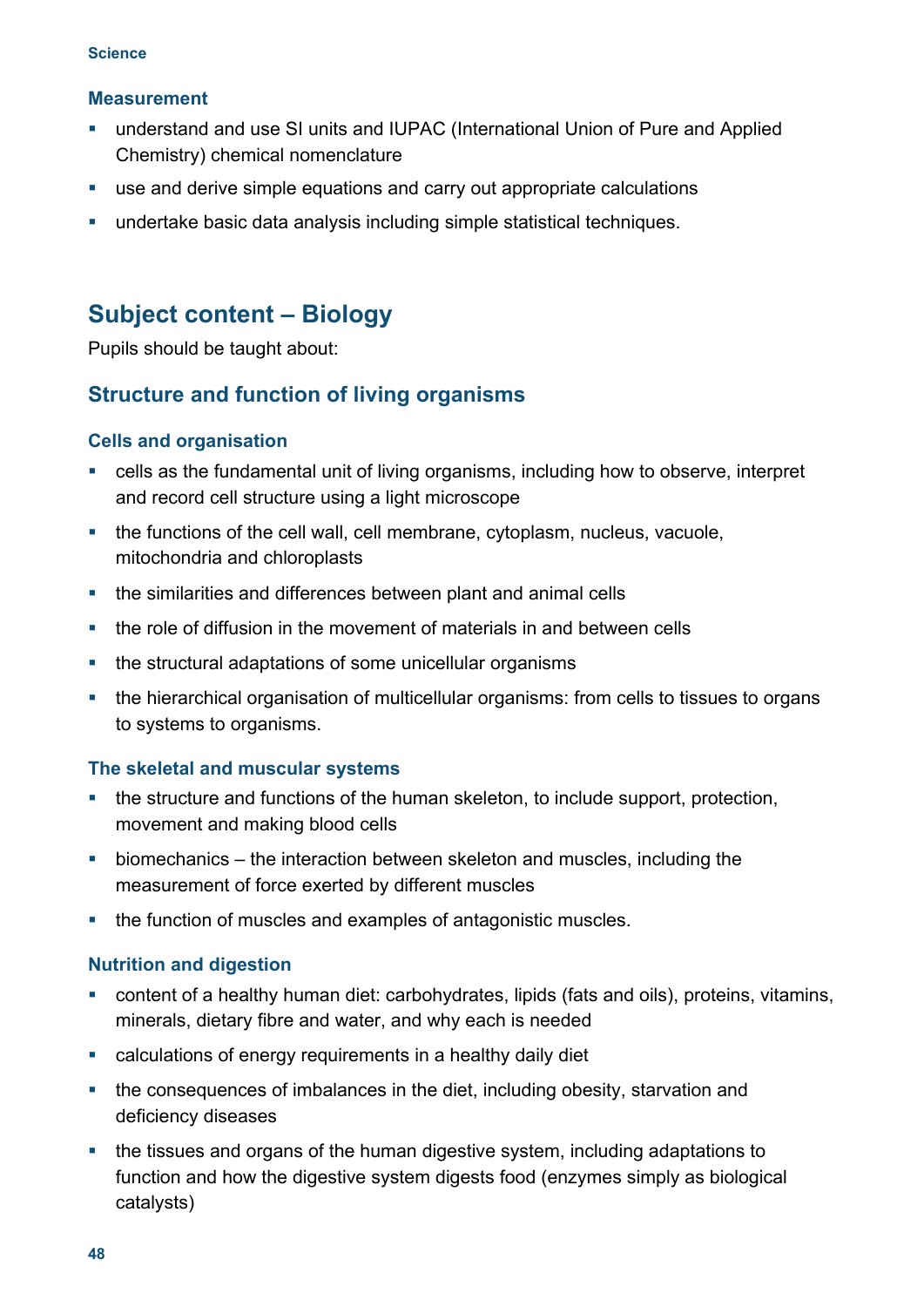### Measurement

- understand and use SI units and IUPAC (International Union of Pure and Applied Chemistry) chemical nomenclature
- use and derive simple equations and carry out appropriate calculations
- undertake basic data analysis including simple statistical techniques.

## Subject content – Biology

Pupils should be taught about:

### Structure and function of living organisms

#### Cells and organisation

- cells as the fundamental unit of living organisms, including how to observe, interpret and record cell structure using a light microscope
- the functions of the cell wall, cell membrane, cytoplasm, nucleus, vacuole, mitochondria and chloroplasts
- the similarities and differences between plant and animal cells
- the role of diffusion in the movement of materials in and between cells
- the structural adaptations of some unicellular organisms
- the hierarchical organisation of multicellular organisms: from cells to tissues to organs to systems to organisms.

#### The skeletal and muscular systems

- the structure and functions of the human skeleton, to include support, protection, movement and making blood cells
- biomechanics – the interaction between skeleton and muscles, including the measurement of force exerted by different muscles
- the function of muscles and examples of antagonistic muscles.

#### Nutrition and digestion

- content of a healthy human diet: carbohydrates, lipids (fats and oils), proteins, vitamins, minerals, dietary fibre and water, and why each is needed
- calculations of energy requirements in a healthy daily diet
- the consequences of imbalances in the diet, including obesity, starvation and deficiency diseases
- the tissues and organs of the human digestive system, including adaptations to function and how the digestive system digests food (enzymes simply as biological catalysts)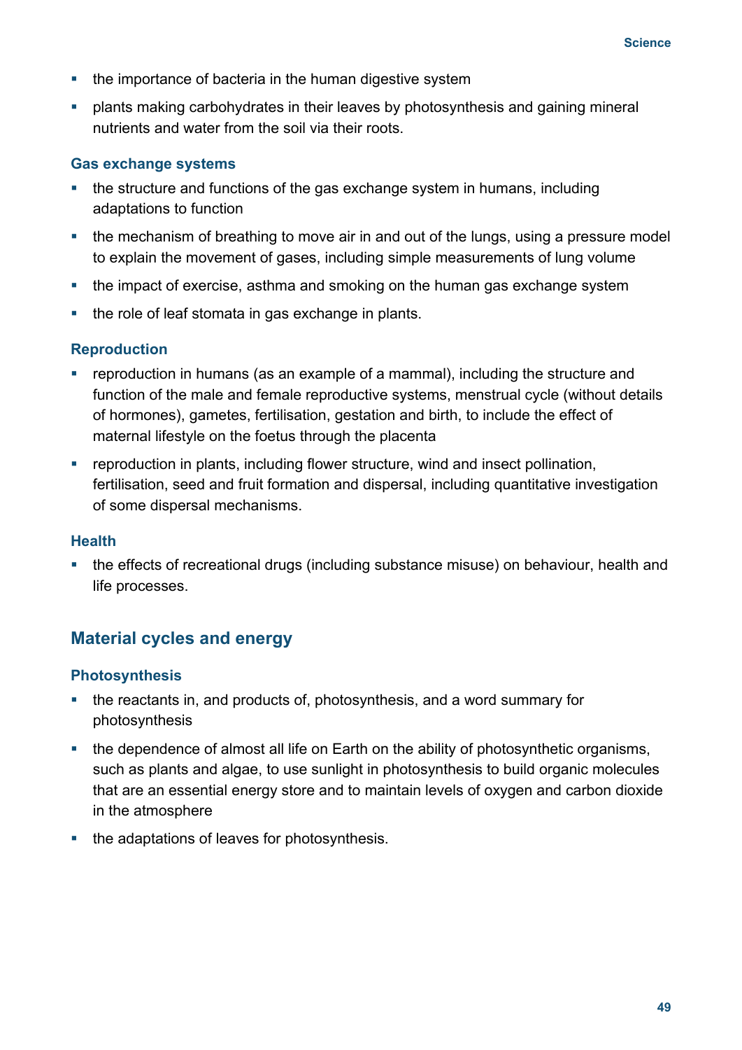- the importance of bacteria in the human digestive system
- plants making carbohydrates in their leaves by photosynthesis and gaining mineral nutrients and water from the soil via their roots.

### Gas exchange systems

- the structure and functions of the gas exchange system in humans, including adaptations to function
- the mechanism of breathing to move air in and out of the lungs, using a pressure model to explain the movement of gases, including simple measurements of lung volume
- the impact of exercise, asthma and smoking on the human gas exchange system
- the role of leaf stomata in gas exchange in plants.

### Reproduction

- reproduction in humans (as an example of a mammal), including the structure and function of the male and female reproductive systems, menstrual cycle (without details of hormones), gametes, fertilisation, gestation and birth, to include the effect of maternal lifestyle on the foetus through the placenta
- reproduction in plants, including flower structure, wind and insect pollination, fertilisation, seed and fruit formation and dispersal, including quantitative investigation of some dispersal mechanisms.

### Health

- the effects of recreational drugs (including substance misuse) on behaviour, health and life processes.

## Material cycles and energy

### Photosynthesis

- the reactants in, and products of, photosynthesis, and a word summary for photosynthesis
- the dependence of almost all life on Earth on the ability of photosynthetic organisms, such as plants and algae, to use sunlight in photosynthesis to build organic molecules that are an essential energy store and to maintain levels of oxygen and carbon dioxide in the atmosphere
- the adaptations of leaves for photosynthesis.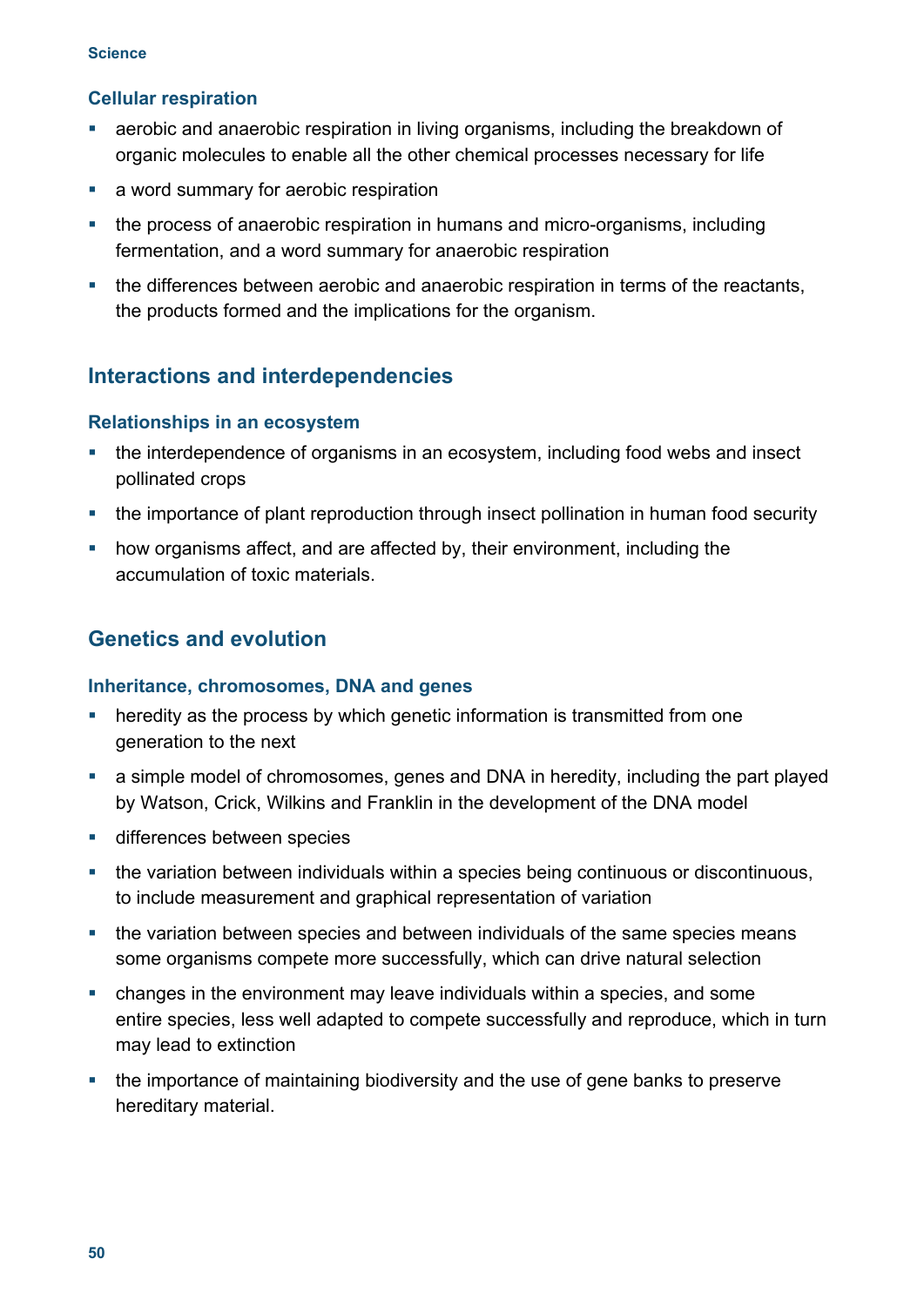### Cellular respiration

- aerobic and anaerobic respiration in living organisms, including the breakdown of organic molecules to enable all the other chemical processes necessary for life
- a word summary for aerobic respiration
- the process of anaerobic respiration in humans and micro-organisms, including fermentation, and a word summary for anaerobic respiration
- the differences between aerobic and anaerobic respiration in terms of the reactants, the products formed and the implications for the organism.

## Interactions and interdependencies

### Relationships in an ecosystem

- the interdependence of organisms in an ecosystem, including food webs and insect pollinated crops
- the importance of plant reproduction through insect pollination in human food security
- how organisms affect, and are affected by, their environment, including the accumulation of toxic materials.

## Genetics and evolution

### Inheritance, chromosomes, DNA and genes

- heredity as the process by which genetic information is transmitted from one generation to the next
- a simple model of chromosomes, genes and DNA in heredity, including the part played by Watson, Crick, Wilkins and Franklin in the development of the DNA model
- differences between species
- the variation between individuals within a species being continuous or discontinuous, to include measurement and graphical representation of variation
- the variation between species and between individuals of the same species means some organisms compete more successfully, which can drive natural selection
- changes in the environment may leave individuals within a species, and some entire species, less well adapted to compete successfully and reproduce, which in turn may lead to extinction
- the importance of maintaining biodiversity and the use of gene banks to preserve hereditary material.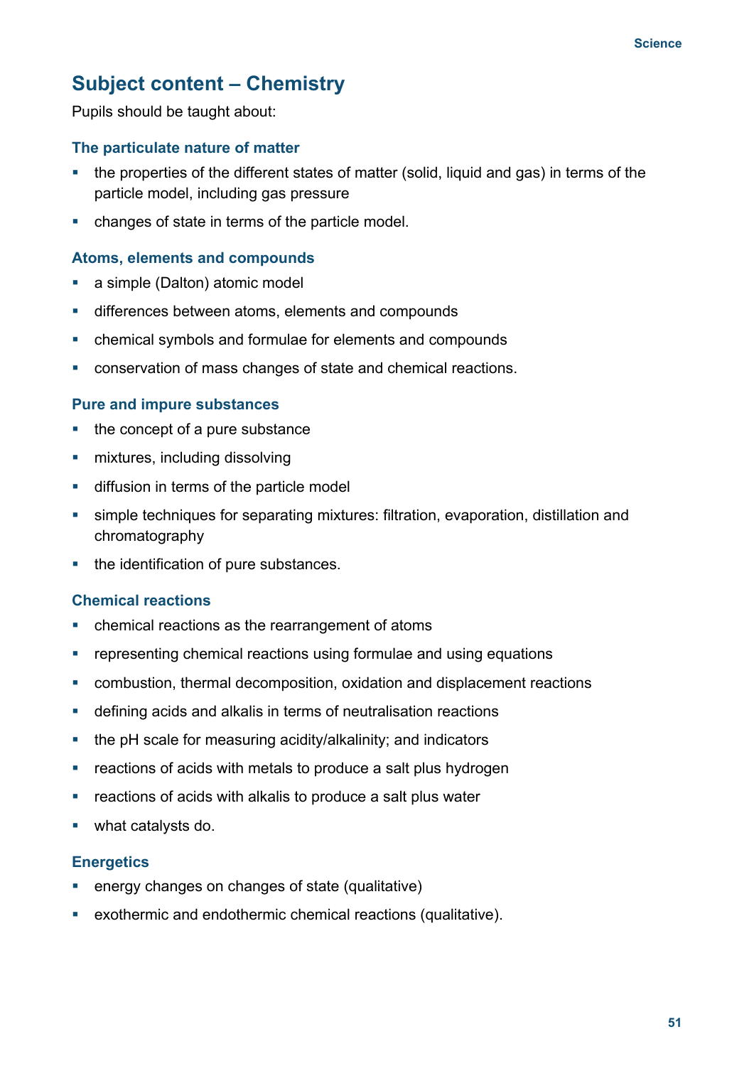## Subject content – Chemistry

Pupils should be taught about:

### The particulate nature of matter

- the properties of the different states of matter (solid, liquid and gas) in terms of the particle model, including gas pressure
- changes of state in terms of the particle model.

### Atoms, elements and compounds

- a simple (Dalton) atomic model
- differences between atoms, elements and compounds
- chemical symbols and formulae for elements and compounds
- conservation of mass changes of state and chemical reactions.

### Pure and impure substances

- the concept of a pure substance
- mixtures, including dissolving
- diffusion in terms of the particle model
- simple techniques for separating mixtures: filtration, evaporation, distillation and chromatography
- the identification of pure substances.

### Chemical reactions

- chemical reactions as the rearrangement of atoms
- representing chemical reactions using formulae and using equations
- combustion, thermal decomposition, oxidation and displacement reactions
- defining acids and alkalis in terms of neutralisation reactions
- the pH scale for measuring acidity/alkalinity; and indicators
- reactions of acids with metals to produce a salt plus hydrogen
- reactions of acids with alkalis to produce a salt plus water
- what catalysts do.

### Energetics

- energy changes on changes of state (qualitative)
- exothermic and endothermic chemical reactions (qualitative).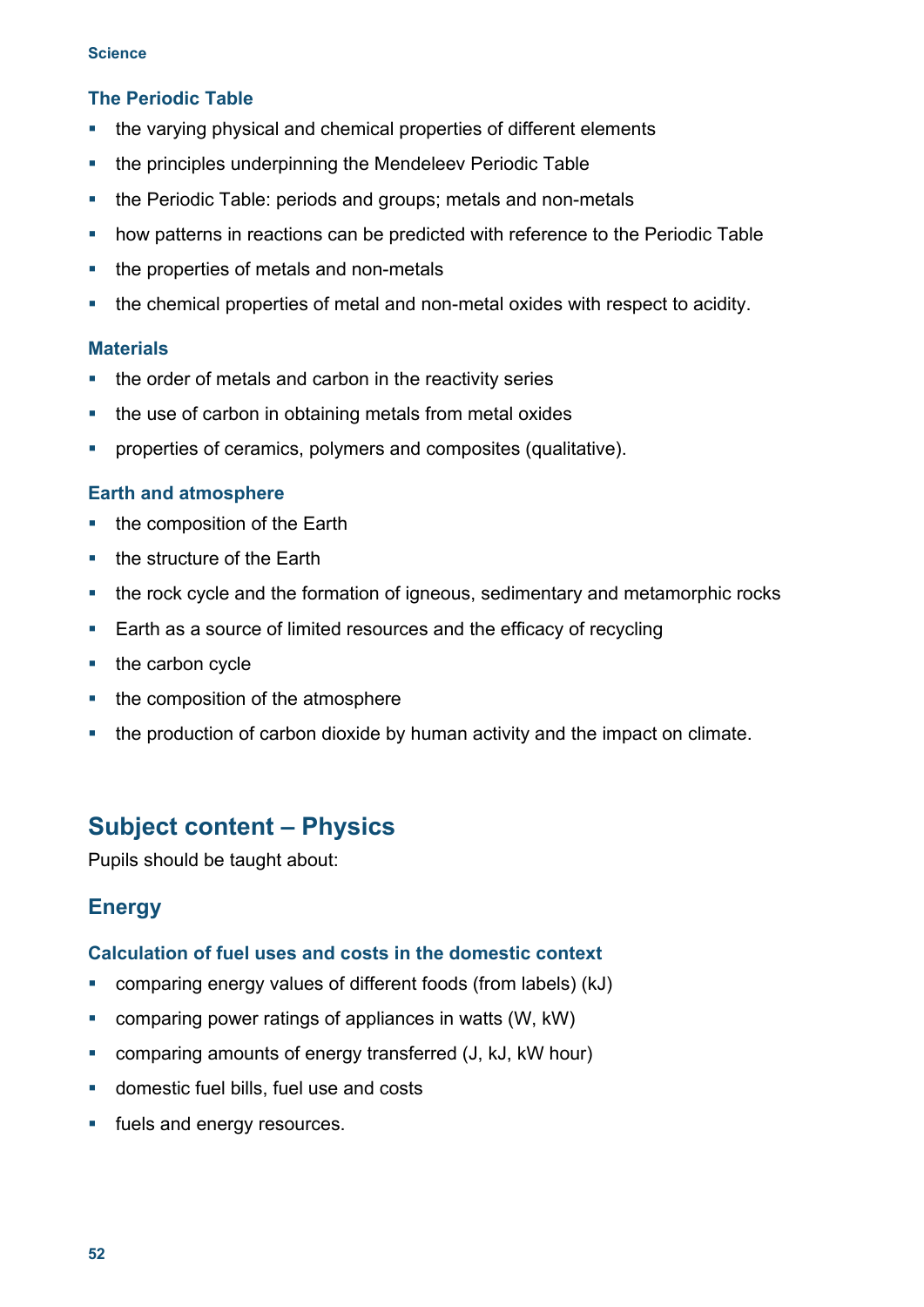### The Periodic Table

- the varying physical and chemical properties of different elements
- the principles underpinning the Mendeleev Periodic Table
- the Periodic Table: periods and groups; metals and non-metals
- how patterns in reactions can be predicted with reference to the Periodic Table
- the properties of metals and non-metals
- the chemical properties of metal and non-metal oxides with respect to acidity.

### Materials

- the order of metals and carbon in the reactivity series
- the use of carbon in obtaining metals from metal oxides
- properties of ceramics, polymers and composites (qualitative).

### Earth and atmosphere

- the composition of the Earth
- the structure of the Earth
- the rock cycle and the formation of igneous, sedimentary and metamorphic rocks
- Earth as a source of limited resources and the efficacy of recycling
- the carbon cycle
- the composition of the atmosphere
- the production of carbon dioxide by human activity and the impact on climate.

# Subject content – Physics

Pupils should be taught about:

## Energy

### Calculation of fuel uses and costs in the domestic context

- comparing energy values of different foods (from labels) (kJ)
- comparing power ratings of appliances in watts (W, kW)
- comparing amounts of energy transferred (J, kJ, kW hour)
- domestic fuel bills, fuel use and costs
- fuels and energy resources.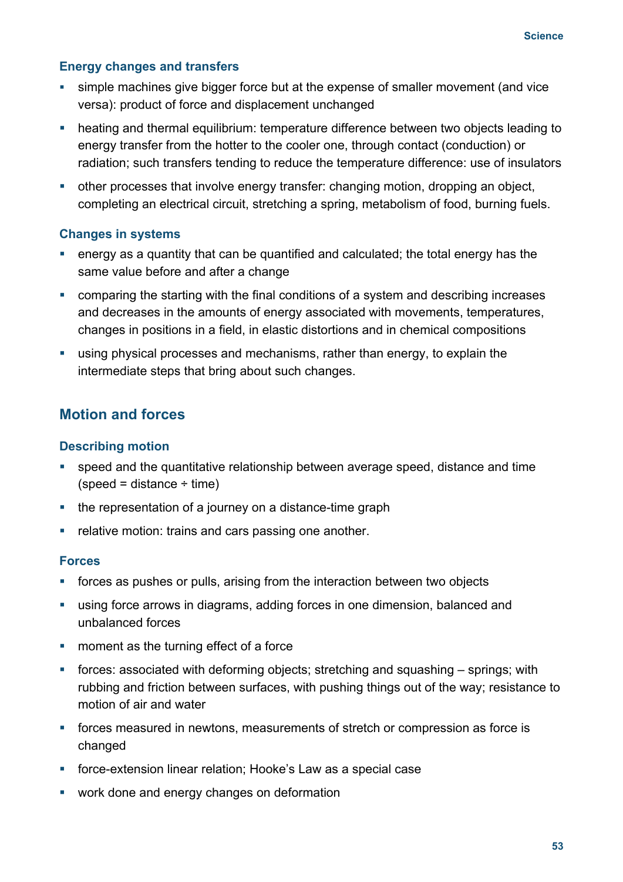### Energy changes and transfers

- simple machines give bigger force but at the expense of smaller movement (and vice versa): product of force and displacement unchanged
- heating and thermal equilibrium: temperature difference between two objects leading to energy transfer from the hotter to the cooler one, through contact (conduction) or radiation; such transfers tending to reduce the temperature difference: use of insulators
- other processes that involve energy transfer: changing motion, dropping an object, completing an electrical circuit, stretching a spring, metabolism of food, burning fuels.

### Changes in systems

- energy as a quantity that can be quantified and calculated; the total energy has the same value before and after a change
- comparing the starting with the final conditions of a system and describing increases and decreases in the amounts of energy associated with movements, temperatures, changes in positions in a field, in elastic distortions and in chemical compositions
- using physical processes and mechanisms, rather than energy, to explain the intermediate steps that bring about such changes.

## Motion and forces

### Describing motion

- speed and the quantitative relationship between average speed, distance and time (speed = distance ÷ time)
- the representation of a journey on a distance-time graph
- relative motion: trains and cars passing one another.

### Forces

- forces as pushes or pulls, arising from the interaction between two objects
- using force arrows in diagrams, adding forces in one dimension, balanced and unbalanced forces
- moment as the turning effect of a force
- forces: associated with deforming objects; stretching and squashing – springs; with rubbing and friction between surfaces, with pushing things out of the way; resistance to motion of air and water
- forces measured in newtons, measurements of stretch or compression as force is changed
- force-extension linear relation; Hooke's Law as a special case
- work done and energy changes on deformation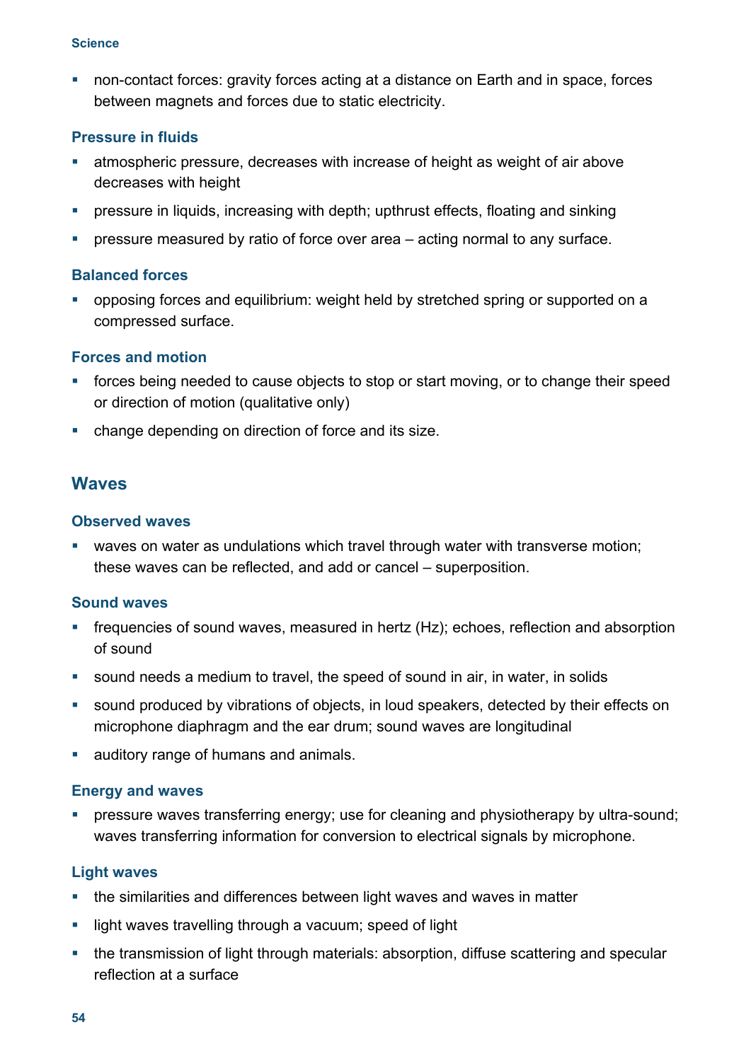- non-contact forces: gravity forces acting at a distance on Earth and in space, forces between magnets and forces due to static electricity.

### Pressure in fluids

- atmospheric pressure, decreases with increase of height as weight of air above decreases with height
- pressure in liquids, increasing with depth; upthrust effects, floating and sinking
- pressure measured by ratio of force over area – acting normal to any surface.

### Balanced forces

- opposing forces and equilibrium: weight held by stretched spring or supported on a compressed surface.

### Forces and motion

- forces being needed to cause objects to stop or start moving, or to change their speed or direction of motion (qualitative only)
- change depending on direction of force and its size.

## Waves

### Observed waves

- waves on water as undulations which travel through water with transverse motion; these waves can be reflected, and add or cancel – superposition.

### Sound waves

- frequencies of sound waves, measured in hertz (Hz); echoes, reflection and absorption of sound
- sound needs a medium to travel, the speed of sound in air, in water, in solids
- sound produced by vibrations of objects, in loud speakers, detected by their effects on microphone diaphragm and the ear drum; sound waves are longitudinal
- auditory range of humans and animals.

### Energy and waves

- pressure waves transferring energy; use for cleaning and physiotherapy by ultra-sound; waves transferring information for conversion to electrical signals by microphone.

### Light waves

- the similarities and differences between light waves and waves in matter
- light waves travelling through a vacuum; speed of light
- the transmission of light through materials: absorption, diffuse scattering and specular reflection at a surface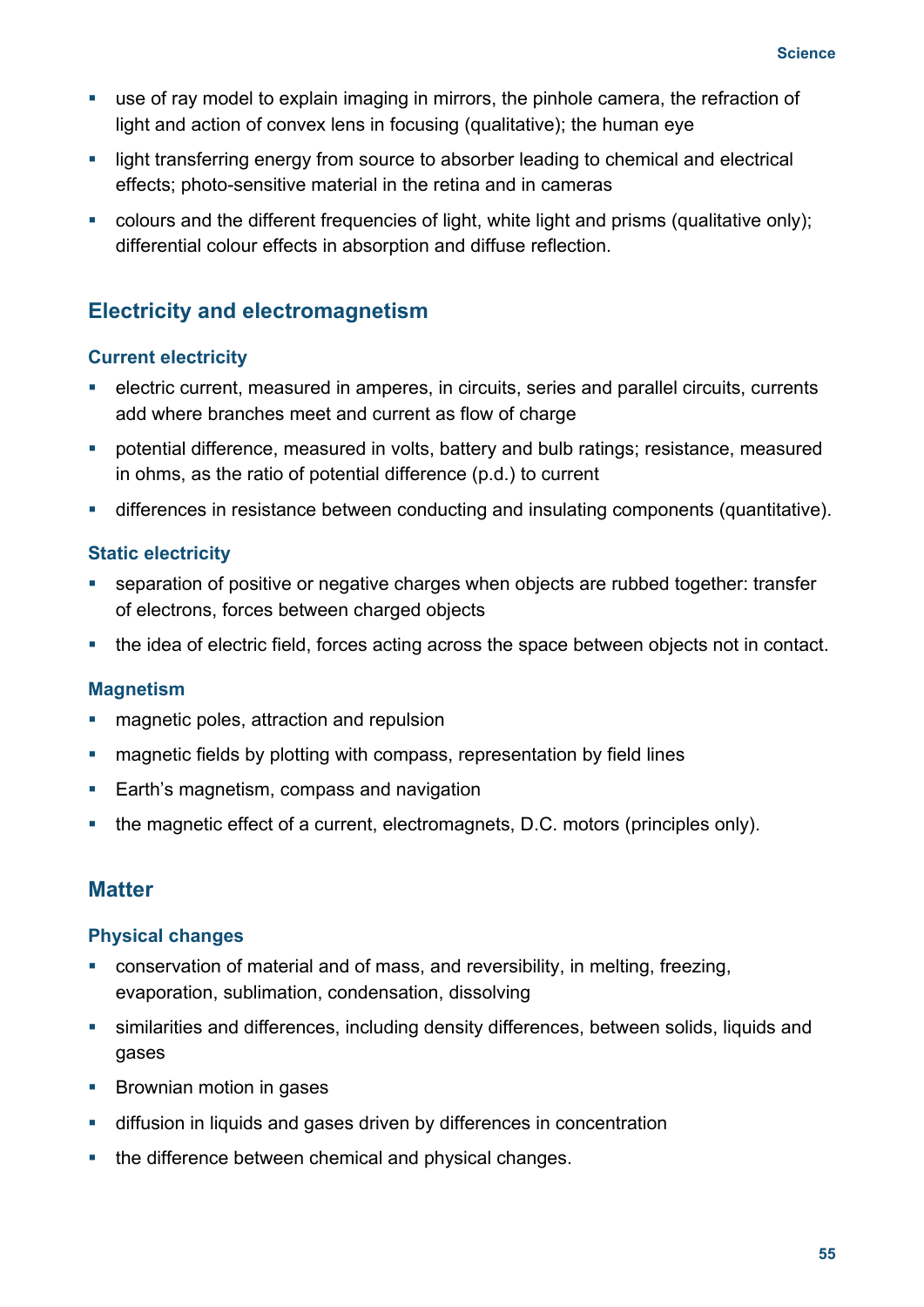- use of ray model to explain imaging in mirrors, the pinhole camera, the refraction of light and action of convex lens in focusing (qualitative); the human eye
- light transferring energy from source to absorber leading to chemical and electrical effects; photo-sensitive material in the retina and in cameras
- colours and the different frequencies of light, white light and prisms (qualitative only); differential colour effects in absorption and diffuse reflection.

## Electricity and electromagnetism

### Current electricity

- electric current, measured in amperes, in circuits, series and parallel circuits, currents add where branches meet and current as flow of charge
- potential difference, measured in volts, battery and bulb ratings; resistance, measured in ohms, as the ratio of potential difference (p.d.) to current
- differences in resistance between conducting and insulating components (quantitative).

### Static electricity

- separation of positive or negative charges when objects are rubbed together: transfer of electrons, forces between charged objects
- the idea of electric field, forces acting across the space between objects not in contact.

### Magnetism

- magnetic poles, attraction and repulsion
- magnetic fields by plotting with compass, representation by field lines
- Earth's magnetism, compass and navigation
- the magnetic effect of a current, electromagnets, D.C. motors (principles only).

## Matter

### Physical changes

- conservation of material and of mass, and reversibility, in melting, freezing, evaporation, sublimation, condensation, dissolving
- similarities and differences, including density differences, between solids, liquids and gases
- Brownian motion in gases
- diffusion in liquids and gases driven by differences in concentration
- the difference between chemical and physical changes.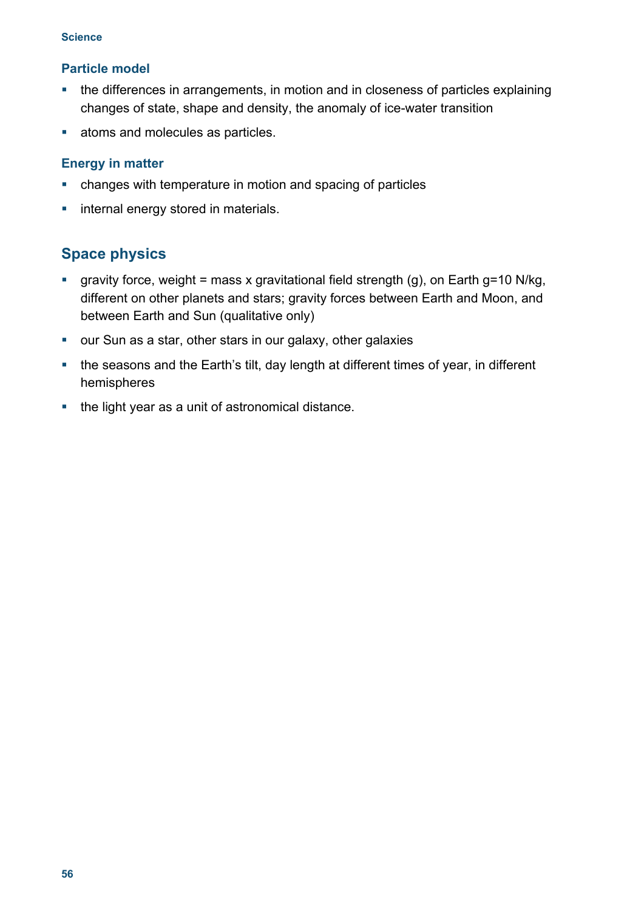### Particle model

- the differences in arrangements, in motion and in closeness of particles explaining changes of state, shape and density, the anomaly of ice-water transition
- atoms and molecules as particles.

### Energy in matter

- changes with temperature in motion and spacing of particles
- internal energy stored in materials.

## Space physics

- gravity force, weight = mass x gravitational field strength (g), on Earth g=10 N/kg, different on other planets and stars; gravity forces between Earth and Moon, and between Earth and Sun (qualitative only)
- our Sun as a star, other stars in our galaxy, other galaxies
- the seasons and the Earth's tilt, day length at different times of year, in different hemispheres
- the light year as a unit of astronomical distance.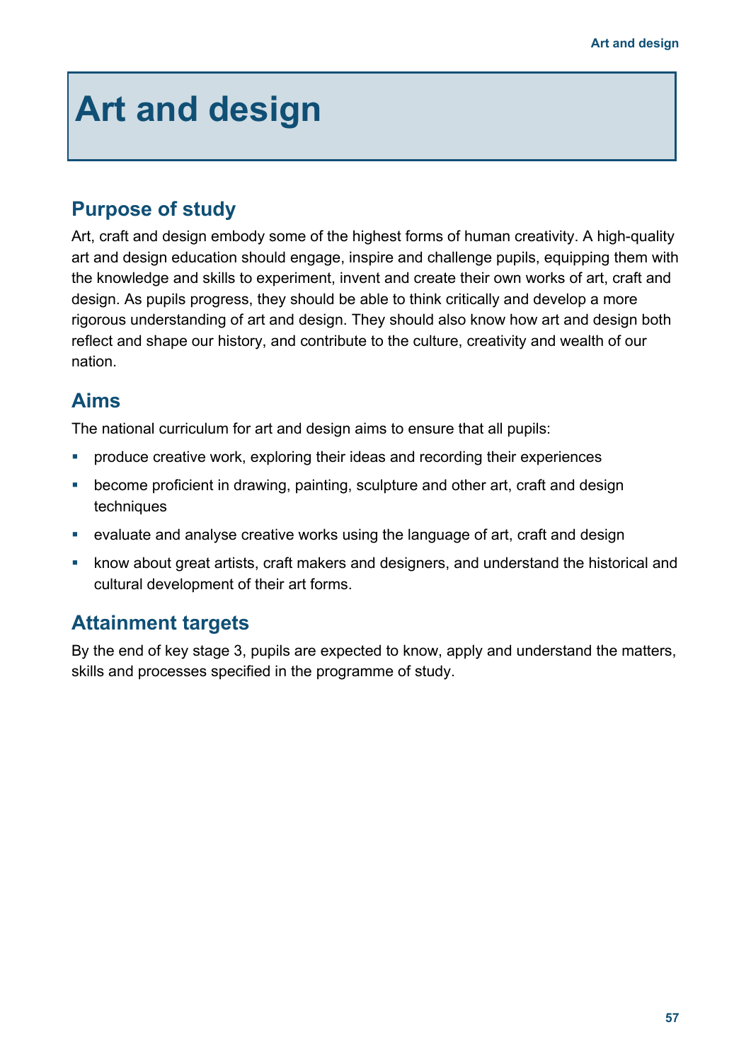# Art and design

## Purpose of study

Art, craft and design embody some of the highest forms of human creativity. A high-quality art and design education should engage, inspire and challenge pupils, equipping them with the knowledge and skills to experiment, invent and create their own works of art, craft and design. As pupils progress, they should be able to think critically and develop a more rigorous understanding of art and design. They should also know how art and design both reflect and shape our history, and contribute to the culture, creativity and wealth of our nation.

## Aims

The national curriculum for art and design aims to ensure that all pupils:

- produce creative work, exploring their ideas and recording their experiences
- become proficient in drawing, painting, sculpture and other art, craft and design techniques
- evaluate and analyse creative works using the language of art, craft and design
- know about great artists, craft makers and designers, and understand the historical and cultural development of their art forms.

## Attainment targets

By the end of key stage 3, pupils are expected to know, apply and understand the matters, skills and processes specified in the programme of study.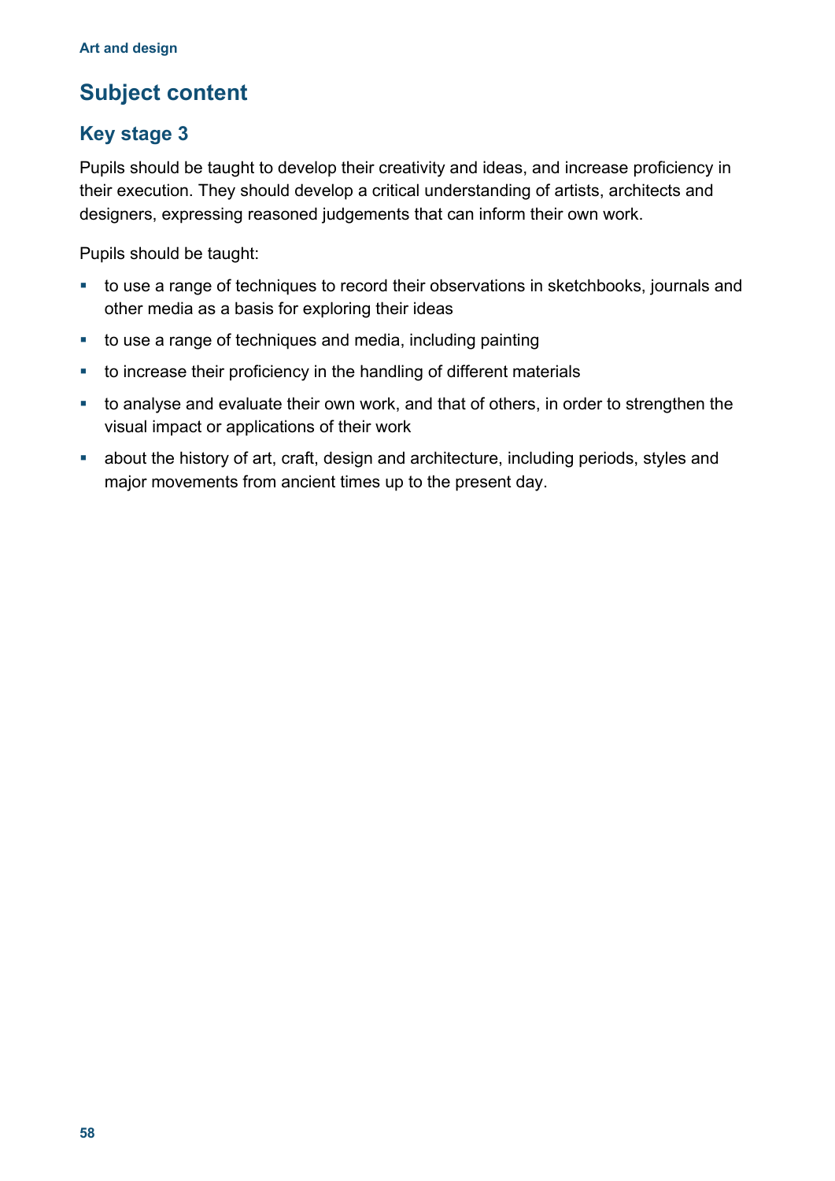## Subject content

### Key stage 3

Pupils should be taught to develop their creativity and ideas, and increase proficiency in their execution. They should develop a critical understanding of artists, architects and designers, expressing reasoned judgements that can inform their own work.

Pupils should be taught:

- to use a range of techniques to record their observations in sketchbooks, journals and other media as a basis for exploring their ideas
- to use a range of techniques and media, including painting
- to increase their proficiency in the handling of different materials
- to analyse and evaluate their own work, and that of others, in order to strengthen the visual impact or applications of their work
- about the history of art, craft, design and architecture, including periods, styles and major movements from ancient times up to the present day.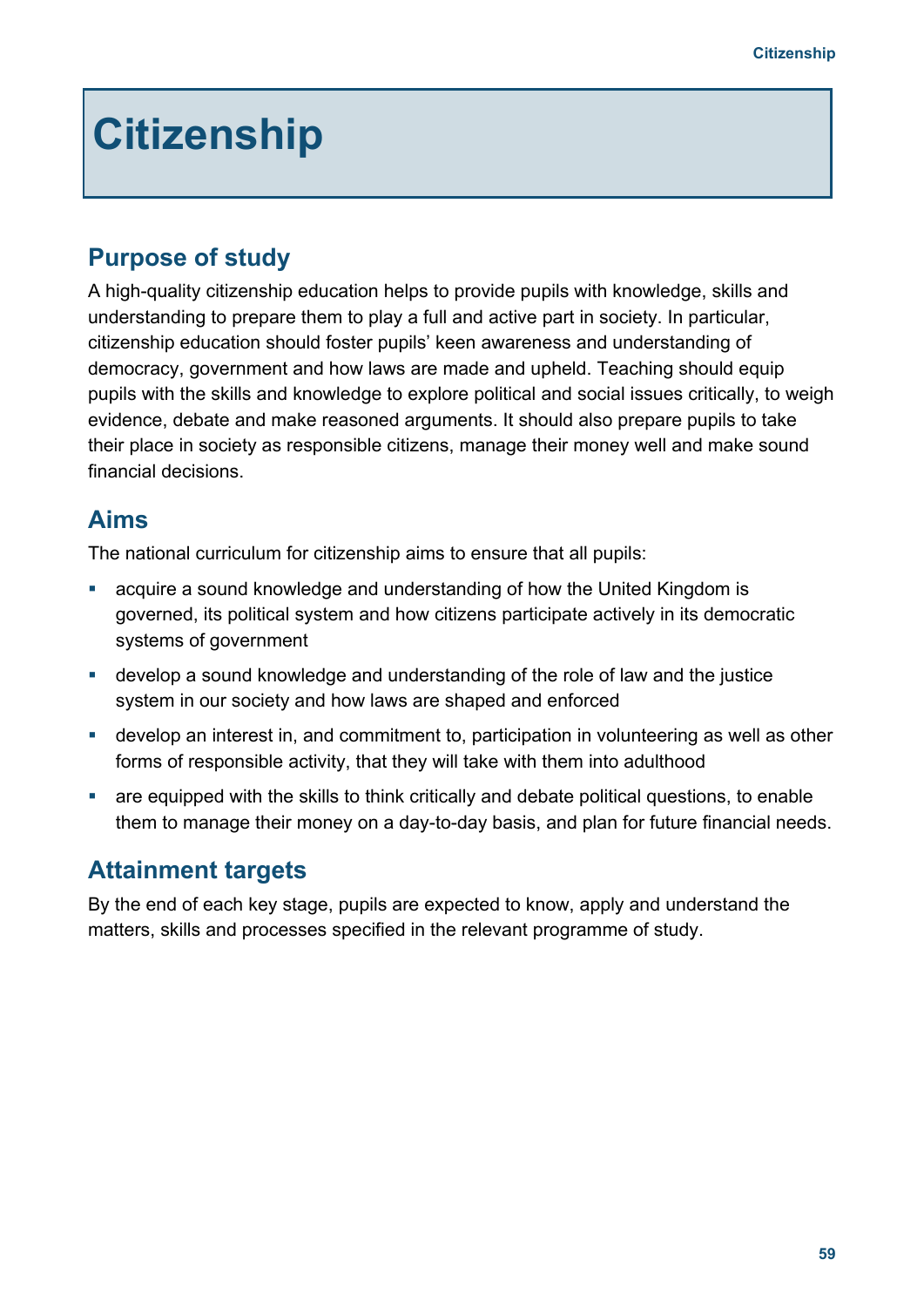# Citizenship

## Purpose of study

A high-quality citizenship education helps to provide pupils with knowledge, skills and understanding to prepare them to play a full and active part in society. In particular, citizenship education should foster pupils' keen awareness and understanding of democracy, government and how laws are made and upheld. Teaching should equip pupils with the skills and knowledge to explore political and social issues critically, to weigh evidence, debate and make reasoned arguments. It should also prepare pupils to take their place in society as responsible citizens, manage their money well and make sound financial decisions.

## Aims

The national curriculum for citizenship aims to ensure that all pupils:

- acquire a sound knowledge and understanding of how the United Kingdom is governed, its political system and how citizens participate actively in its democratic systems of government
- develop a sound knowledge and understanding of the role of law and the justice system in our society and how laws are shaped and enforced
- develop an interest in, and commitment to, participation in volunteering as well as other forms of responsible activity, that they will take with them into adulthood
- are equipped with the skills to think critically and debate political questions, to enable them to manage their money on a day-to-day basis, and plan for future financial needs.

## Attainment targets

By the end of each key stage, pupils are expected to know, apply and understand the matters, skills and processes specified in the relevant programme of study.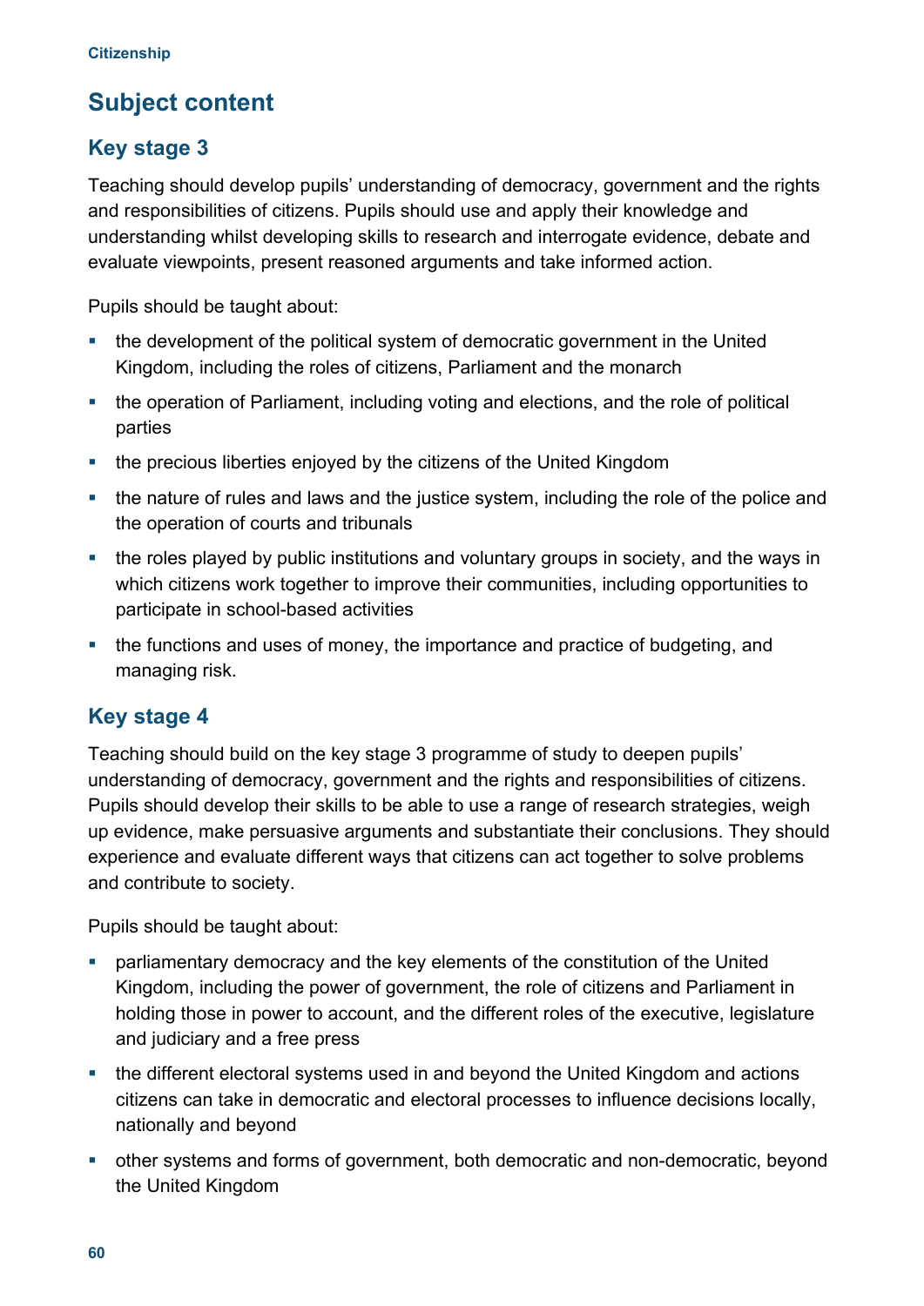## Subject content

### Key stage 3

Teaching should develop pupils' understanding of democracy, government and the rights and responsibilities of citizens. Pupils should use and apply their knowledge and understanding whilst developing skills to research and interrogate evidence, debate and evaluate viewpoints, present reasoned arguments and take informed action.

Pupils should be taught about:

- the development of the political system of democratic government in the United Kingdom, including the roles of citizens, Parliament and the monarch
- the operation of Parliament, including voting and elections, and the role of political parties
- the precious liberties enjoyed by the citizens of the United Kingdom
- the nature of rules and laws and the justice system, including the role of the police and the operation of courts and tribunals
- the roles played by public institutions and voluntary groups in society, and the ways in which citizens work together to improve their communities, including opportunities to participate in school-based activities
- the functions and uses of money, the importance and practice of budgeting, and managing risk.

### Key stage 4

Teaching should build on the key stage 3 programme of study to deepen pupils' understanding of democracy, government and the rights and responsibilities of citizens. Pupils should develop their skills to be able to use a range of research strategies, weigh up evidence, make persuasive arguments and substantiate their conclusions. They should experience and evaluate different ways that citizens can act together to solve problems and contribute to society.

Pupils should be taught about:

- parliamentary democracy and the key elements of the constitution of the United Kingdom, including the power of government, the role of citizens and Parliament in holding those in power to account, and the different roles of the executive, legislature and judiciary and a free press
- the different electoral systems used in and beyond the United Kingdom and actions citizens can take in democratic and electoral processes to influence decisions locally, nationally and beyond
- other systems and forms of government, both democratic and non-democratic, beyond the United Kingdom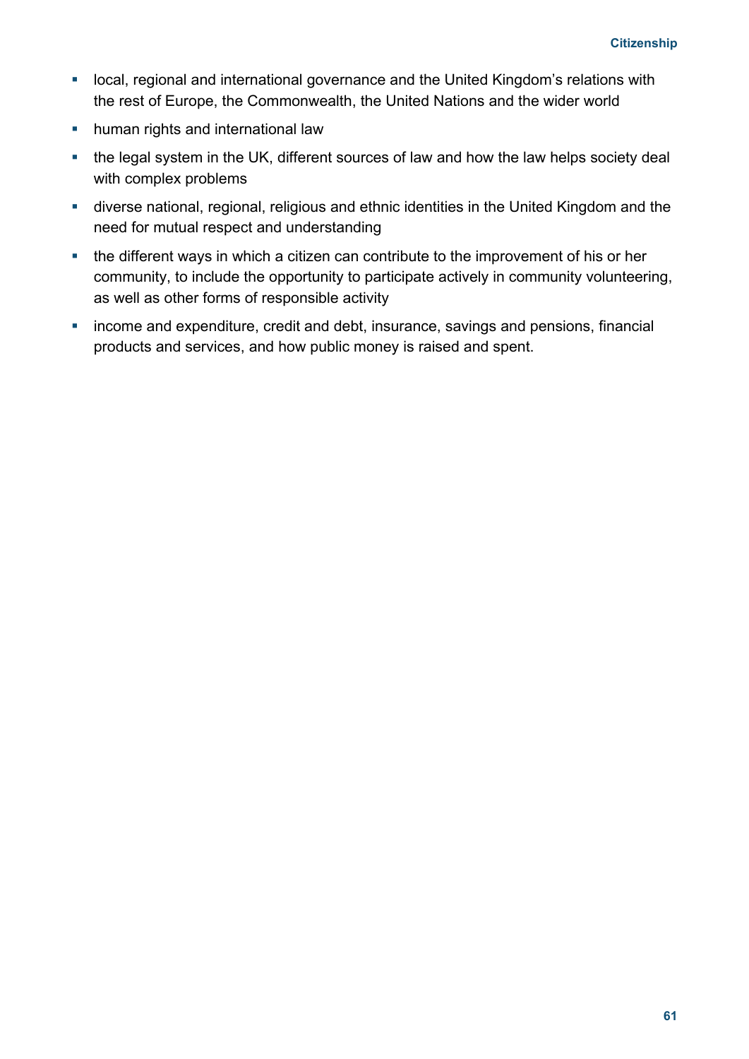- local, regional and international governance and the United Kingdom's relations with the rest of Europe, the Commonwealth, the United Nations and the wider world
- human rights and international law
- the legal system in the UK, different sources of law and how the law helps society deal with complex problems
- diverse national, regional, religious and ethnic identities in the United Kingdom and the need for mutual respect and understanding
- the different ways in which a citizen can contribute to the improvement of his or her community, to include the opportunity to participate actively in community volunteering, as well as other forms of responsible activity
- income and expenditure, credit and debt, insurance, savings and pensions, financial products and services, and how public money is raised and spent.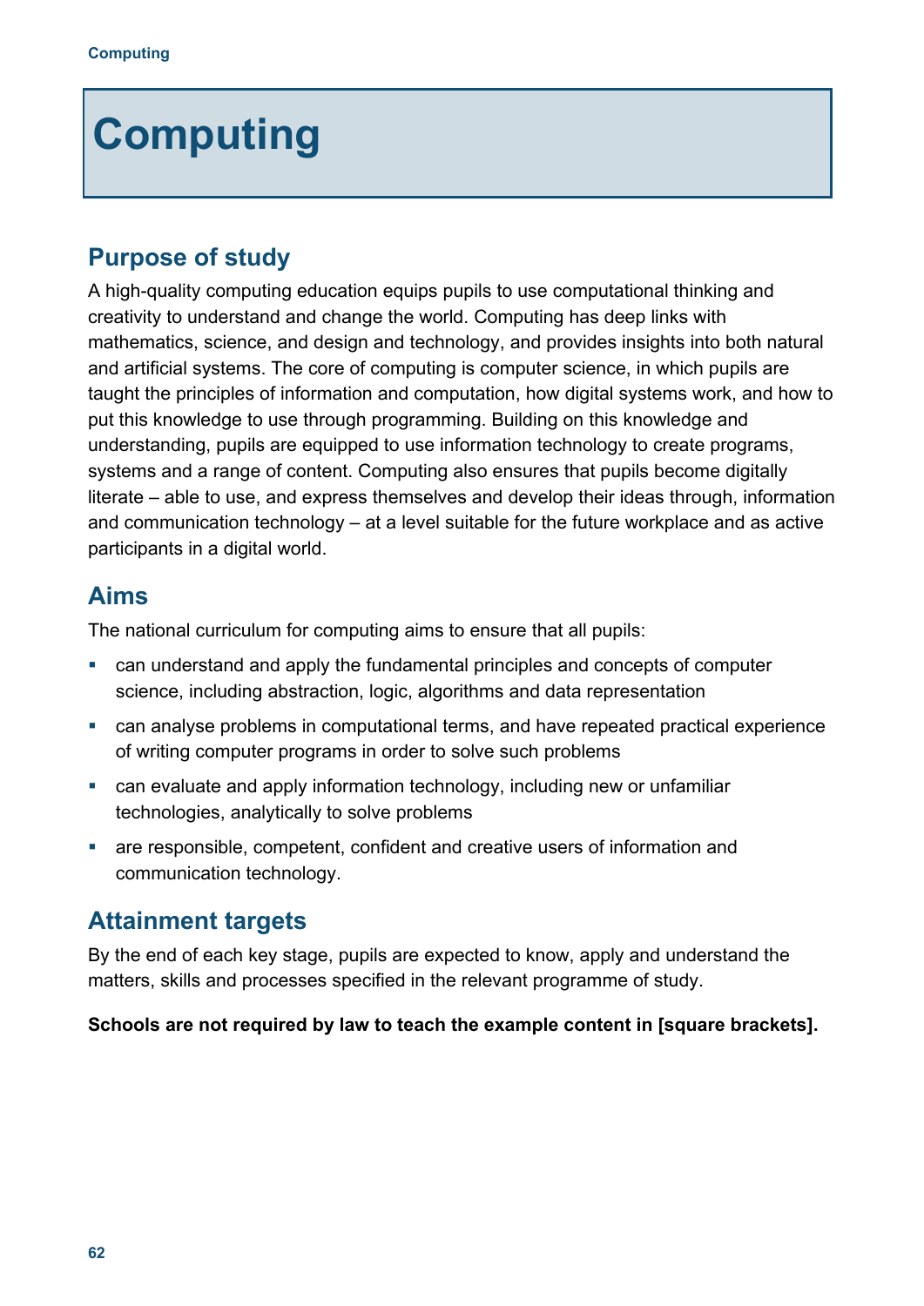# Computing

## Purpose of study

A high-quality computing education equips pupils to use computational thinking and creativity to understand and change the world. Computing has deep links with mathematics, science, and design and technology, and provides insights into both natural and artificial systems. The core of computing is computer science, in which pupils are taught the principles of information and computation, how digital systems work, and how to put this knowledge to use through programming. Building on this knowledge and understanding, pupils are equipped to use information technology to create programs, systems and a range of content. Computing also ensures that pupils become digitally literate – able to use, and express themselves and develop their ideas through, information and communication technology – at a level suitable for the future workplace and as active participants in a digital world.

## Aims

The national curriculum for computing aims to ensure that all pupils:

- can understand and apply the fundamental principles and concepts of computer science, including abstraction, logic, algorithms and data representation
- can analyse problems in computational terms, and have repeated practical experience of writing computer programs in order to solve such problems
- can evaluate and apply information technology, including new or unfamiliar technologies, analytically to solve problems
- are responsible, competent, confident and creative users of information and communication technology.

## Attainment targets

By the end of each key stage, pupils are expected to know, apply and understand the matters, skills and processes specified in the relevant programme of study.

**Schools are not required by law to teach the example content in [square brackets].**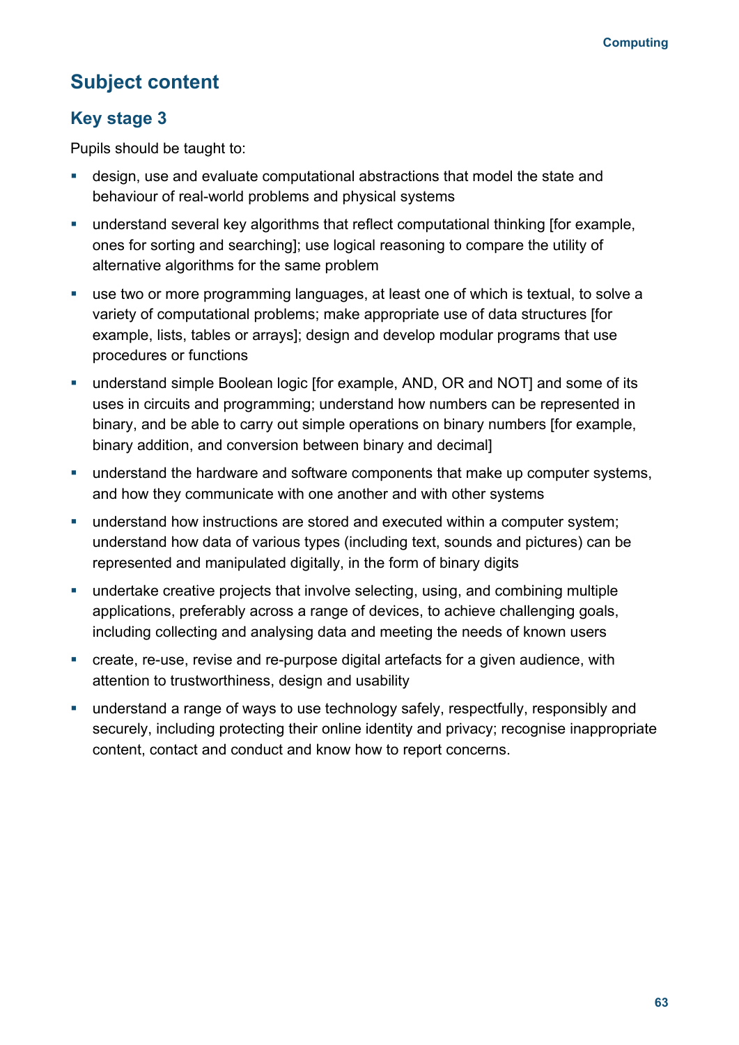## Subject content

### Key stage 3

Pupils should be taught to:

- design, use and evaluate computational abstractions that model the state and behaviour of real-world problems and physical systems
- understand several key algorithms that reflect computational thinking [for example, ones for sorting and searching]; use logical reasoning to compare the utility of alternative algorithms for the same problem
- use two or more programming languages, at least one of which is textual, to solve a variety of computational problems; make appropriate use of data structures [for example, lists, tables or arrays]; design and develop modular programs that use procedures or functions
- understand simple Boolean logic [for example, AND, OR and NOT] and some of its uses in circuits and programming; understand how numbers can be represented in binary, and be able to carry out simple operations on binary numbers [for example, binary addition, and conversion between binary and decimal]
- understand the hardware and software components that make up computer systems, and how they communicate with one another and with other systems
- understand how instructions are stored and executed within a computer system; understand how data of various types (including text, sounds and pictures) can be represented and manipulated digitally, in the form of binary digits
- undertake creative projects that involve selecting, using, and combining multiple applications, preferably across a range of devices, to achieve challenging goals, including collecting and analysing data and meeting the needs of known users
- create, re-use, revise and re-purpose digital artefacts for a given audience, with attention to trustworthiness, design and usability
- understand a range of ways to use technology safely, respectfully, responsibly and securely, including protecting their online identity and privacy; recognise inappropriate content, contact and conduct and know how to report concerns.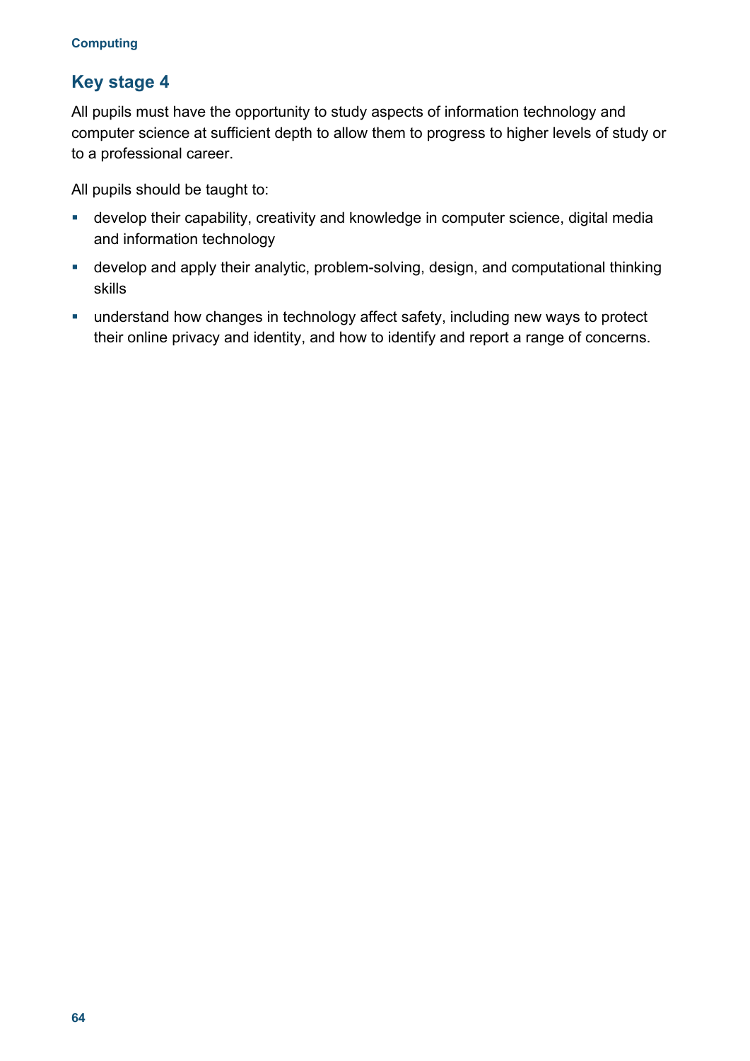## Key stage 4

All pupils must have the opportunity to study aspects of information technology and computer science at sufficient depth to allow them to progress to higher levels of study or to a professional career.

All pupils should be taught to:

- develop their capability, creativity and knowledge in computer science, digital media and information technology
- develop and apply their analytic, problem-solving, design, and computational thinking skills
- understand how changes in technology affect safety, including new ways to protect their online privacy and identity, and how to identify and report a range of concerns.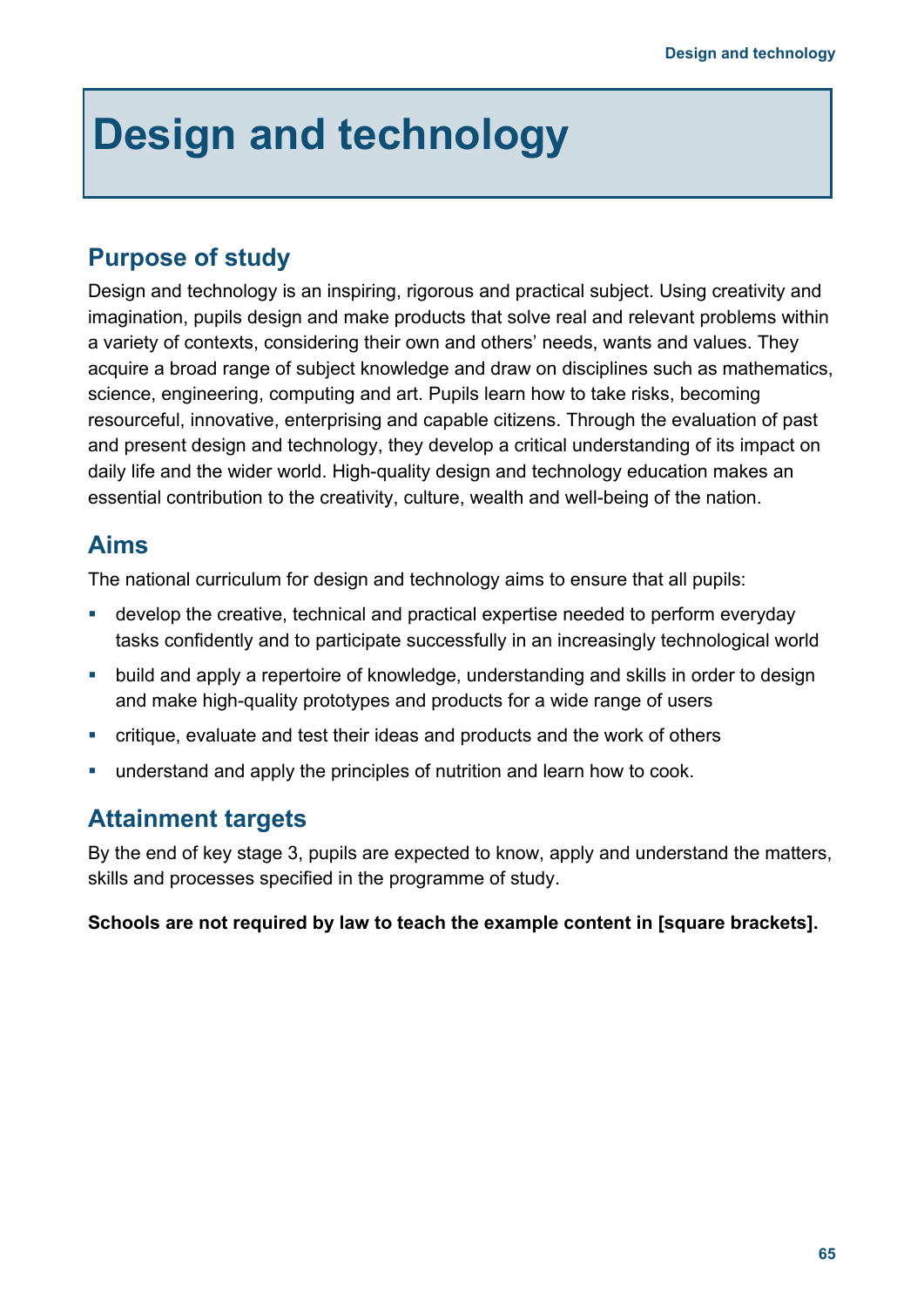# Design and technology

## Purpose of study

Design and technology is an inspiring, rigorous and practical subject. Using creativity and imagination, pupils design and make products that solve real and relevant problems within a variety of contexts, considering their own and others' needs, wants and values. They acquire a broad range of subject knowledge and draw on disciplines such as mathematics, science, engineering, computing and art. Pupils learn how to take risks, becoming resourceful, innovative, enterprising and capable citizens. Through the evaluation of past and present design and technology, they develop a critical understanding of its impact on daily life and the wider world. High-quality design and technology education makes an essential contribution to the creativity, culture, wealth and well-being of the nation.

## Aims

The national curriculum for design and technology aims to ensure that all pupils:

- develop the creative, technical and practical expertise needed to perform everyday tasks confidently and to participate successfully in an increasingly technological world
- build and apply a repertoire of knowledge, understanding and skills in order to design and make high-quality prototypes and products for a wide range of users
- critique, evaluate and test their ideas and products and the work of others
- understand and apply the principles of nutrition and learn how to cook.

## Attainment targets

By the end of key stage 3, pupils are expected to know, apply and understand the matters, skills and processes specified in the programme of study.

**Schools are not required by law to teach the example content in [square brackets].**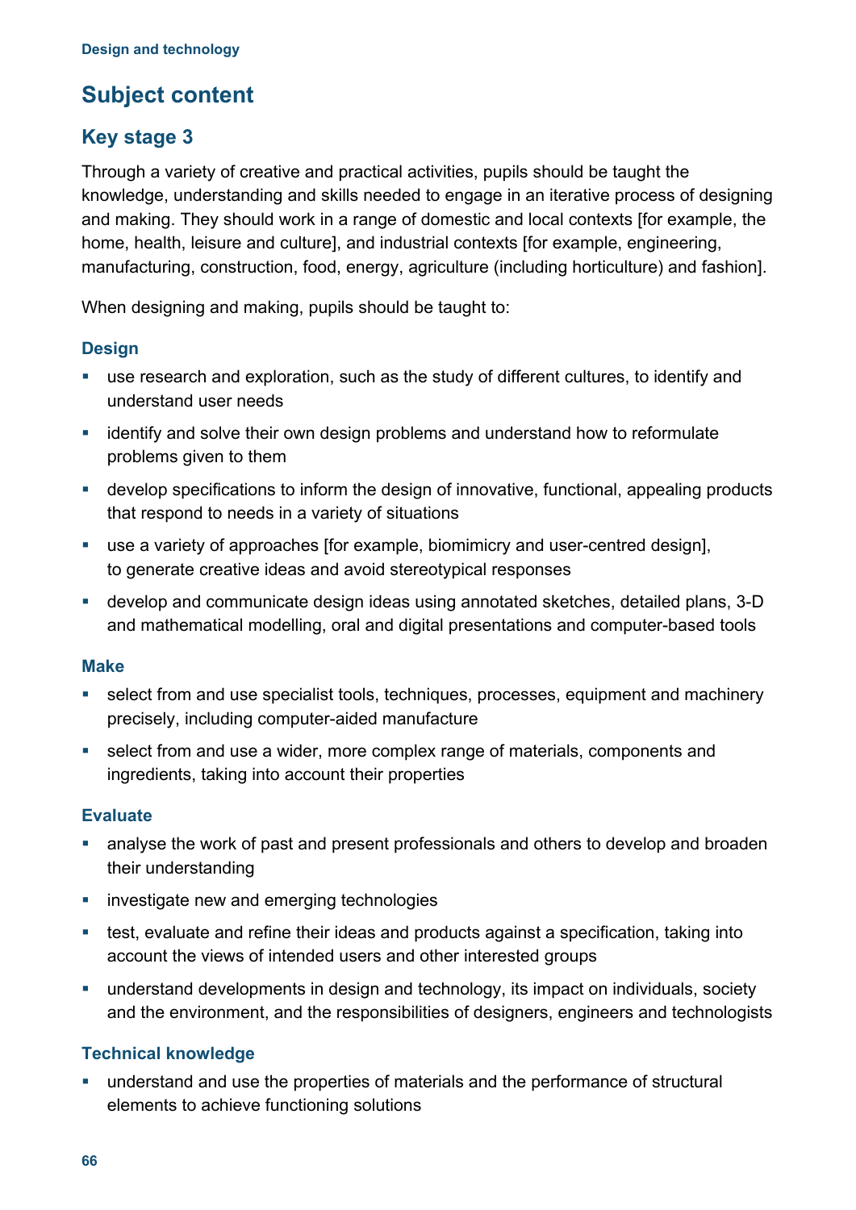## Subject content

### Key stage 3

Through a variety of creative and practical activities, pupils should be taught the knowledge, understanding and skills needed to engage in an iterative process of designing and making. They should work in a range of domestic and local contexts [for example, the home, health, leisure and culture], and industrial contexts [for example, engineering, manufacturing, construction, food, energy, agriculture (including horticulture) and fashion].

When designing and making, pupils should be taught to:

#### Design

- use research and exploration, such as the study of different cultures, to identify and understand user needs
- identify and solve their own design problems and understand how to reformulate problems given to them
- develop specifications to inform the design of innovative, functional, appealing products that respond to needs in a variety of situations
- use a variety of approaches [for example, biomimicry and user-centred design], to generate creative ideas and avoid stereotypical responses
- develop and communicate design ideas using annotated sketches, detailed plans, 3-D and mathematical modelling, oral and digital presentations and computer-based tools

#### Make

- select from and use specialist tools, techniques, processes, equipment and machinery precisely, including computer-aided manufacture
- select from and use a wider, more complex range of materials, components and ingredients, taking into account their properties

#### Evaluate

- analyse the work of past and present professionals and others to develop and broaden their understanding
- investigate new and emerging technologies
- test, evaluate and refine their ideas and products against a specification, taking into account the views of intended users and other interested groups
- understand developments in design and technology, its impact on individuals, society and the environment, and the responsibilities of designers, engineers and technologists

#### Technical knowledge

- understand and use the properties of materials and the performance of structural elements to achieve functioning solutions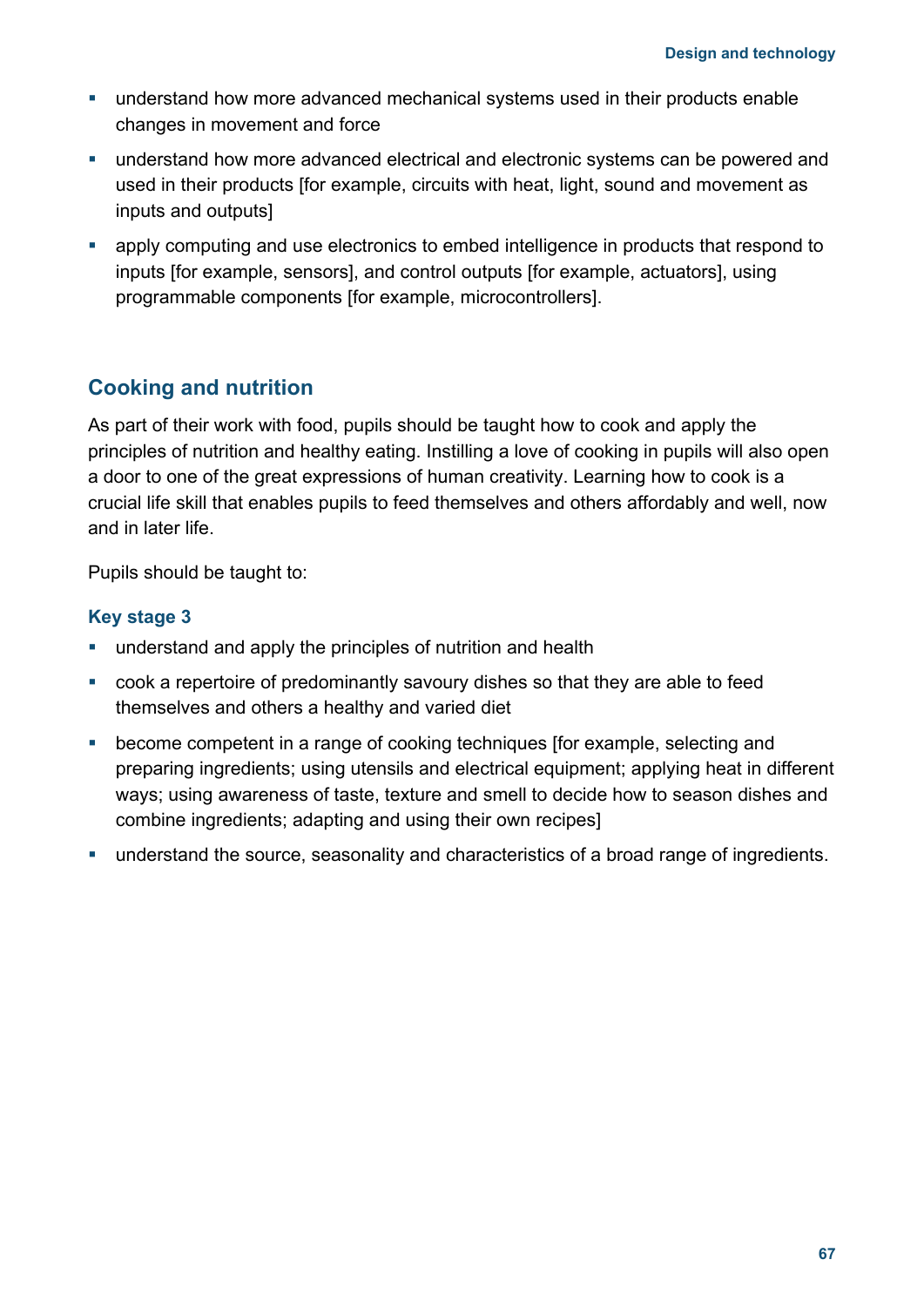- understand how more advanced mechanical systems used in their products enable changes in movement and force
- understand how more advanced electrical and electronic systems can be powered and used in their products [for example, circuits with heat, light, sound and movement as inputs and outputs]
- apply computing and use electronics to embed intelligence in products that respond to inputs [for example, sensors], and control outputs [for example, actuators], using programmable components [for example, microcontrollers].

## Cooking and nutrition

As part of their work with food, pupils should be taught how to cook and apply the principles of nutrition and healthy eating. Instilling a love of cooking in pupils will also open a door to one of the great expressions of human creativity. Learning how to cook is a crucial life skill that enables pupils to feed themselves and others affordably and well, now and in later life.

Pupils should be taught to:

### Key stage 3

- understand and apply the principles of nutrition and health
- cook a repertoire of predominantly savoury dishes so that they are able to feed themselves and others a healthy and varied diet
- become competent in a range of cooking techniques [for example, selecting and preparing ingredients; using utensils and electrical equipment; applying heat in different ways; using awareness of taste, texture and smell to decide how to season dishes and combine ingredients; adapting and using their own recipes]
- understand the source, seasonality and characteristics of a broad range of ingredients.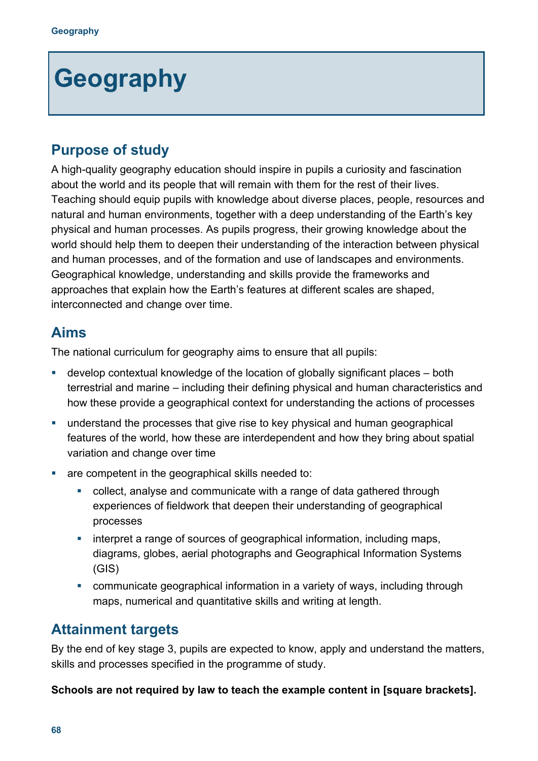# Geography

## Purpose of study

A high-quality geography education should inspire in pupils a curiosity and fascination about the world and its people that will remain with them for the rest of their lives. Teaching should equip pupils with knowledge about diverse places, people, resources and natural and human environments, together with a deep understanding of the Earth's key physical and human processes. As pupils progress, their growing knowledge about the world should help them to deepen their understanding of the interaction between physical and human processes, and of the formation and use of landscapes and environments. Geographical knowledge, understanding and skills provide the frameworks and approaches that explain how the Earth's features at different scales are shaped, interconnected and change over time.

## Aims

The national curriculum for geography aims to ensure that all pupils:

- develop contextual knowledge of the location of globally significant places – both terrestrial and marine – including their defining physical and human characteristics and how these provide a geographical context for understanding the actions of processes
- understand the processes that give rise to key physical and human geographical features of the world, how these are interdependent and how they bring about spatial variation and change over time
- are competent in the geographical skills needed to:
  - collect, analyse and communicate with a range of data gathered through experiences of fieldwork that deepen their understanding of geographical processes
  - interpret a range of sources of geographical information, including maps, diagrams, globes, aerial photographs and Geographical Information Systems (GIS)
  - communicate geographical information in a variety of ways, including through maps, numerical and quantitative skills and writing at length.

## Attainment targets

By the end of key stage 3, pupils are expected to know, apply and understand the matters, skills and processes specified in the programme of study.

**Schools are not required by law to teach the example content in [square brackets].**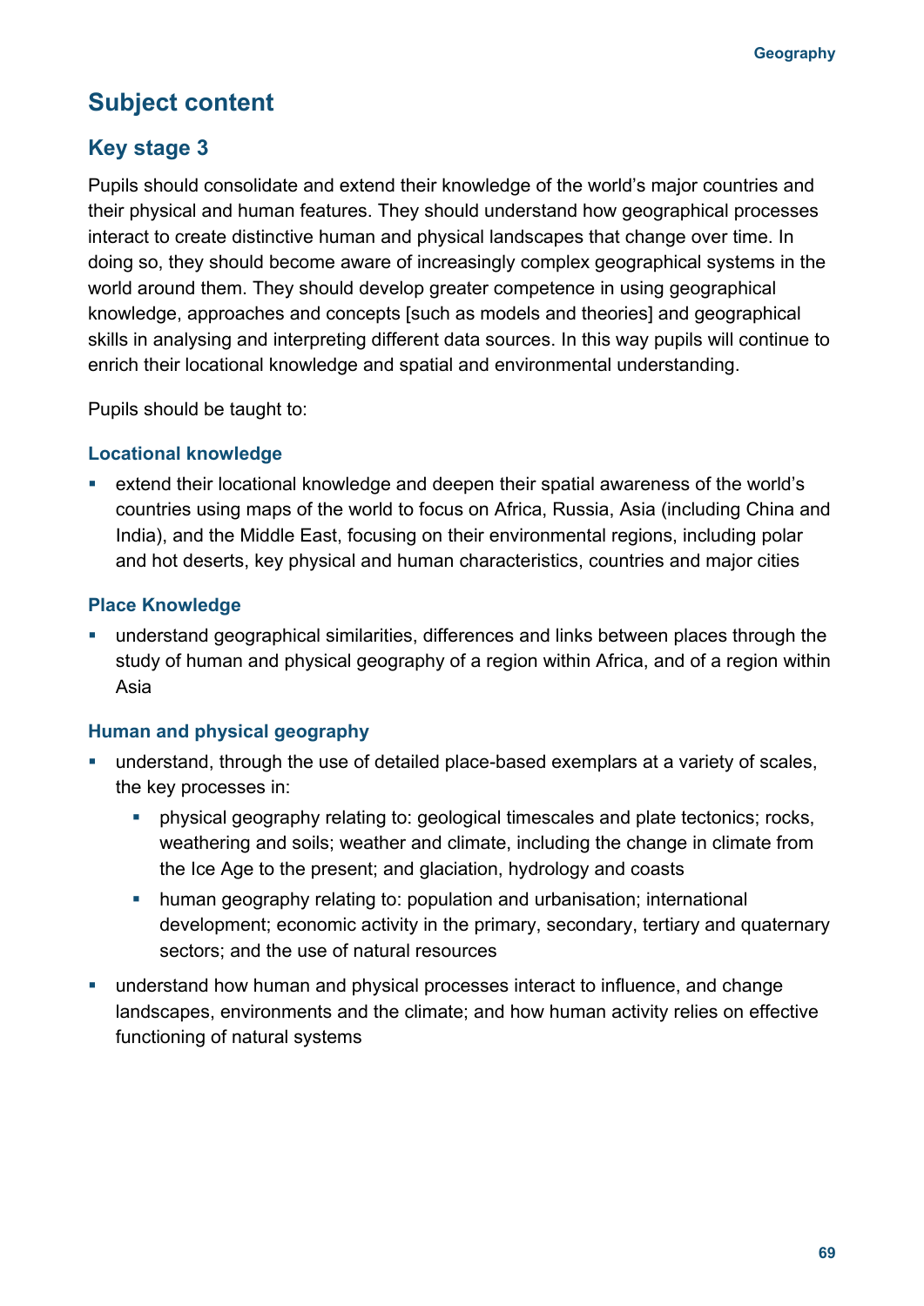## Subject content

### Key stage 3

Pupils should consolidate and extend their knowledge of the world's major countries and their physical and human features. They should understand how geographical processes interact to create distinctive human and physical landscapes that change over time. In doing so, they should become aware of increasingly complex geographical systems in the world around them. They should develop greater competence in using geographical knowledge, approaches and concepts [such as models and theories] and geographical skills in analysing and interpreting different data sources. In this way pupils will continue to enrich their locational knowledge and spatial and environmental understanding.

Pupils should be taught to:

#### Locational knowledge

- extend their locational knowledge and deepen their spatial awareness of the world's countries using maps of the world to focus on Africa, Russia, Asia (including China and India), and the Middle East, focusing on their environmental regions, including polar and hot deserts, key physical and human characteristics, countries and major cities

#### Place Knowledge

- understand geographical similarities, differences and links between places through the study of human and physical geography of a region within Africa, and of a region within Asia

#### Human and physical geography

- understand, through the use of detailed place-based exemplars at a variety of scales, the key processes in:
  - physical geography relating to: geological timescales and plate tectonics; rocks, weathering and soils; weather and climate, including the change in climate from the Ice Age to the present; and glaciation, hydrology and coasts
  - human geography relating to: population and urbanisation; international development; economic activity in the primary, secondary, tertiary and quaternary sectors; and the use of natural resources
- understand how human and physical processes interact to influence, and change landscapes, environments and the climate; and how human activity relies on effective functioning of natural systems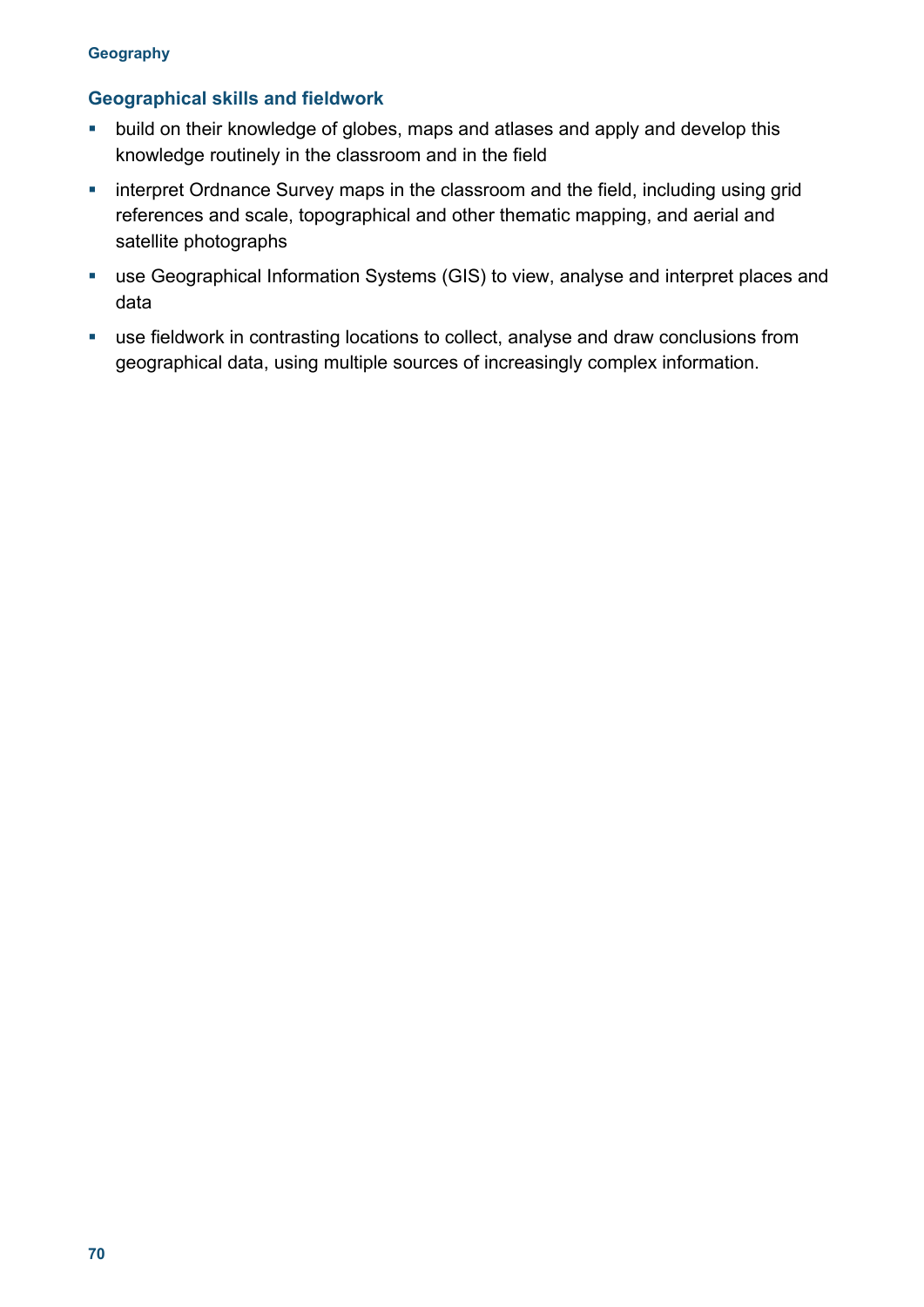### Geographical skills and fieldwork

- build on their knowledge of globes, maps and atlases and apply and develop this knowledge routinely in the classroom and in the field
- interpret Ordnance Survey maps in the classroom and the field, including using grid references and scale, topographical and other thematic mapping, and aerial and satellite photographs
- use Geographical Information Systems (GIS) to view, analyse and interpret places and data
- use fieldwork in contrasting locations to collect, analyse and draw conclusions from geographical data, using multiple sources of increasingly complex information.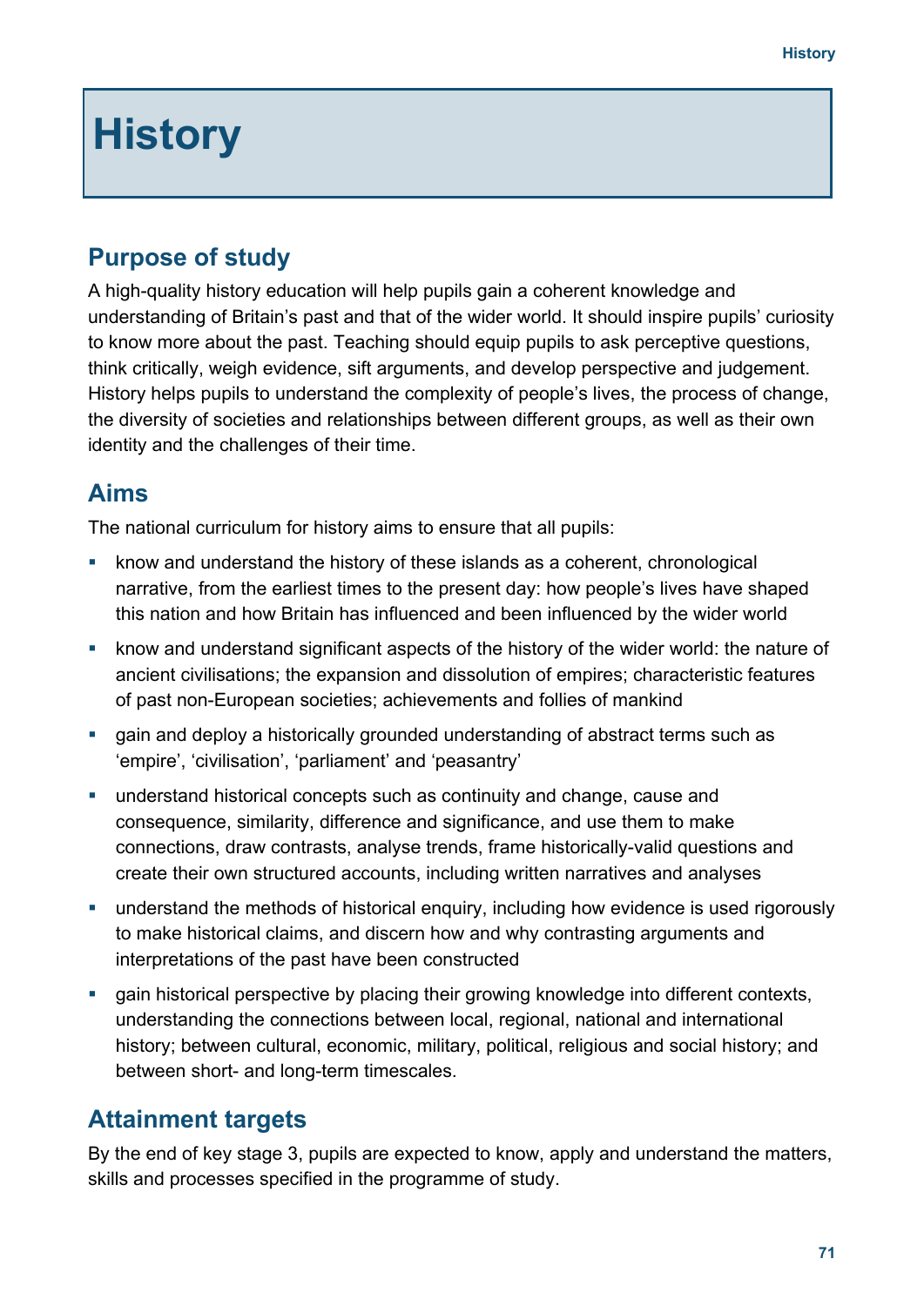# History

## Purpose of study

A high-quality history education will help pupils gain a coherent knowledge and understanding of Britain's past and that of the wider world. It should inspire pupils' curiosity to know more about the past. Teaching should equip pupils to ask perceptive questions, think critically, weigh evidence, sift arguments, and develop perspective and judgement. History helps pupils to understand the complexity of people's lives, the process of change, the diversity of societies and relationships between different groups, as well as their own identity and the challenges of their time.

## Aims

The national curriculum for history aims to ensure that all pupils:

- know and understand the history of these islands as a coherent, chronological narrative, from the earliest times to the present day: how people's lives have shaped this nation and how Britain has influenced and been influenced by the wider world
- know and understand significant aspects of the history of the wider world: the nature of ancient civilisations; the expansion and dissolution of empires; characteristic features of past non-European societies; achievements and follies of mankind
- gain and deploy a historically grounded understanding of abstract terms such as 'empire', 'civilisation', 'parliament' and 'peasantry'
- understand historical concepts such as continuity and change, cause and consequence, similarity, difference and significance, and use them to make connections, draw contrasts, analyse trends, frame historically-valid questions and create their own structured accounts, including written narratives and analyses
- understand the methods of historical enquiry, including how evidence is used rigorously to make historical claims, and discern how and why contrasting arguments and interpretations of the past have been constructed
- gain historical perspective by placing their growing knowledge into different contexts, understanding the connections between local, regional, national and international history; between cultural, economic, military, political, religious and social history; and between short- and long-term timescales.

## Attainment targets

By the end of key stage 3, pupils are expected to know, apply and understand the matters, skills and processes specified in the programme of study.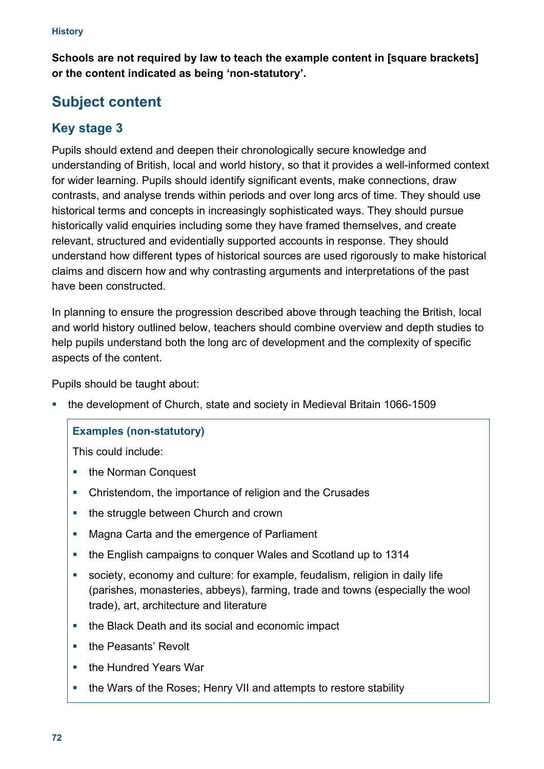**Schools are not required by law to teach the example content in [square brackets] or the content indicated as being 'non-statutory'.**

## Subject content

### Key stage 3

Pupils should extend and deepen their chronologically secure knowledge and understanding of British, local and world history, so that it provides a well-informed context for wider learning. Pupils should identify significant events, make connections, draw contrasts, and analyse trends within periods and over long arcs of time. They should use historical terms and concepts in increasingly sophisticated ways. They should pursue historically valid enquiries including some they have framed themselves, and create relevant, structured and evidentially supported accounts in response. They should understand how different types of historical sources are used rigorously to make historical claims and discern how and why contrasting arguments and interpretations of the past have been constructed.

In planning to ensure the progression described above through teaching the British, local and world history outlined below, teachers should combine overview and depth studies to help pupils understand both the long arc of development and the complexity of specific aspects of the content.

Pupils should be taught about:

- the development of Church, state and society in Medieval Britain 1066-1509

**Examples (non-statutory)**

This could include:

- the Norman Conquest
- Christendom, the importance of religion and the Crusades
- the struggle between Church and crown
- Magna Carta and the emergence of Parliament
- the English campaigns to conquer Wales and Scotland up to 1314
- society, economy and culture: for example, feudalism, religion in daily life (parishes, monasteries, abbeys), farming, trade and towns (especially the wool trade), art, architecture and literature
- the Black Death and its social and economic impact
- the Peasants' Revolt
- the Hundred Years War
- the Wars of the Roses; Henry VII and attempts to restore stability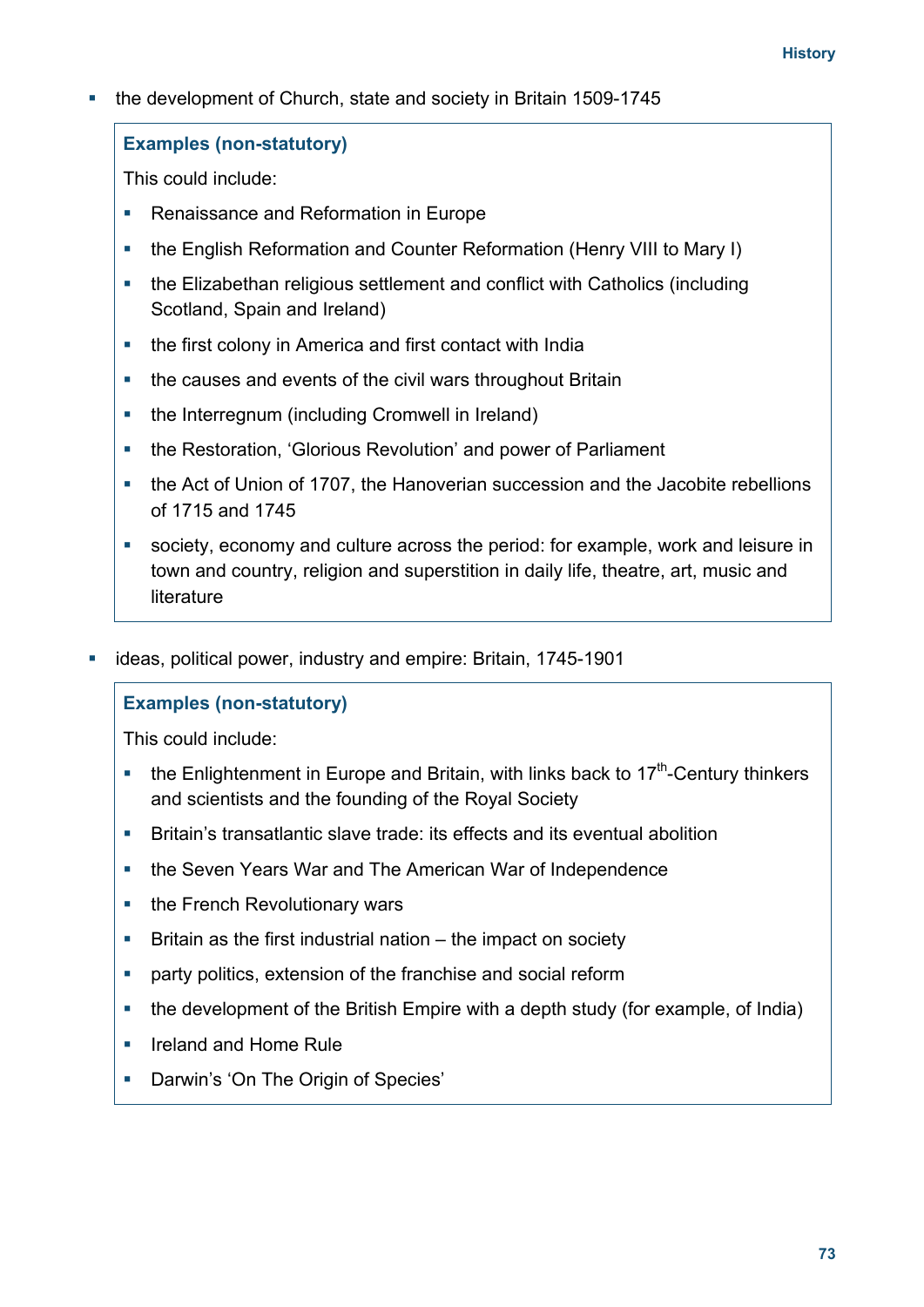- the development of Church, state and society in Britain 1509-1745

**Examples (non-statutory)**

This could include:

- Renaissance and Reformation in Europe
- the English Reformation and Counter Reformation (Henry VIII to Mary I)
- the Elizabethan religious settlement and conflict with Catholics (including Scotland, Spain and Ireland)
- the first colony in America and first contact with India
- the causes and events of the civil wars throughout Britain
- the Interregnum (including Cromwell in Ireland)
- the Restoration, 'Glorious Revolution' and power of Parliament
- the Act of Union of 1707, the Hanoverian succession and the Jacobite rebellions of 1715 and 1745
- society, economy and culture across the period: for example, work and leisure in town and country, religion and superstition in daily life, theatre, art, music and literature

- ideas, political power, industry and empire: Britain, 1745-1901

**Examples (non-statutory)**

This could include:

- the Enlightenment in Europe and Britain, with links back to 17th-Century thinkers and scientists and the founding of the Royal Society
- Britain's transatlantic slave trade: its effects and its eventual abolition
- the Seven Years War and The American War of Independence
- the French Revolutionary wars
- Britain as the first industrial nation – the impact on society
- party politics, extension of the franchise and social reform
- the development of the British Empire with a depth study (for example, of India)
- Ireland and Home Rule
- Darwin's 'On The Origin of Species'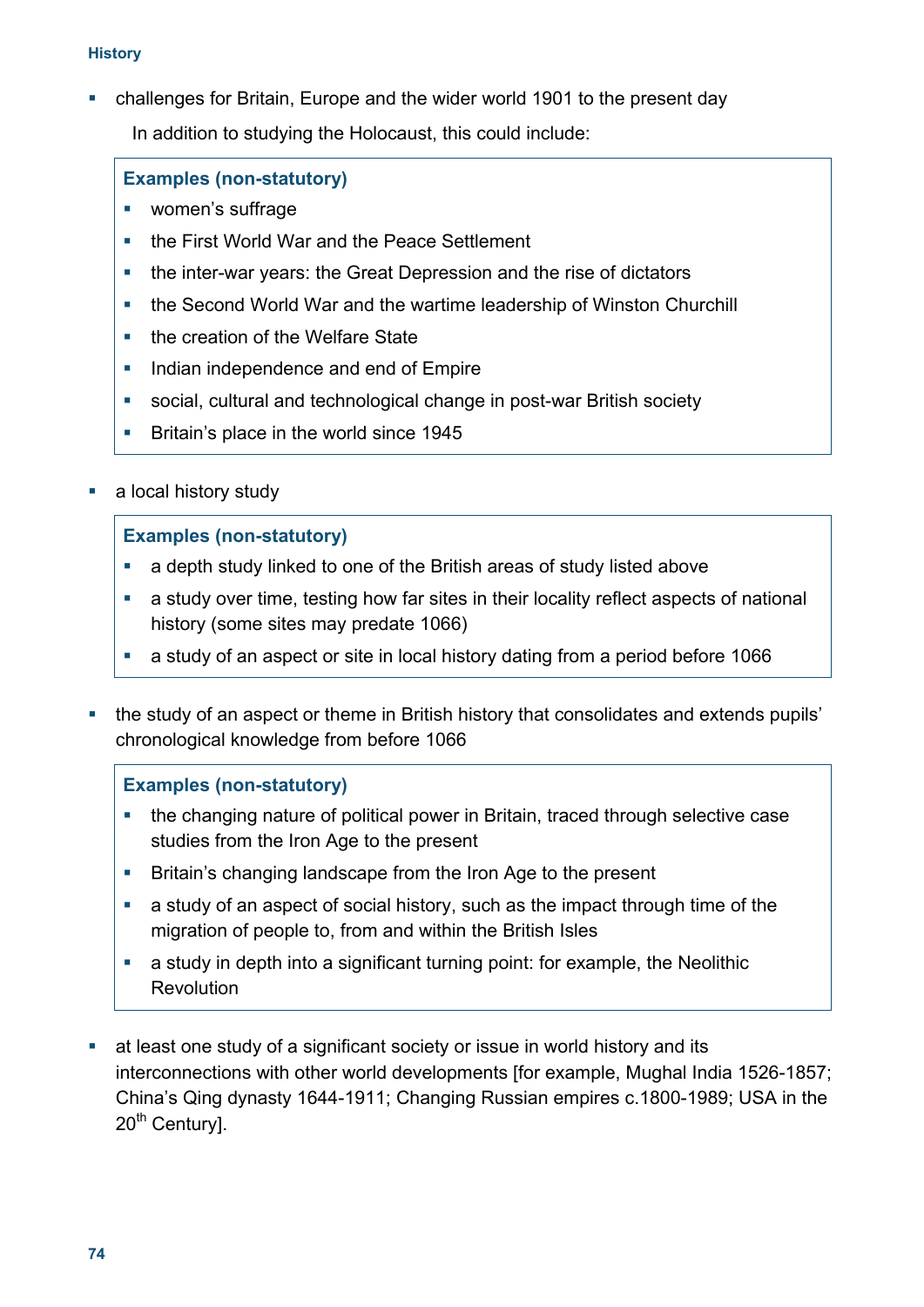- challenges for Britain, Europe and the wider world 1901 to the present day

  In addition to studying the Holocaust, this could include:

  **Examples (non-statutory)**

  - women's suffrage
  - the First World War and the Peace Settlement
  - the inter-war years: the Great Depression and the rise of dictators
  - the Second World War and the wartime leadership of Winston Churchill
  - the creation of the Welfare State
  - Indian independence and end of Empire
  - social, cultural and technological change in post-war British society
  - Britain's place in the world since 1945

- a local history study

  **Examples (non-statutory)**

  - a depth study linked to one of the British areas of study listed above
  - a study over time, testing how far sites in their locality reflect aspects of national history (some sites may predate 1066)
  - a study of an aspect or site in local history dating from a period before 1066

- the study of an aspect or theme in British history that consolidates and extends pupils' chronological knowledge from before 1066

  **Examples (non-statutory)**

  - the changing nature of political power in Britain, traced through selective case studies from the Iron Age to the present
  - Britain's changing landscape from the Iron Age to the present
  - a study of an aspect of social history, such as the impact through time of the migration of people to, from and within the British Isles
  - a study in depth into a significant turning point: for example, the Neolithic Revolution

- at least one study of a significant society or issue in world history and its interconnections with other world developments [for example, Mughal India 1526-1857; China's Qing dynasty 1644-1911; Changing Russian empires c.1800-1989; USA in the 20th Century].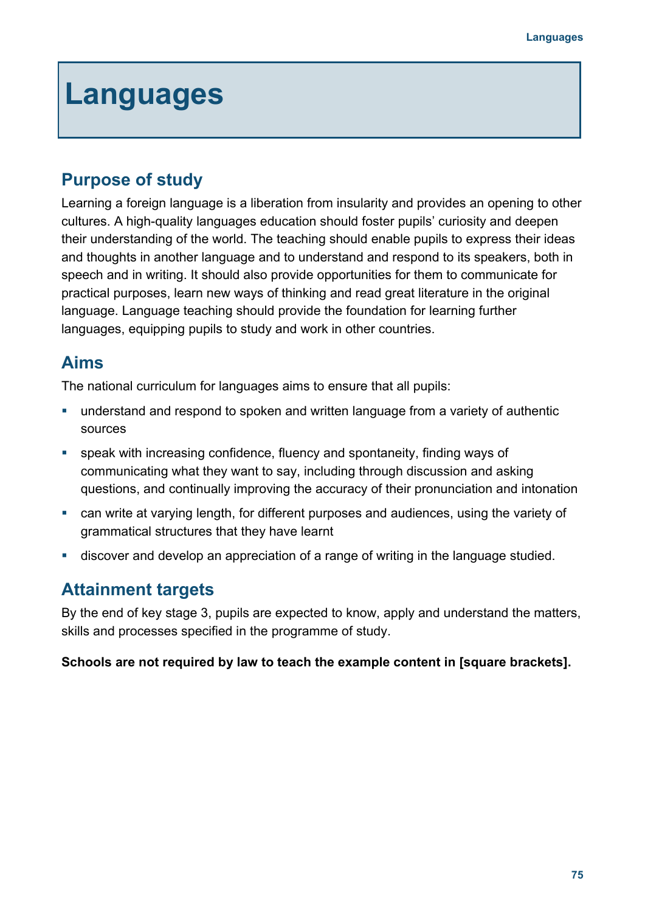# Languages

## Purpose of study

Learning a foreign language is a liberation from insularity and provides an opening to other cultures. A high-quality languages education should foster pupils' curiosity and deepen their understanding of the world. The teaching should enable pupils to express their ideas and thoughts in another language and to understand and respond to its speakers, both in speech and in writing. It should also provide opportunities for them to communicate for practical purposes, learn new ways of thinking and read great literature in the original language. Language teaching should provide the foundation for learning further languages, equipping pupils to study and work in other countries.

## Aims

The national curriculum for languages aims to ensure that all pupils:

- understand and respond to spoken and written language from a variety of authentic sources
- speak with increasing confidence, fluency and spontaneity, finding ways of communicating what they want to say, including through discussion and asking questions, and continually improving the accuracy of their pronunciation and intonation
- can write at varying length, for different purposes and audiences, using the variety of grammatical structures that they have learnt
- discover and develop an appreciation of a range of writing in the language studied.

## Attainment targets

By the end of key stage 3, pupils are expected to know, apply and understand the matters, skills and processes specified in the programme of study.

**Schools are not required by law to teach the example content in [square brackets].**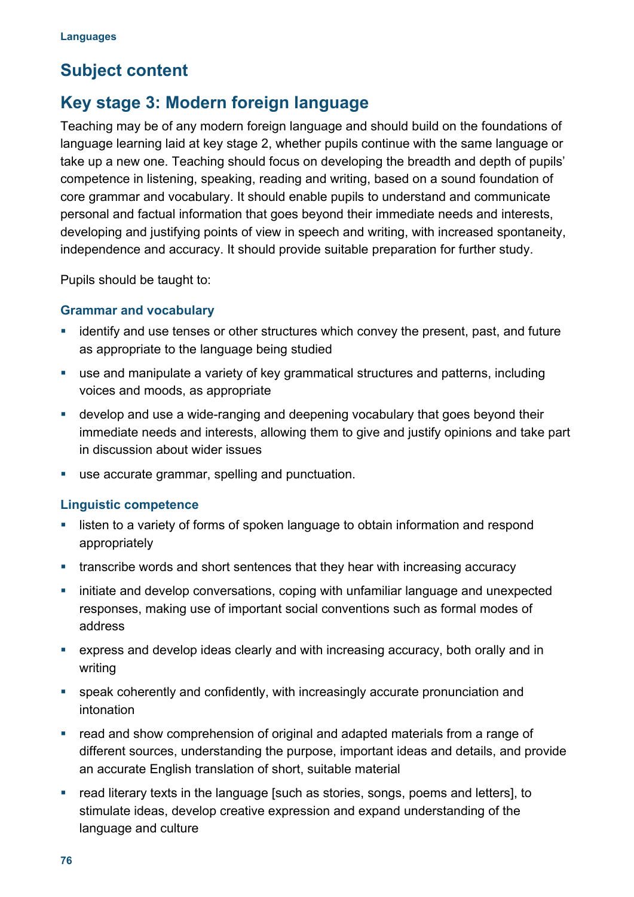## Subject content

## Key stage 3: Modern foreign language

Teaching may be of any modern foreign language and should build on the foundations of language learning laid at key stage 2, whether pupils continue with the same language or take up a new one. Teaching should focus on developing the breadth and depth of pupils' competence in listening, speaking, reading and writing, based on a sound foundation of core grammar and vocabulary. It should enable pupils to understand and communicate personal and factual information that goes beyond their immediate needs and interests, developing and justifying points of view in speech and writing, with increased spontaneity, independence and accuracy. It should provide suitable preparation for further study.

Pupils should be taught to:

### Grammar and vocabulary

- identify and use tenses or other structures which convey the present, past, and future as appropriate to the language being studied
- use and manipulate a variety of key grammatical structures and patterns, including voices and moods, as appropriate
- develop and use a wide-ranging and deepening vocabulary that goes beyond their immediate needs and interests, allowing them to give and justify opinions and take part in discussion about wider issues
- use accurate grammar, spelling and punctuation.

### Linguistic competence

- listen to a variety of forms of spoken language to obtain information and respond appropriately
- transcribe words and short sentences that they hear with increasing accuracy
- initiate and develop conversations, coping with unfamiliar language and unexpected responses, making use of important social conventions such as formal modes of address
- express and develop ideas clearly and with increasing accuracy, both orally and in writing
- speak coherently and confidently, with increasingly accurate pronunciation and intonation
- read and show comprehension of original and adapted materials from a range of different sources, understanding the purpose, important ideas and details, and provide an accurate English translation of short, suitable material
- read literary texts in the language [such as stories, songs, poems and letters], to stimulate ideas, develop creative expression and expand understanding of the language and culture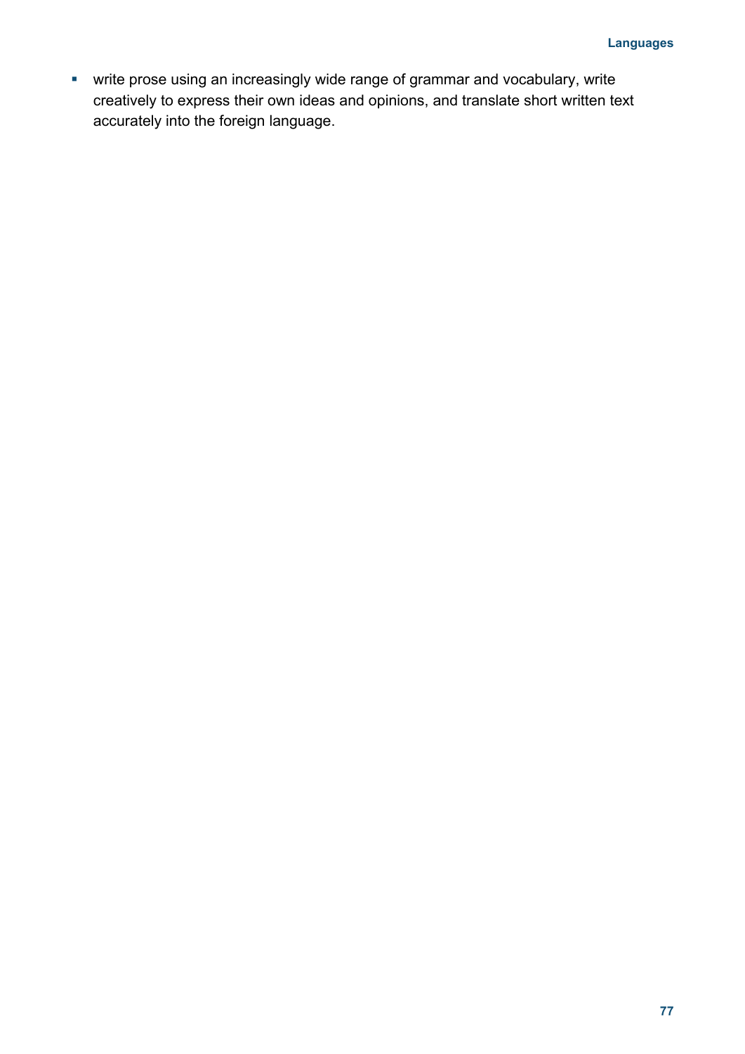- write prose using an increasingly wide range of grammar and vocabulary, write creatively to express their own ideas and opinions, and translate short written text accurately into the foreign language.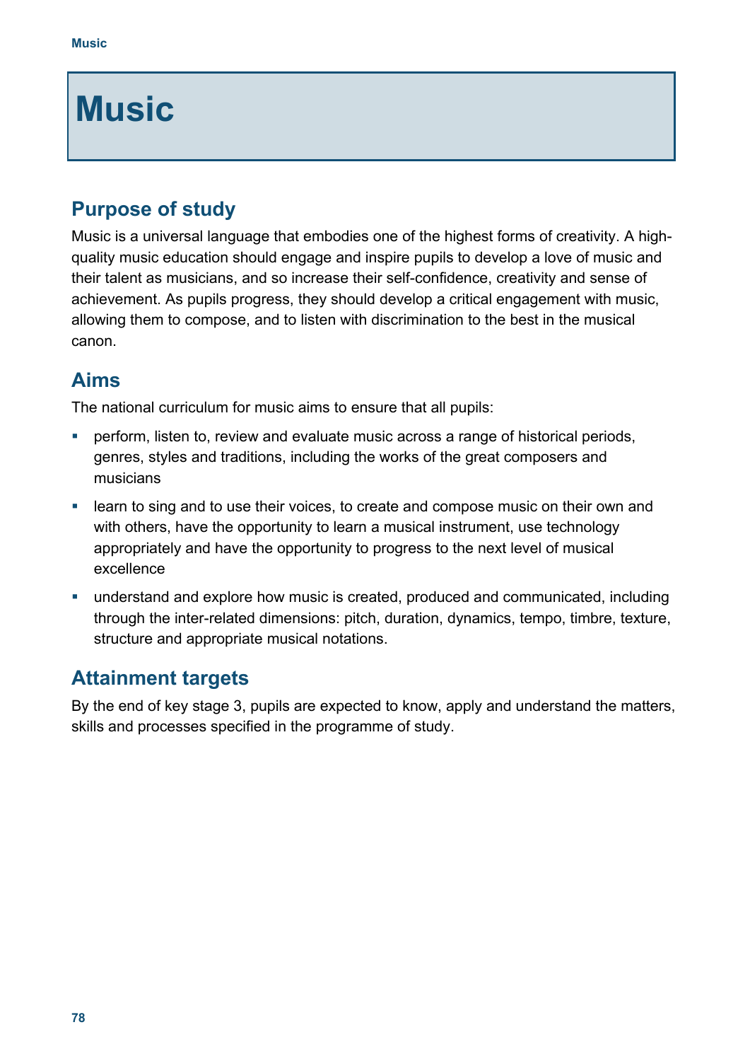# Music

## Purpose of study

Music is a universal language that embodies one of the highest forms of creativity. A high-quality music education should engage and inspire pupils to develop a love of music and their talent as musicians, and so increase their self-confidence, creativity and sense of achievement. As pupils progress, they should develop a critical engagement with music, allowing them to compose, and to listen with discrimination to the best in the musical canon.

## Aims

The national curriculum for music aims to ensure that all pupils:

- perform, listen to, review and evaluate music across a range of historical periods, genres, styles and traditions, including the works of the great composers and musicians
- learn to sing and to use their voices, to create and compose music on their own and with others, have the opportunity to learn a musical instrument, use technology appropriately and have the opportunity to progress to the next level of musical excellence
- understand and explore how music is created, produced and communicated, including through the inter-related dimensions: pitch, duration, dynamics, tempo, timbre, texture, structure and appropriate musical notations.

## Attainment targets

By the end of key stage 3, pupils are expected to know, apply and understand the matters, skills and processes specified in the programme of study.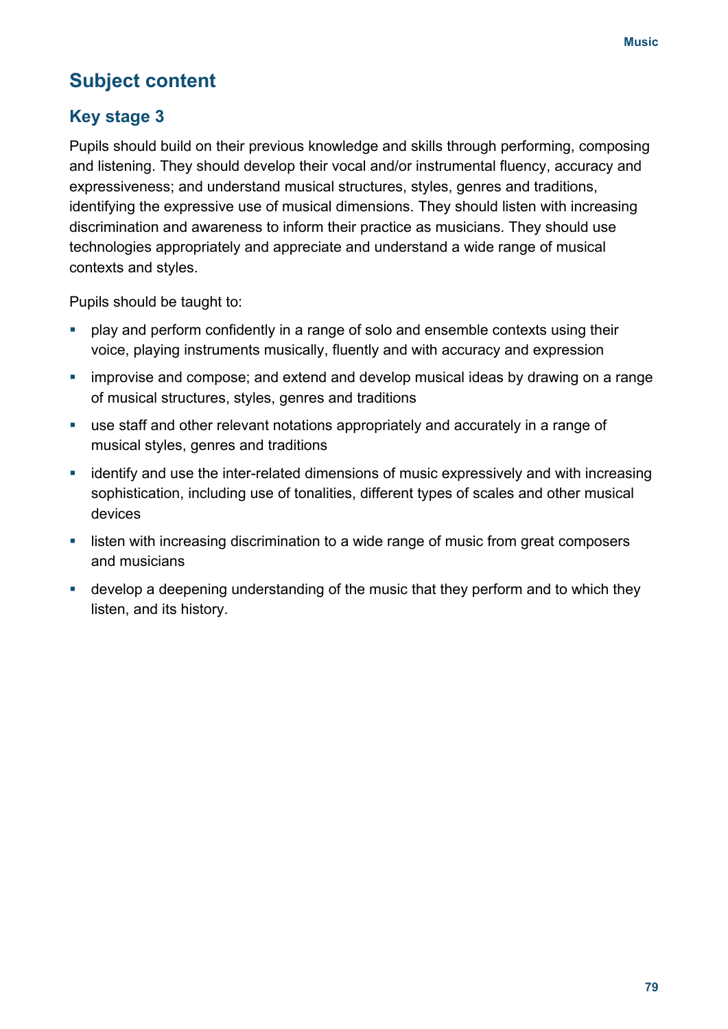## Subject content

### Key stage 3

Pupils should build on their previous knowledge and skills through performing, composing and listening. They should develop their vocal and/or instrumental fluency, accuracy and expressiveness; and understand musical structures, styles, genres and traditions, identifying the expressive use of musical dimensions. They should listen with increasing discrimination and awareness to inform their practice as musicians. They should use technologies appropriately and appreciate and understand a wide range of musical contexts and styles.

Pupils should be taught to:

- play and perform confidently in a range of solo and ensemble contexts using their voice, playing instruments musically, fluently and with accuracy and expression
- improvise and compose; and extend and develop musical ideas by drawing on a range of musical structures, styles, genres and traditions
- use staff and other relevant notations appropriately and accurately in a range of musical styles, genres and traditions
- identify and use the inter-related dimensions of music expressively and with increasing sophistication, including use of tonalities, different types of scales and other musical devices
- listen with increasing discrimination to a wide range of music from great composers and musicians
- develop a deepening understanding of the music that they perform and to which they listen, and its history.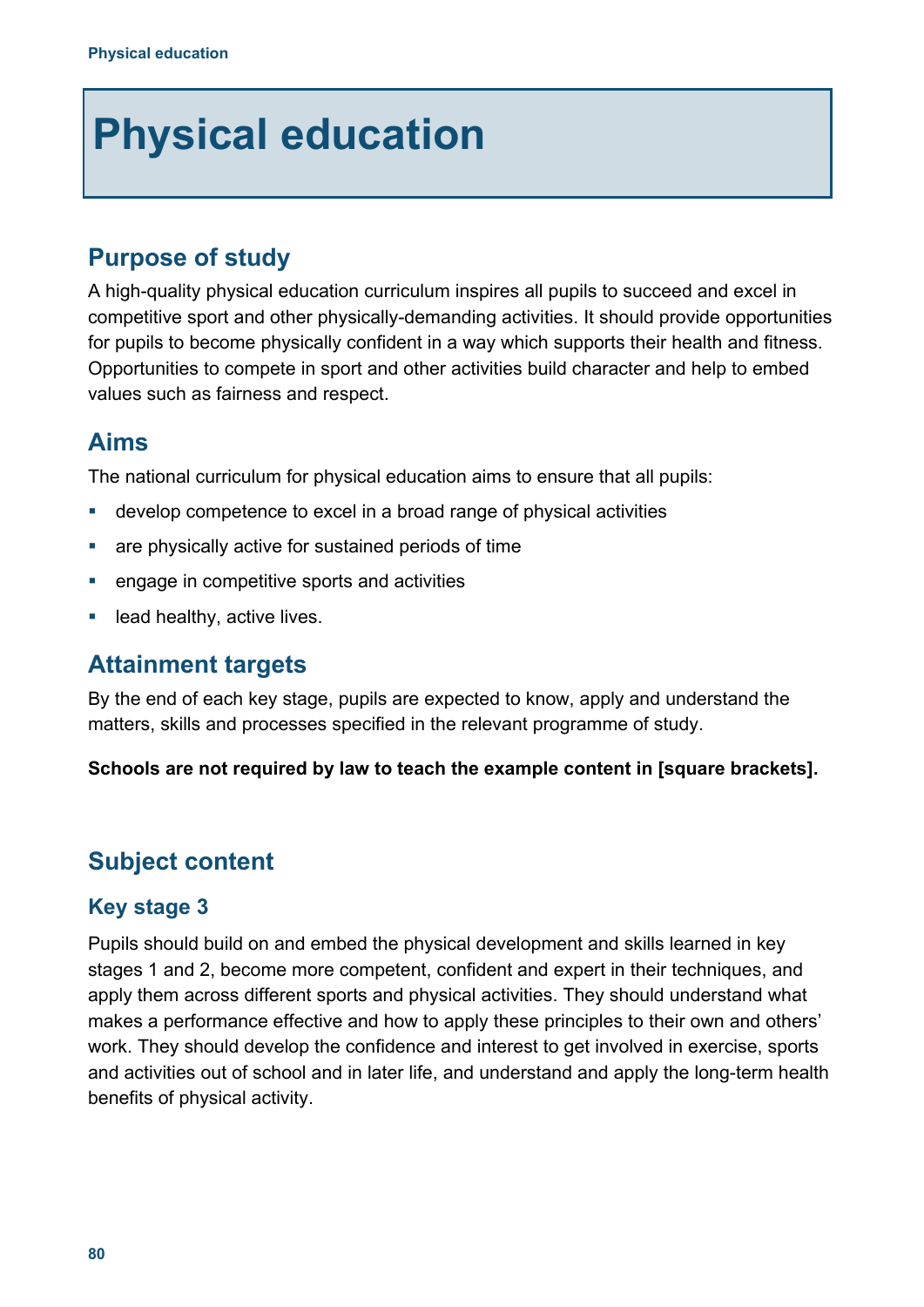# Physical education

## Purpose of study

A high-quality physical education curriculum inspires all pupils to succeed and excel in competitive sport and other physically-demanding activities. It should provide opportunities for pupils to become physically confident in a way which supports their health and fitness. Opportunities to compete in sport and other activities build character and help to embed values such as fairness and respect.

## Aims

The national curriculum for physical education aims to ensure that all pupils:

- develop competence to excel in a broad range of physical activities
- are physically active for sustained periods of time
- engage in competitive sports and activities
- lead healthy, active lives.

## Attainment targets

By the end of each key stage, pupils are expected to know, apply and understand the matters, skills and processes specified in the relevant programme of study.

**Schools are not required by law to teach the example content in [square brackets].**

## Subject content

### Key stage 3

Pupils should build on and embed the physical development and skills learned in key stages 1 and 2, become more competent, confident and expert in their techniques, and apply them across different sports and physical activities. They should understand what makes a performance effective and how to apply these principles to their own and others' work. They should develop the confidence and interest to get involved in exercise, sports and activities out of school and in later life, and understand and apply the long-term health benefits of physical activity.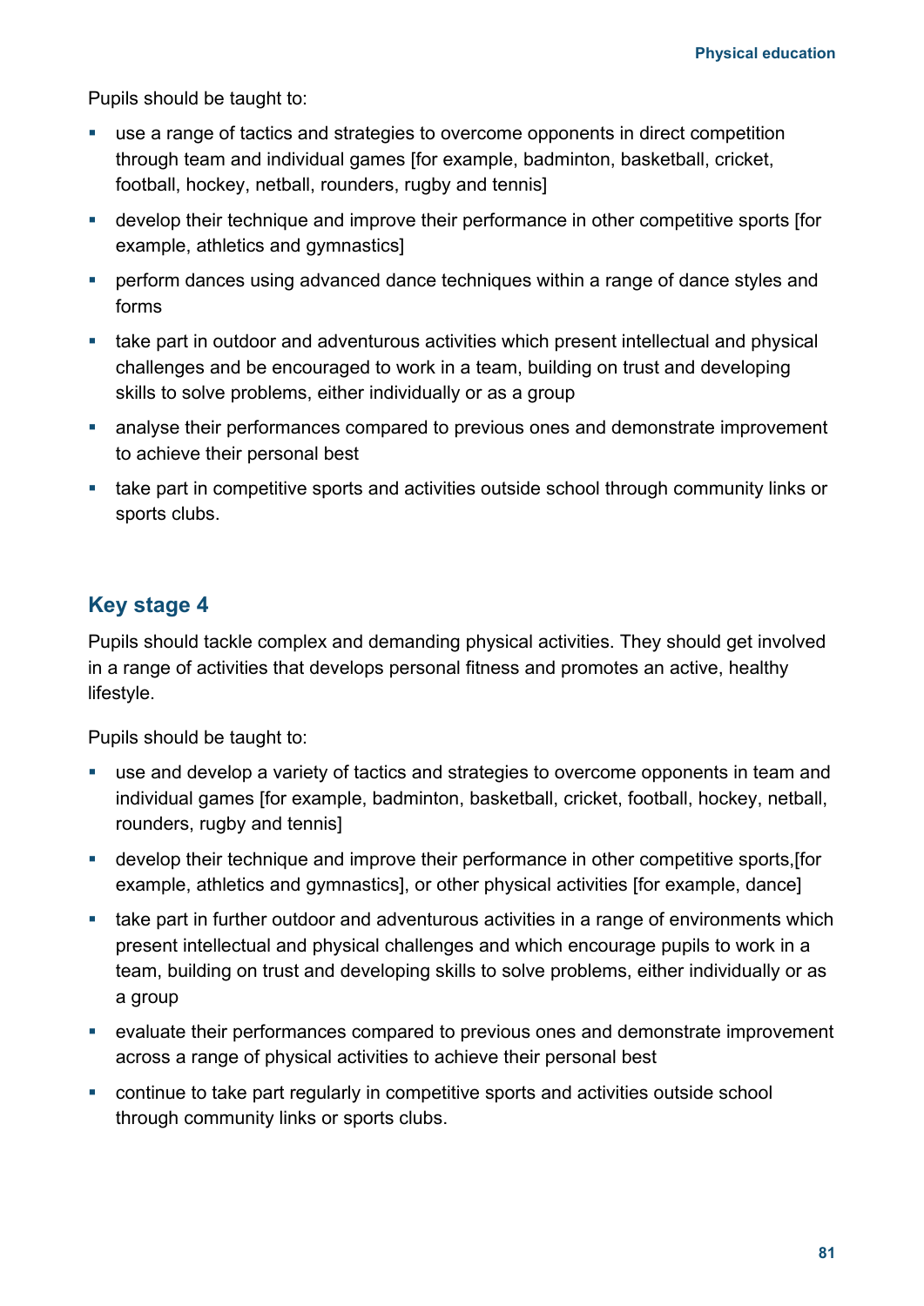Pupils should be taught to:

- use a range of tactics and strategies to overcome opponents in direct competition through team and individual games [for example, badminton, basketball, cricket, football, hockey, netball, rounders, rugby and tennis]
- develop their technique and improve their performance in other competitive sports [for example, athletics and gymnastics]
- perform dances using advanced dance techniques within a range of dance styles and forms
- take part in outdoor and adventurous activities which present intellectual and physical challenges and be encouraged to work in a team, building on trust and developing skills to solve problems, either individually or as a group
- analyse their performances compared to previous ones and demonstrate improvement to achieve their personal best
- take part in competitive sports and activities outside school through community links or sports clubs.

## Key stage 4

Pupils should tackle complex and demanding physical activities. They should get involved in a range of activities that develops personal fitness and promotes an active, healthy lifestyle.

Pupils should be taught to:

- use and develop a variety of tactics and strategies to overcome opponents in team and individual games [for example, badminton, basketball, cricket, football, hockey, netball, rounders, rugby and tennis]
- develop their technique and improve their performance in other competitive sports,[for example, athletics and gymnastics], or other physical activities [for example, dance]
- take part in further outdoor and adventurous activities in a range of environments which present intellectual and physical challenges and which encourage pupils to work in a team, building on trust and developing skills to solve problems, either individually or as a group
- evaluate their performances compared to previous ones and demonstrate improvement across a range of physical activities to achieve their personal best
- continue to take part regularly in competitive sports and activities outside school through community links or sports clubs.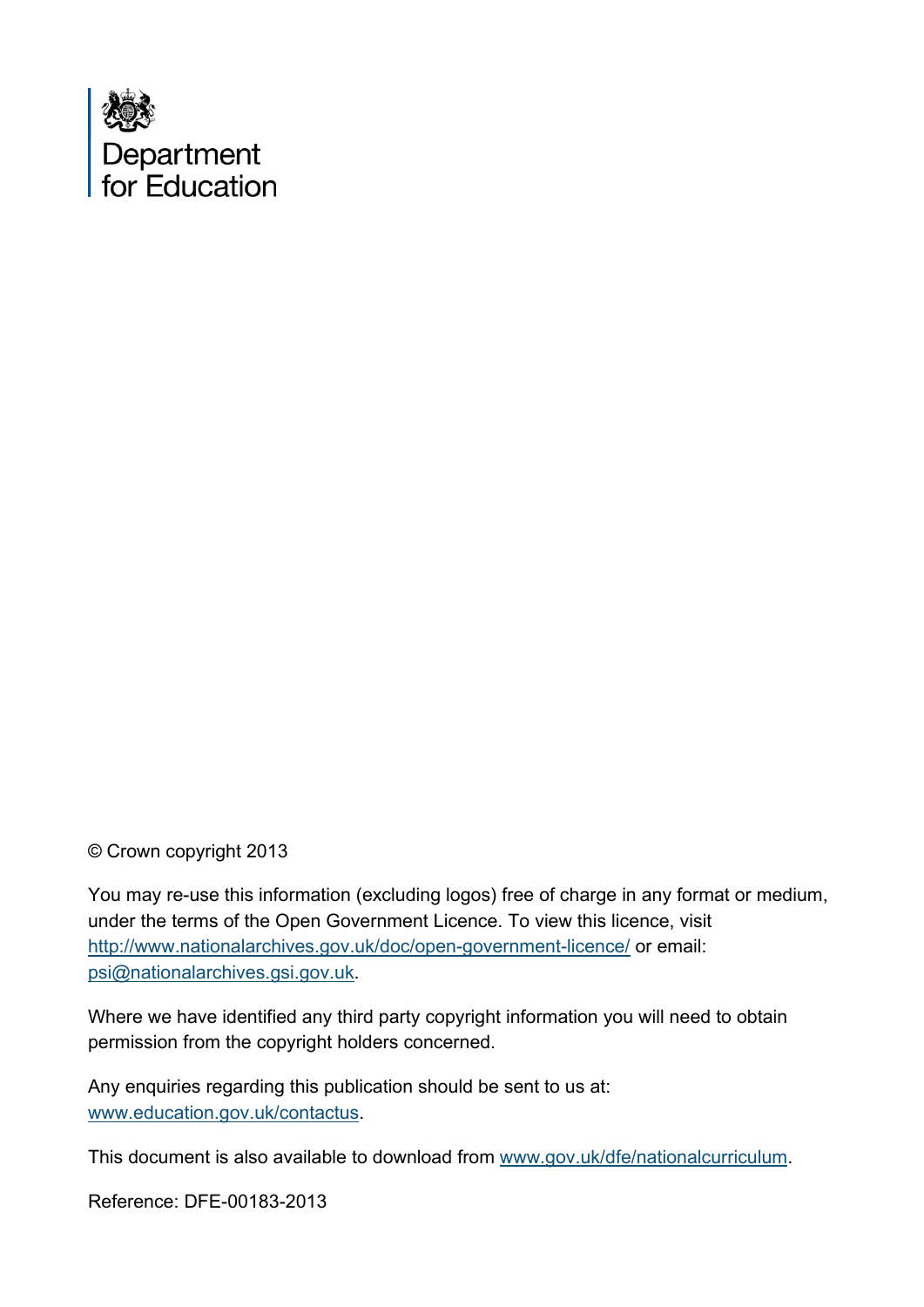Department for Education

© Crown copyright 2013

You may re-use this information (excluding logos) free of charge in any format or medium, under the terms of the Open Government Licence. To view this licence, visit http://www.nationalarchives.gov.uk/doc/open-government-licence/ or email: psi@nationalarchives.gsi.gov.uk.

Where we have identified any third party copyright information you will need to obtain permission from the copyright holders concerned.

Any enquiries regarding this publication should be sent to us at: www.education.gov.uk/contactus.

This document is also available to download from www.gov.uk/dfe/nationalcurriculum.

Reference: DFE-00183-2013